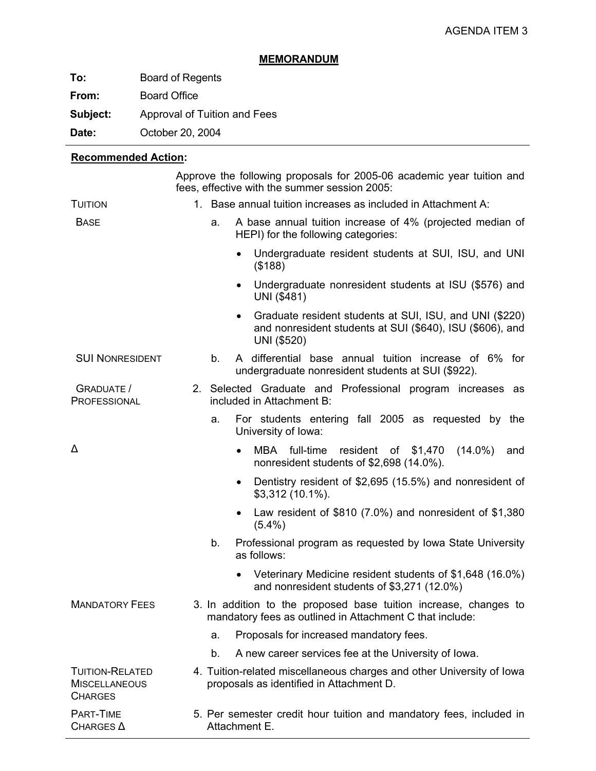AGENDA ITEM 3

**MEMORANDUM**

**To:** Board of Regents

**From:** Board Office

**Subject:** Approval of Tuition and Fees

**Date:** October 20, 2004

**Recommended Action:**

Approve the following proposals for 2005-06 academic year tuition and fees, effective with the summer session 2005:

TUITION

1. Base annual tuition increases as included in Attachment A:

BASE

   a. A base annual tuition increase of 4% (projected median of HEPI) for the following categories:

      - Undergraduate resident students at SUI, ISU, and UNI ($188)
      - Undergraduate nonresident students at ISU ($576) and UNI ($481)
      - Graduate resident students at SUI, ISU, and UNI ($220) and nonresident students at SUI ($640), ISU ($606), and UNI ($520)

SUI NONRESIDENT

   b. A differential base annual tuition increase of 6% for undergraduate nonresident students at SUI ($922).

GRADUATE / PROFESSIONAL

2. Selected Graduate and Professional program increases as included in Attachment B:

   a. For students entering fall 2005 as requested by the University of Iowa:

Δ

      - MBA full-time resident of $1,470 (14.0%) and nonresident students of $2,698 (14.0%).
      - Dentistry resident of $2,695 (15.5%) and nonresident of $3,312 (10.1%).
      - Law resident of $810 (7.0%) and nonresident of $1,380 (5.4%)

   b. Professional program as requested by Iowa State University as follows:

      - Veterinary Medicine resident students of $1,648 (16.0%) and nonresident students of $3,271 (12.0%)

MANDATORY FEES

3. In addition to the proposed base tuition increase, changes to mandatory fees as outlined in Attachment C that include:

   a. Proposals for increased mandatory fees.

   b. A new career services fee at the University of Iowa.

TUITION-RELATED MISCELLANEOUS CHARGES

4. Tuition-related miscellaneous charges and other University of Iowa proposals as identified in Attachment D.

PART-TIME CHARGES Δ

5. Per semester credit hour tuition and mandatory fees, included in Attachment E.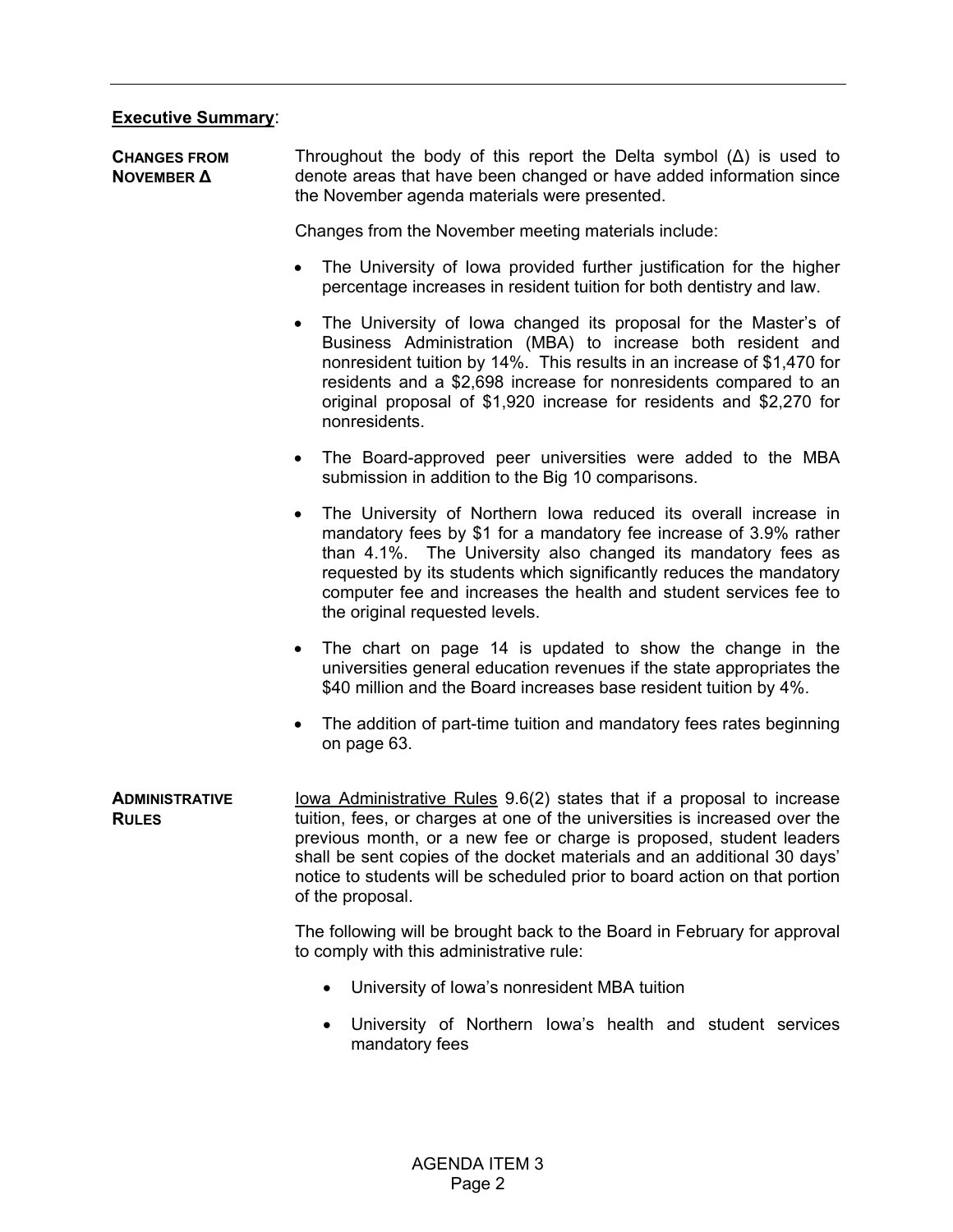**Executive Summary**:

**CHANGES FROM NOVEMBER Δ**

Throughout the body of this report the Delta symbol (Δ) is used to denote areas that have been changed or have added information since the November agenda materials were presented.

Changes from the November meeting materials include:

- The University of Iowa provided further justification for the higher percentage increases in resident tuition for both dentistry and law.
- The University of Iowa changed its proposal for the Master's of Business Administration (MBA) to increase both resident and nonresident tuition by 14%. This results in an increase of $1,470 for residents and a $2,698 increase for nonresidents compared to an original proposal of $1,920 increase for residents and $2,270 for nonresidents.
- The Board-approved peer universities were added to the MBA submission in addition to the Big 10 comparisons.
- The University of Northern Iowa reduced its overall increase in mandatory fees by $1 for a mandatory fee increase of 3.9% rather than 4.1%. The University also changed its mandatory fees as requested by its students which significantly reduces the mandatory computer fee and increases the health and student services fee to the original requested levels.
- The chart on page 14 is updated to show the change in the universities general education revenues if the state appropriates the $40 million and the Board increases base resident tuition by 4%.
- The addition of part-time tuition and mandatory fees rates beginning on page 63.

**ADMINISTRATIVE RULES**

Iowa Administrative Rules 9.6(2) states that if a proposal to increase tuition, fees, or charges at one of the universities is increased over the previous month, or a new fee or charge is proposed, student leaders shall be sent copies of the docket materials and an additional 30 days' notice to students will be scheduled prior to board action on that portion of the proposal.

The following will be brought back to the Board in February for approval to comply with this administrative rule:

- University of Iowa's nonresident MBA tuition
- University of Northern Iowa's health and student services mandatory fees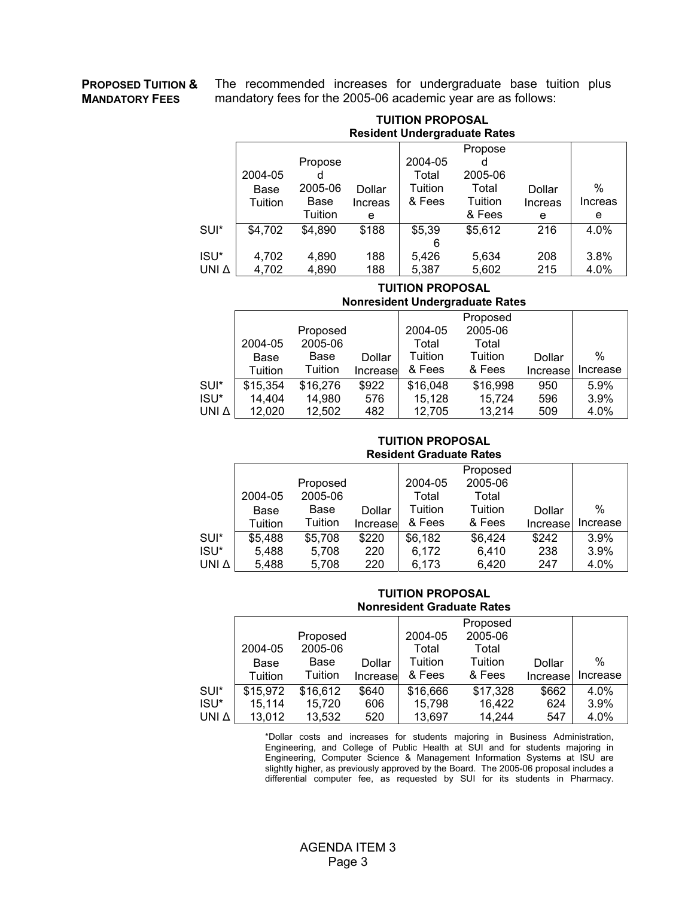**PROPOSED TUITION & MANDATORY FEES**

The recommended increases for undergraduate base tuition plus mandatory fees for the 2005-06 academic year are as follows:

**TUITION PROPOSAL**
**Resident Undergraduate Rates**

| | 2004-05 Base Tuition | Proposed 2005-06 Base Tuition | Dollar Increase | 2004-05 Total Tuition & Fees | Proposed 2005-06 Total Tuition & Fees | Dollar Increase | % Increase |
|---|---|---|---|---|---|---|---|
| SUI* | $4,702 | $4,890 | $188 | $5,396 | $5,612 | 216 | 4.0% |
| ISU* | 4,702 | 4,890 | 188 | 5,426 | 5,634 | 208 | 3.8% |
| UNI Δ | 4,702 | 4,890 | 188 | 5,387 | 5,602 | 215 | 4.0% |

**TUITION PROPOSAL**
**Nonresident Undergraduate Rates**

| | 2004-05 Base Tuition | Proposed 2005-06 Base Tuition | Dollar Increase | 2004-05 Total Tuition & Fees | Proposed 2005-06 Total Tuition & Fees | Dollar Increase | % Increase |
|---|---|---|---|---|---|---|---|
| SUI* | $15,354 | $16,276 | $922 | $16,048 | $16,998 | 950 | 5.9% |
| ISU* | 14,404 | 14,980 | 576 | 15,128 | 15,724 | 596 | 3.9% |
| UNI Δ | 12,020 | 12,502 | 482 | 12,705 | 13,214 | 509 | 4.0% |

**TUITION PROPOSAL**
**Resident Graduate Rates**

| | 2004-05 Base Tuition | Proposed 2005-06 Base Tuition | Dollar Increase | 2004-05 Total Tuition & Fees | Proposed 2005-06 Total Tuition & Fees | Dollar Increase | % Increase |
|---|---|---|---|---|---|---|---|
| SUI* | $5,488 | $5,708 | $220 | $6,182 | $6,424 | $242 | 3.9% |
| ISU* | 5,488 | 5,708 | 220 | 6,172 | 6,410 | 238 | 3.9% |
| UNI Δ | 5,488 | 5,708 | 220 | 6,173 | 6,420 | 247 | 4.0% |

**TUITION PROPOSAL**
**Nonresident Graduate Rates**

| | 2004-05 Base Tuition | Proposed 2005-06 Base Tuition | Dollar Increase | 2004-05 Total Tuition & Fees | Proposed 2005-06 Total Tuition & Fees | Dollar Increase | % Increase |
|---|---|---|---|---|---|---|---|
| SUI* | $15,972 | $16,612 | $640 | $16,666 | $17,328 | $662 | 4.0% |
| ISU* | 15,114 | 15,720 | 606 | 15,798 | 16,422 | 624 | 3.9% |
| UNI Δ | 13,012 | 13,532 | 520 | 13,697 | 14,244 | 547 | 4.0% |

*Dollar costs and increases for students majoring in Business Administration, Engineering, and College of Public Health at SUI and for students majoring in Engineering, Computer Science & Management Information Systems at ISU are slightly higher, as previously approved by the Board. The 2005-06 proposal includes a differential computer fee, as requested by SUI for its students in Pharmacy.

AGENDA ITEM 3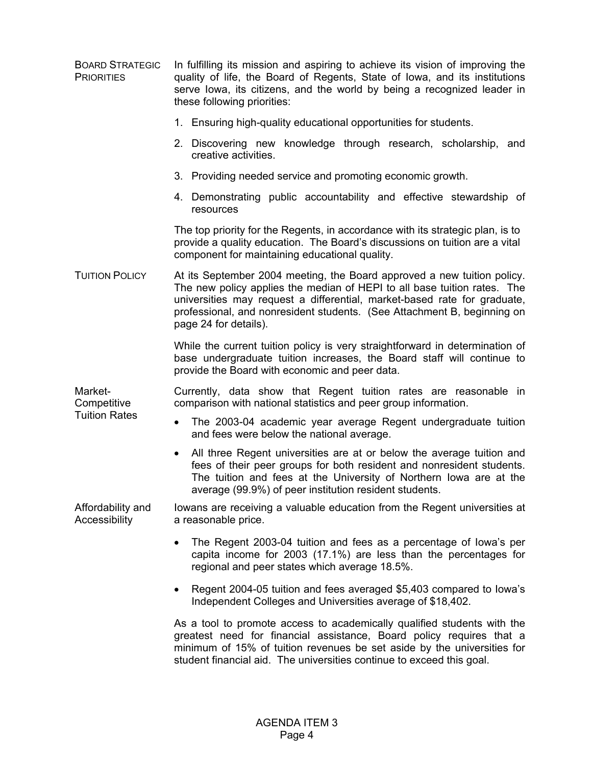## BOARD STRATEGIC PRIORITIES

In fulfilling its mission and aspiring to achieve its vision of improving the quality of life, the Board of Regents, State of Iowa, and its institutions serve Iowa, its citizens, and the world by being a recognized leader in these following priorities:

1. Ensuring high-quality educational opportunities for students.
2. Discovering new knowledge through research, scholarship, and creative activities.
3. Providing needed service and promoting economic growth.
4. Demonstrating public accountability and effective stewardship of resources

The top priority for the Regents, in accordance with its strategic plan, is to provide a quality education. The Board's discussions on tuition are a vital component for maintaining educational quality.

## TUITION POLICY

At its September 2004 meeting, the Board approved a new tuition policy. The new policy applies the median of HEPI to all base tuition rates. The universities may request a differential, market-based rate for graduate, professional, and nonresident students. (See Attachment B, beginning on page 24 for details).

While the current tuition policy is very straightforward in determination of base undergraduate tuition increases, the Board staff will continue to provide the Board with economic and peer data.

### Market-Competitive Tuition Rates

Currently, data show that Regent tuition rates are reasonable in comparison with national statistics and peer group information.

- The 2003-04 academic year average Regent undergraduate tuition and fees were below the national average.
- All three Regent universities are at or below the average tuition and fees of their peer groups for both resident and nonresident students. The tuition and fees at the University of Northern Iowa are at the average (99.9%) of peer institution resident students.

### Affordability and Accessibility

Iowans are receiving a valuable education from the Regent universities at a reasonable price.

- The Regent 2003-04 tuition and fees as a percentage of Iowa's per capita income for 2003 (17.1%) are less than the percentages for regional and peer states which average 18.5%.
- Regent 2004-05 tuition and fees averaged $5,403 compared to Iowa's Independent Colleges and Universities average of $18,402.

As a tool to promote access to academically qualified students with the greatest need for financial assistance, Board policy requires that a minimum of 15% of tuition revenues be set aside by the universities for student financial aid. The universities continue to exceed this goal.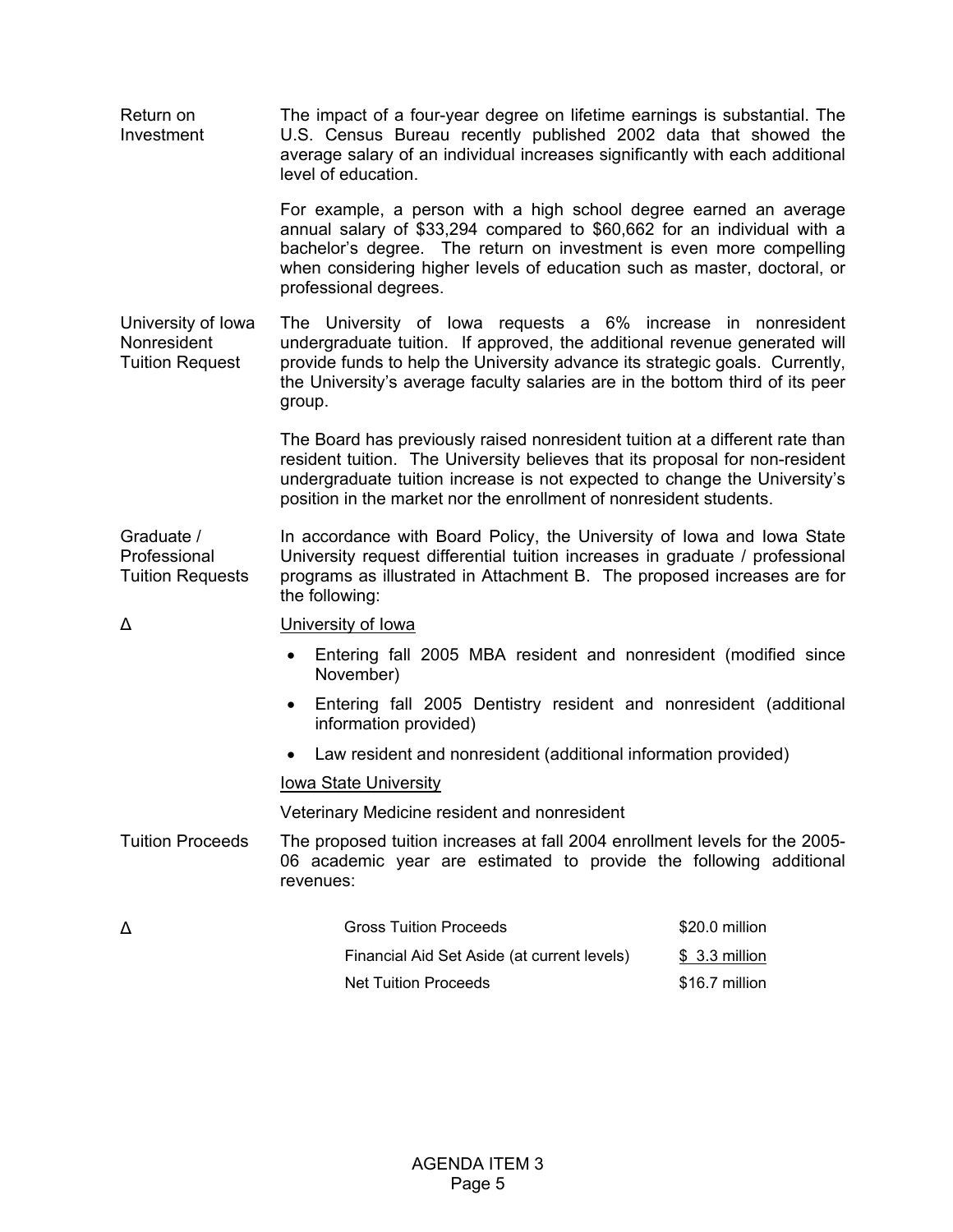**Return on Investment**

The impact of a four-year degree on lifetime earnings is substantial. The U.S. Census Bureau recently published 2002 data that showed the average salary of an individual increases significantly with each additional level of education.

For example, a person with a high school degree earned an average annual salary of $33,294 compared to $60,662 for an individual with a bachelor's degree. The return on investment is even more compelling when considering higher levels of education such as master, doctoral, or professional degrees.

**University of Iowa Nonresident Tuition Request**

The University of Iowa requests a 6% increase in nonresident undergraduate tuition. If approved, the additional revenue generated will provide funds to help the University advance its strategic goals. Currently, the University's average faculty salaries are in the bottom third of its peer group.

The Board has previously raised nonresident tuition at a different rate than resident tuition. The University believes that its proposal for non-resident undergraduate tuition increase is not expected to change the University's position in the market nor the enrollment of nonresident students.

**Graduate / Professional Tuition Requests**

In accordance with Board Policy, the University of Iowa and Iowa State University request differential tuition increases in graduate / professional programs as illustrated in Attachment B. The proposed increases are for the following:

Δ

University of Iowa

- Entering fall 2005 MBA resident and nonresident (modified since November)
- Entering fall 2005 Dentistry resident and nonresident (additional information provided)
- Law resident and nonresident (additional information provided)

Iowa State University

Veterinary Medicine resident and nonresident

**Tuition Proceeds**

The proposed tuition increases at fall 2004 enrollment levels for the 2005-06 academic year are estimated to provide the following additional revenues:

Δ

| | |
|---|---|
| Gross Tuition Proceeds | $20.0 million |
| Financial Aid Set Aside (at current levels) | $ 3.3 million |
| Net Tuition Proceeds | $16.7 million |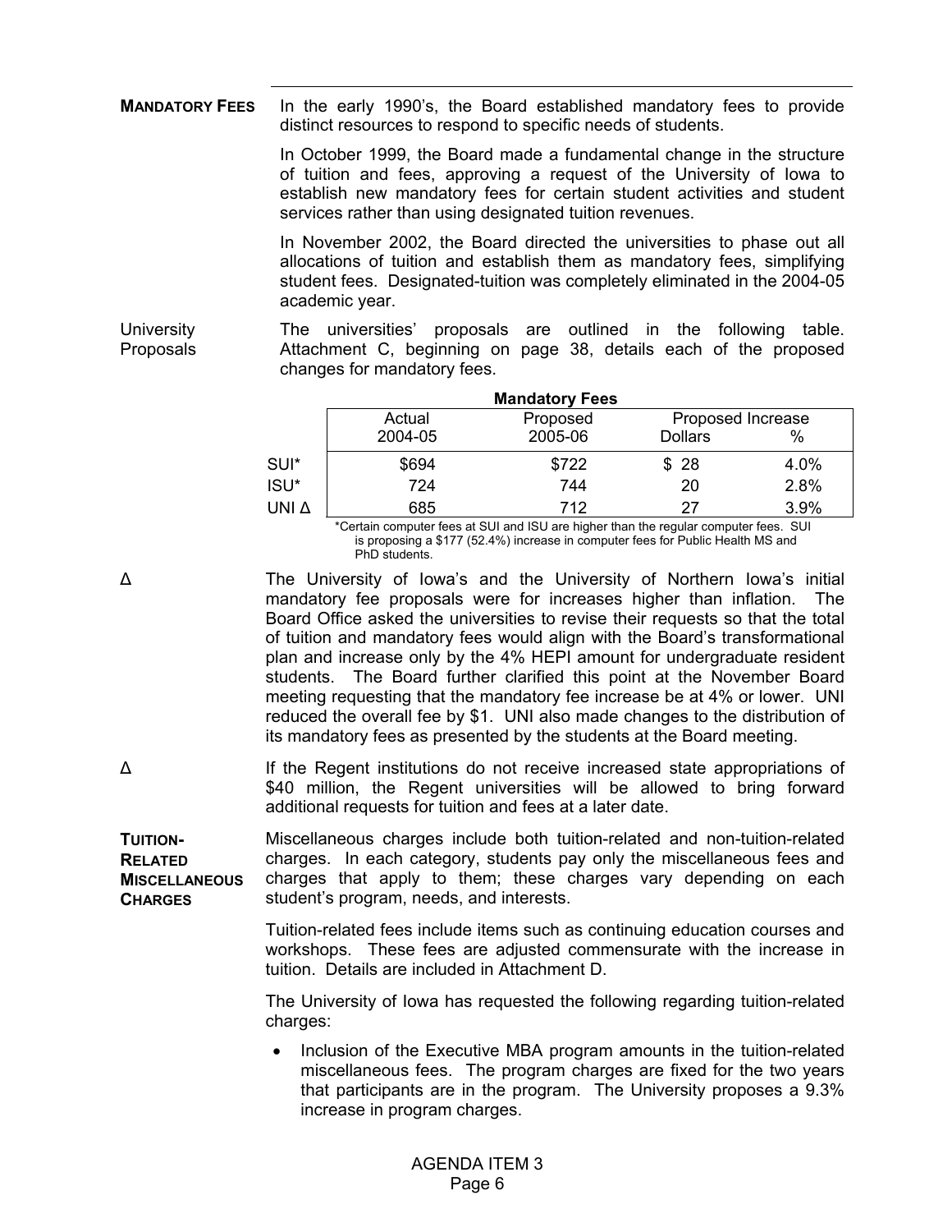**MANDATORY FEES**

In the early 1990's, the Board established mandatory fees to provide distinct resources to respond to specific needs of students.

In October 1999, the Board made a fundamental change in the structure of tuition and fees, approving a request of the University of Iowa to establish new mandatory fees for certain student activities and student services rather than using designated tuition revenues.

In November 2002, the Board directed the universities to phase out all allocations of tuition and establish them as mandatory fees, simplifying student fees. Designated-tuition was completely eliminated in the 2004-05 academic year.

University Proposals

The universities' proposals are outlined in the following table. Attachment C, beginning on page 38, details each of the proposed changes for mandatory fees.

**Mandatory Fees**

| | Actual 2004-05 | Proposed 2005-06 | Proposed Increase Dollars | % |
|---|---|---|---|---|
| SUI* | $694 | $722 | $ 28 | 4.0% |
| ISU* | 724 | 744 | 20 | 2.8% |
| UNI Δ | 685 | 712 | 27 | 3.9% |

*Certain computer fees at SUI and ISU are higher than the regular computer fees. SUI is proposing a $177 (52.4%) increase in computer fees for Public Health MS and PhD students.

Δ The University of Iowa's and the University of Northern Iowa's initial mandatory fee proposals were for increases higher than inflation. The Board Office asked the universities to revise their requests so that the total of tuition and mandatory fees would align with the Board's transformational plan and increase only by the 4% HEPI amount for undergraduate resident students. The Board further clarified this point at the November Board meeting requesting that the mandatory fee increase be at 4% or lower. UNI reduced the overall fee by $1. UNI also made changes to the distribution of its mandatory fees as presented by the students at the Board meeting.

Δ If the Regent institutions do not receive increased state appropriations of $40 million, the Regent universities will be allowed to bring forward additional requests for tuition and fees at a later date.

**TUITION-RELATED MISCELLANEOUS CHARGES**

Miscellaneous charges include both tuition-related and non-tuition-related charges. In each category, students pay only the miscellaneous fees and charges that apply to them; these charges vary depending on each student's program, needs, and interests.

Tuition-related fees include items such as continuing education courses and workshops. These fees are adjusted commensurate with the increase in tuition. Details are included in Attachment D.

The University of Iowa has requested the following regarding tuition-related charges:

- Inclusion of the Executive MBA program amounts in the tuition-related miscellaneous fees. The program charges are fixed for the two years that participants are in the program. The University proposes a 9.3% increase in program charges.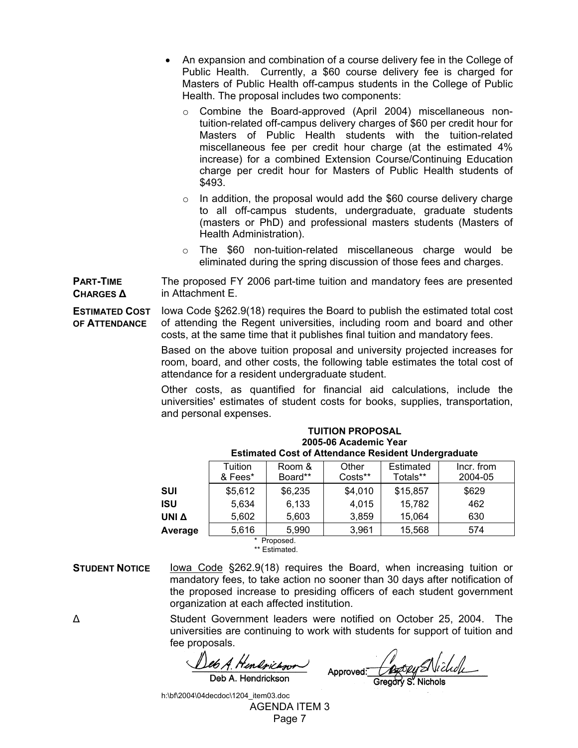- An expansion and combination of a course delivery fee in the College of Public Health. Currently, a $60 course delivery fee is charged for Masters of Public Health off-campus students in the College of Public Health. The proposal includes two components:
  - Combine the Board-approved (April 2004) miscellaneous non-tuition-related off-campus delivery charges of $60 per credit hour for Masters of Public Health students with the tuition-related miscellaneous fee per credit hour charge (at the estimated 4% increase) for a combined Extension Course/Continuing Education charge per credit hour for Masters of Public Health students of $493.
  - In addition, the proposal would add the $60 course delivery charge to all off-campus students, undergraduate, graduate students (masters or PhD) and professional masters students (Masters of Health Administration).
  - The $60 non-tuition-related miscellaneous charge would be eliminated during the spring discussion of those fees and charges.

**PART-TIME CHARGES Δ**

The proposed FY 2006 part-time tuition and mandatory fees are presented in Attachment E.

**ESTIMATED COST OF ATTENDANCE**

Iowa Code §262.9(18) requires the Board to publish the estimated total cost of attending the Regent universities, including room and board and other costs, at the same time that it publishes final tuition and mandatory fees.

Based on the above tuition proposal and university projected increases for room, board, and other costs, the following table estimates the total cost of attendance for a resident undergraduate student.

Other costs, as quantified for financial aid calculations, include the universities' estimates of student costs for books, supplies, transportation, and personal expenses.

**TUITION PROPOSAL**
**2005-06 Academic Year**
**Estimated Cost of Attendance Resident Undergraduate**

| | Tuition & Fees* | Room & Board** | Other Costs** | Estimated Totals** | Incr. from 2004-05 |
|---|---|---|---|---|---|
| **SUI** | $5,612 | $6,235 | $4,010 | $15,857 | $629 |
| **ISU** | 5,634 | 6,133 | 4,015 | 15,782 | 462 |
| **UNI Δ** | 5,602 | 5,603 | 3,859 | 15,064 | 630 |
| **Average** | 5,616 | 5,990 | 3,961 | 15,568 | 574 |

\* Proposed.
\** Estimated.

**STUDENT NOTICE**

Iowa Code §262.9(18) requires the Board, when increasing tuition or mandatory fees, to take action no sooner than 30 days after notification of the proposed increase to presiding officers of each student government organization at each affected institution.

Δ Student Government leaders were notified on October 25, 2004. The universities are continuing to work with students for support of tuition and fee proposals.

Deb A. Hendrickson

Approved: Gregory S. Nichols

h:\bf\2004\04decdoc\1204_item03.doc

AGENDA ITEM 3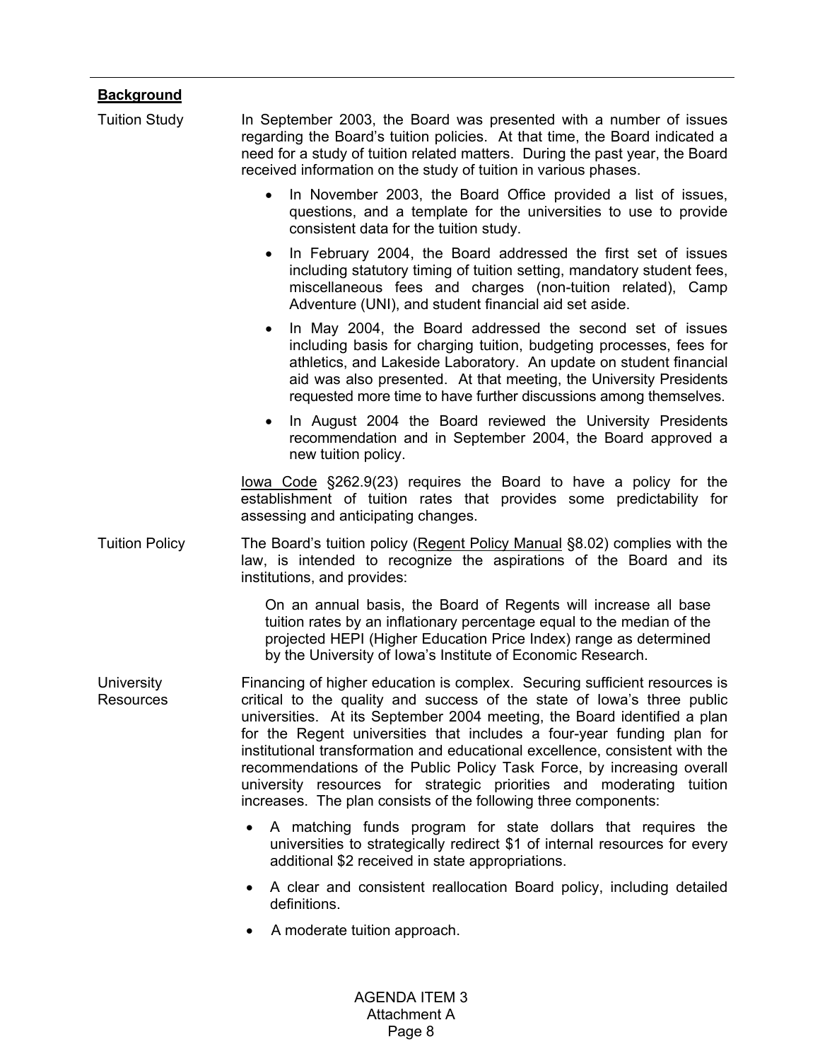**Background**

**Tuition Study**

In September 2003, the Board was presented with a number of issues regarding the Board's tuition policies. At that time, the Board indicated a need for a study of tuition related matters. During the past year, the Board received information on the study of tuition in various phases.

- In November 2003, the Board Office provided a list of issues, questions, and a template for the universities to use to provide consistent data for the tuition study.
- In February 2004, the Board addressed the first set of issues including statutory timing of tuition setting, mandatory student fees, miscellaneous fees and charges (non-tuition related), Camp Adventure (UNI), and student financial aid set aside.
- In May 2004, the Board addressed the second set of issues including basis for charging tuition, budgeting processes, fees for athletics, and Lakeside Laboratory. An update on student financial aid was also presented. At that meeting, the University Presidents requested more time to have further discussions among themselves.
- In August 2004 the Board reviewed the University Presidents recommendation and in September 2004, the Board approved a new tuition policy.

Iowa Code §262.9(23) requires the Board to have a policy for the establishment of tuition rates that provides some predictability for assessing and anticipating changes.

**Tuition Policy**

The Board's tuition policy (Regent Policy Manual §8.02) complies with the law, is intended to recognize the aspirations of the Board and its institutions, and provides:

> On an annual basis, the Board of Regents will increase all base tuition rates by an inflationary percentage equal to the median of the projected HEPI (Higher Education Price Index) range as determined by the University of Iowa's Institute of Economic Research.

**University Resources**

Financing of higher education is complex. Securing sufficient resources is critical to the quality and success of the state of Iowa's three public universities. At its September 2004 meeting, the Board identified a plan for the Regent universities that includes a four-year funding plan for institutional transformation and educational excellence, consistent with the recommendations of the Public Policy Task Force, by increasing overall university resources for strategic priorities and moderating tuition increases. The plan consists of the following three components:

- A matching funds program for state dollars that requires the universities to strategically redirect $1 of internal resources for every additional $2 received in state appropriations.
- A clear and consistent reallocation Board policy, including detailed definitions.
- A moderate tuition approach.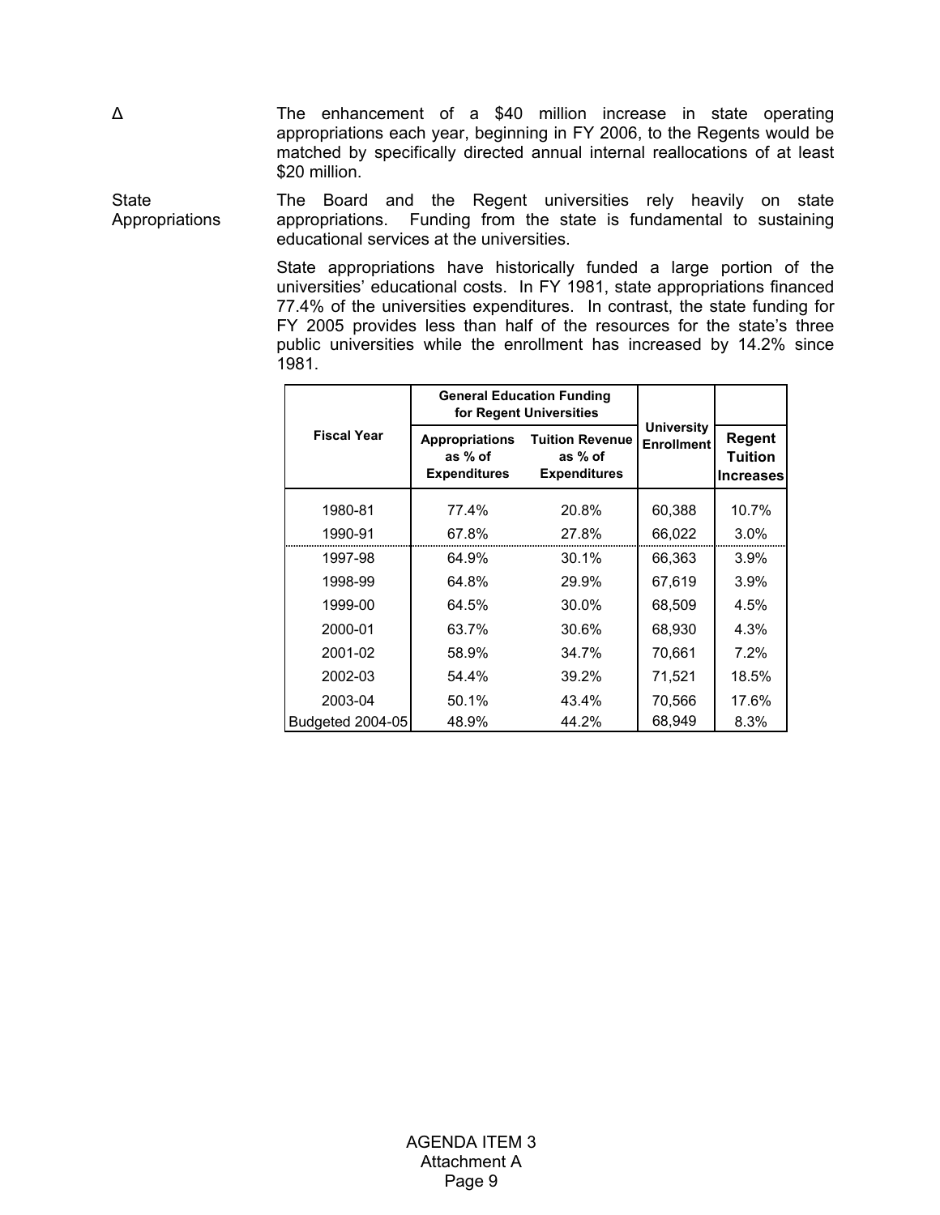Δ The enhancement of a $40 million increase in state operating appropriations each year, beginning in FY 2006, to the Regents would be matched by specifically directed annual internal reallocations of at least $20 million.

State Appropriations

The Board and the Regent universities rely heavily on state appropriations. Funding from the state is fundamental to sustaining educational services at the universities.

State appropriations have historically funded a large portion of the universities' educational costs. In FY 1981, state appropriations financed 77.4% of the universities expenditures. In contrast, the state funding for FY 2005 provides less than half of the resources for the state's three public universities while the enrollment has increased by 14.2% since 1981.

| Fiscal Year | General Education Funding for Regent Universities | | University Enrollment | Regent Tuition Increases |
|---|---|---|---|---|
| | Appropriations as % of Expenditures | Tuition Revenue as % of Expenditures | | |
| 1980-81 | 77.4% | 20.8% | 60,388 | 10.7% |
| 1990-91 | 67.8% | 27.8% | 66,022 | 3.0% |
| 1997-98 | 64.9% | 30.1% | 66,363 | 3.9% |
| 1998-99 | 64.8% | 29.9% | 67,619 | 3.9% |
| 1999-00 | 64.5% | 30.0% | 68,509 | 4.5% |
| 2000-01 | 63.7% | 30.6% | 68,930 | 4.3% |
| 2001-02 | 58.9% | 34.7% | 70,661 | 7.2% |
| 2002-03 | 54.4% | 39.2% | 71,521 | 18.5% |
| 2003-04 | 50.1% | 43.4% | 70,566 | 17.6% |
| Budgeted 2004-05 | 48.9% | 44.2% | 68,949 | 8.3% |

AGENDA ITEM 3
Attachment A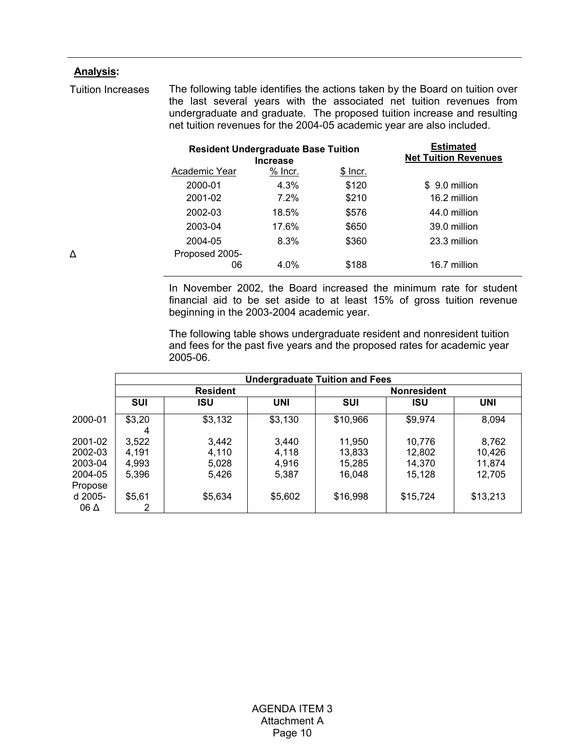**Analysis:**

Tuition Increases

The following table identifies the actions taken by the Board on tuition over the last several years with the associated net tuition revenues from undergraduate and graduate. The proposed tuition increase and resulting net tuition revenues for the 2004-05 academic year are also included.

| Resident Undergraduate Base Tuition Increase | | | **Estimated Net Tuition Revenues** |
|---|---|---|---|
| Academic Year | % Incr. | $ Incr. | |
| 2000-01 | 4.3% | $120 | $ 9.0 million |
| 2001-02 | 7.2% | $210 | 16.2 million |
| 2002-03 | 18.5% | $576 | 44.0 million |
| 2003-04 | 17.6% | $650 | 39.0 million |
| 2004-05 | 8.3% | $360 | 23.3 million |
| Δ Proposed 2005-06 | 4.0% | $188 | 16.7 million |

In November 2002, the Board increased the minimum rate for student financial aid to be set aside to at least 15% of gross tuition revenue beginning in the 2003-2004 academic year.

The following table shows undergraduate resident and nonresident tuition and fees for the past five years and the proposed rates for academic year 2005-06.

| | **Undergraduate Tuition and Fees** | | | | | |
|---|---|---|---|---|---|---|
| | **Resident** | | | **Nonresident** | | |
| | **SUI** | **ISU** | **UNI** | **SUI** | **ISU** | **UNI** |
| 2000-01 | $3,204 | $3,132 | $3,130 | $10,966 | $9,974 | 8,094 |
| 2001-02 | 3,522 | 3,442 | 3,440 | 11,950 | 10,776 | 8,762 |
| 2002-03 | 4,191 | 4,110 | 4,118 | 13,833 | 12,802 | 10,426 |
| 2003-04 | 4,993 | 5,028 | 4,916 | 15,285 | 14,370 | 11,874 |
| 2004-05 | 5,396 | 5,426 | 5,387 | 16,048 | 15,128 | 12,705 |
| Proposed 2005-06 Δ | $5,612 | $5,634 | $5,602 | $16,998 | $15,724 | $13,213 |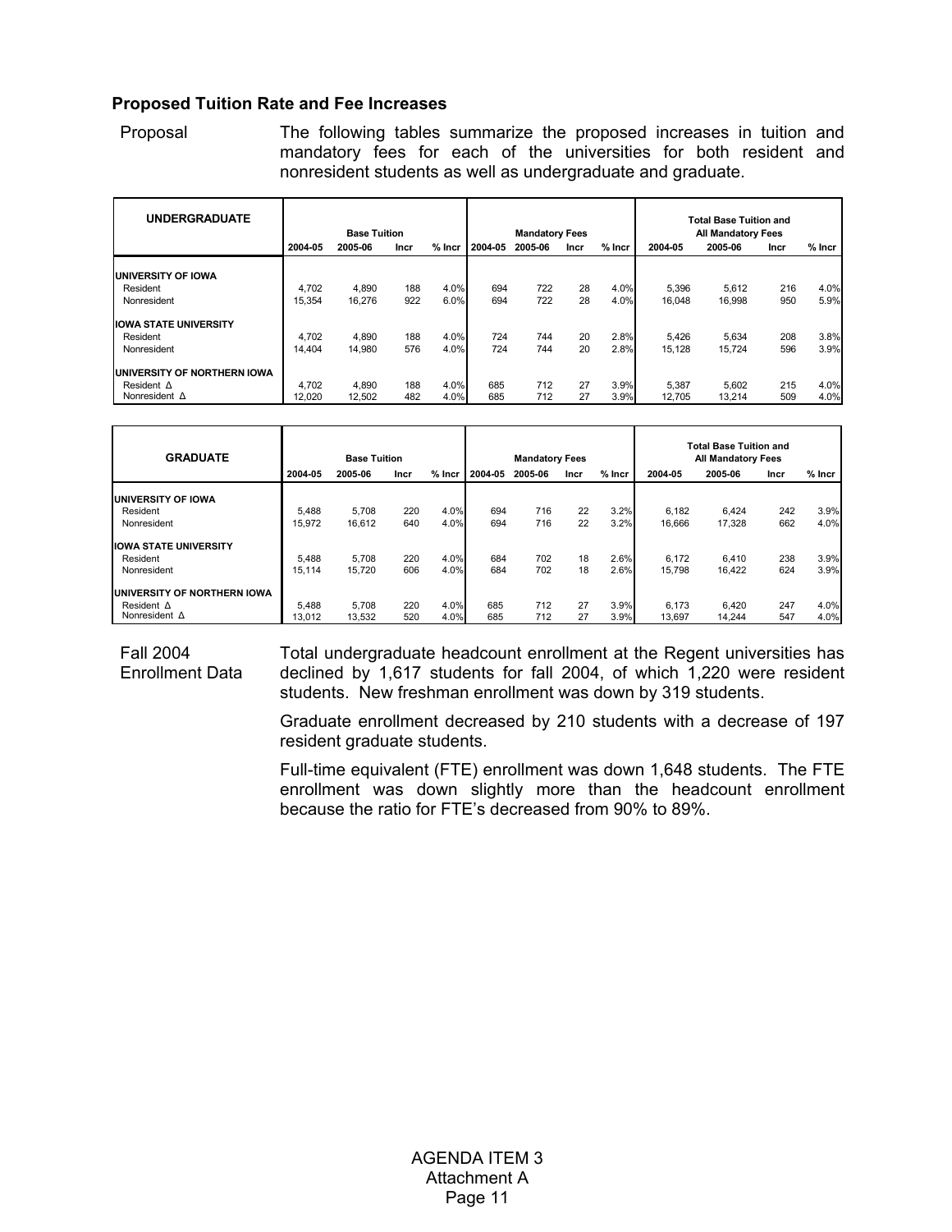### Proposed Tuition Rate and Fee Increases

Proposal

The following tables summarize the proposed increases in tuition and mandatory fees for each of the universities for both resident and nonresident students as well as undergraduate and graduate.

| UNDERGRADUATE | Base Tuition | | | | Mandatory Fees | | | | Total Base Tuition and All Mandatory Fees | | | |
|---|---|---|---|---|---|---|---|---|---|---|---|---|
| | 2004-05 | 2005-06 | Incr | % Incr | 2004-05 | 2005-06 | Incr | % Incr | 2004-05 | 2005-06 | Incr | % Incr |
| **UNIVERSITY OF IOWA** | | | | | | | | | | | | |
| Resident | 4,702 | 4,890 | 188 | 4.0% | 694 | 722 | 28 | 4.0% | 5,396 | 5,612 | 216 | 4.0% |
| Nonresident | 15,354 | 16,276 | 922 | 6.0% | 694 | 722 | 28 | 4.0% | 16,048 | 16,998 | 950 | 5.9% |
| **IOWA STATE UNIVERSITY** | | | | | | | | | | | | |
| Resident | 4,702 | 4,890 | 188 | 4.0% | 724 | 744 | 20 | 2.8% | 5,426 | 5,634 | 208 | 3.8% |
| Nonresident | 14,404 | 14,980 | 576 | 4.0% | 724 | 744 | 20 | 2.8% | 15,128 | 15,724 | 596 | 3.9% |
| **UNIVERSITY OF NORTHERN IOWA** | | | | | | | | | | | | |
| Resident Δ | 4,702 | 4,890 | 188 | 4.0% | 685 | 712 | 27 | 3.9% | 5,387 | 5,602 | 215 | 4.0% |
| Nonresident Δ | 12,020 | 12,502 | 482 | 4.0% | 685 | 712 | 27 | 3.9% | 12,705 | 13,214 | 509 | 4.0% |

| GRADUATE | Base Tuition | | | | Mandatory Fees | | | | Total Base Tuition and All Mandatory Fees | | | |
|---|---|---|---|---|---|---|---|---|---|---|---|---|
| | 2004-05 | 2005-06 | Incr | % Incr | 2004-05 | 2005-06 | Incr | % Incr | 2004-05 | 2005-06 | Incr | % Incr |
| **UNIVERSITY OF IOWA** | | | | | | | | | | | | |
| Resident | 5,488 | 5,708 | 220 | 4.0% | 694 | 716 | 22 | 3.2% | 6,182 | 6,424 | 242 | 3.9% |
| Nonresident | 15,972 | 16,612 | 640 | 4.0% | 694 | 716 | 22 | 3.2% | 16,666 | 17,328 | 662 | 4.0% |
| **IOWA STATE UNIVERSITY** | | | | | | | | | | | | |
| Resident | 5,488 | 5,708 | 220 | 4.0% | 684 | 702 | 18 | 2.6% | 6,172 | 6,410 | 238 | 3.9% |
| Nonresident | 15,114 | 15,720 | 606 | 4.0% | 684 | 702 | 18 | 2.6% | 15,798 | 16,422 | 624 | 3.9% |
| **UNIVERSITY OF NORTHERN IOWA** | | | | | | | | | | | | |
| Resident Δ | 5,488 | 5,708 | 220 | 4.0% | 685 | 712 | 27 | 3.9% | 6,173 | 6,420 | 247 | 4.0% |
| Nonresident Δ | 13,012 | 13,532 | 520 | 4.0% | 685 | 712 | 27 | 3.9% | 13,697 | 14,244 | 547 | 4.0% |

Fall 2004 Enrollment Data

Total undergraduate headcount enrollment at the Regent universities has declined by 1,617 students for fall 2004, of which 1,220 were resident students. New freshman enrollment was down by 319 students.

Graduate enrollment decreased by 210 students with a decrease of 197 resident graduate students.

Full-time equivalent (FTE) enrollment was down 1,648 students. The FTE enrollment was down slightly more than the headcount enrollment because the ratio for FTE's decreased from 90% to 89%.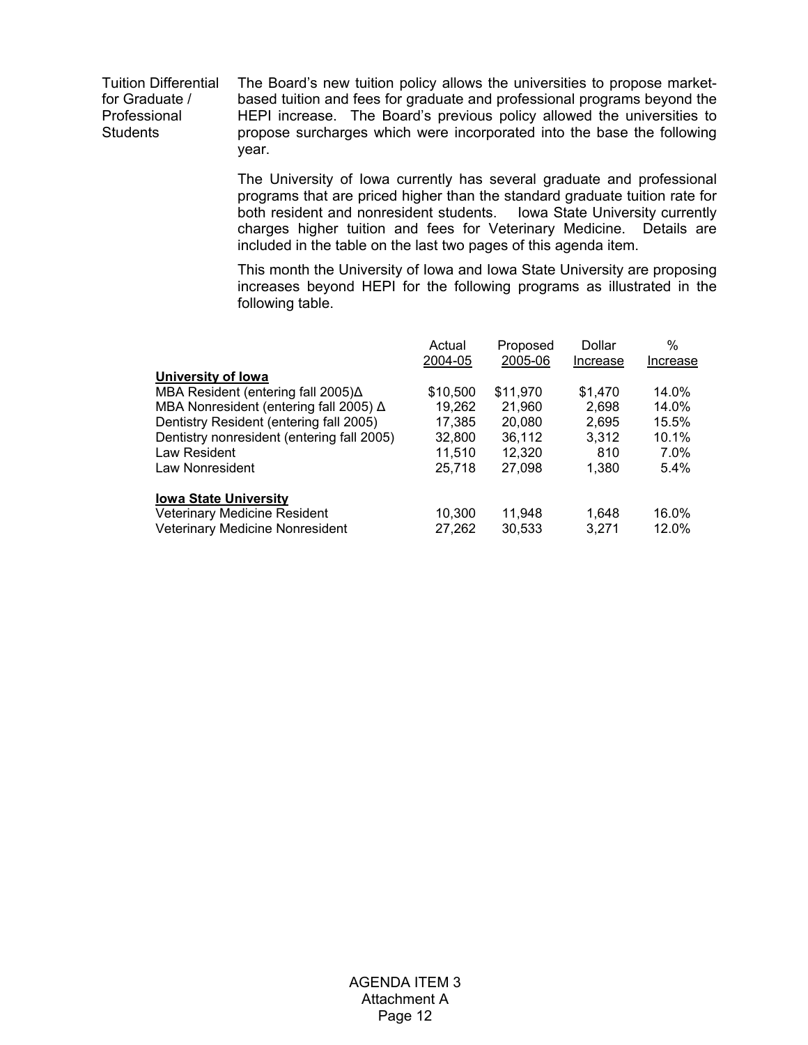**Tuition Differential for Graduate / Professional Students**

The Board's new tuition policy allows the universities to propose market-based tuition and fees for graduate and professional programs beyond the HEPI increase. The Board's previous policy allowed the universities to propose surcharges which were incorporated into the base the following year.

The University of Iowa currently has several graduate and professional programs that are priced higher than the standard graduate tuition rate for both resident and nonresident students. Iowa State University currently charges higher tuition and fees for Veterinary Medicine. Details are included in the table on the last two pages of this agenda item.

This month the University of Iowa and Iowa State University are proposing increases beyond HEPI for the following programs as illustrated in the following table.

| | Actual 2004-05 | Proposed 2005-06 | Dollar Increase | % Increase |
|---|---|---|---|---|
| **University of Iowa** | | | | |
| MBA Resident (entering fall 2005)Δ | $10,500 | $11,970 | $1,470 | 14.0% |
| MBA Nonresident (entering fall 2005) Δ | 19,262 | 21,960 | 2,698 | 14.0% |
| Dentistry Resident (entering fall 2005) | 17,385 | 20,080 | 2,695 | 15.5% |
| Dentistry nonresident (entering fall 2005) | 32,800 | 36,112 | 3,312 | 10.1% |
| Law Resident | 11,510 | 12,320 | 810 | 7.0% |
| Law Nonresident | 25,718 | 27,098 | 1,380 | 5.4% |
| **Iowa State University** | | | | |
| Veterinary Medicine Resident | 10,300 | 11,948 | 1,648 | 16.0% |
| Veterinary Medicine Nonresident | 27,262 | 30,533 | 3,271 | 12.0% |

AGENDA ITEM 3
Attachment A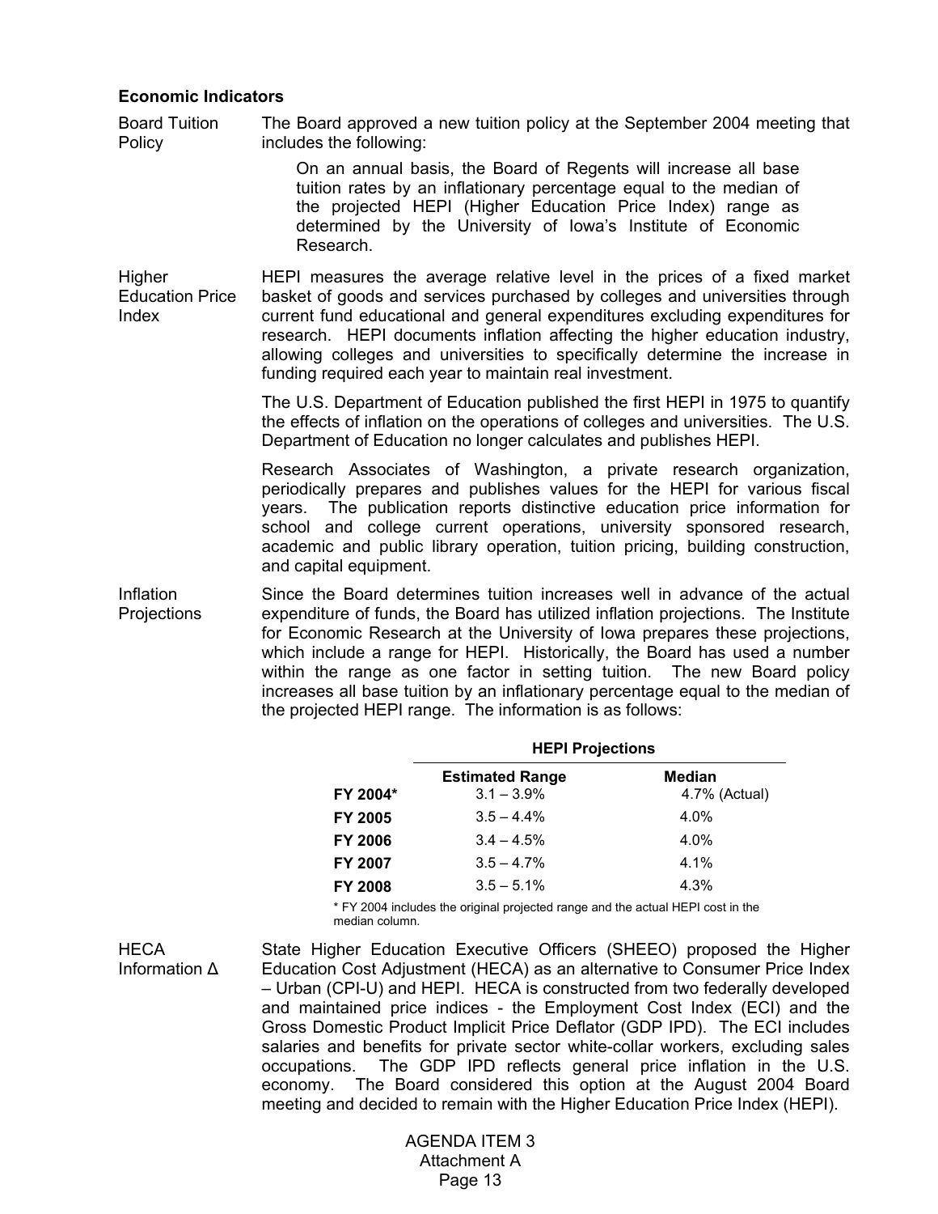## Economic Indicators

**Board Tuition Policy**

The Board approved a new tuition policy at the September 2004 meeting that includes the following:

> On an annual basis, the Board of Regents will increase all base tuition rates by an inflationary percentage equal to the median of the projected HEPI (Higher Education Price Index) range as determined by the University of Iowa's Institute of Economic Research.

**Higher Education Price Index**

HEPI measures the average relative level in the prices of a fixed market basket of goods and services purchased by colleges and universities through current fund educational and general expenditures excluding expenditures for research. HEPI documents inflation affecting the higher education industry, allowing colleges and universities to specifically determine the increase in funding required each year to maintain real investment.

The U.S. Department of Education published the first HEPI in 1975 to quantify the effects of inflation on the operations of colleges and universities. The U.S. Department of Education no longer calculates and publishes HEPI.

Research Associates of Washington, a private research organization, periodically prepares and publishes values for the HEPI for various fiscal years. The publication reports distinctive education price information for school and college current operations, university sponsored research, academic and public library operation, tuition pricing, building construction, and capital equipment.

**Inflation Projections**

Since the Board determines tuition increases well in advance of the actual expenditure of funds, the Board has utilized inflation projections. The Institute for Economic Research at the University of Iowa prepares these projections, which include a range for HEPI. Historically, the Board has used a number within the range as one factor in setting tuition. The new Board policy increases all base tuition by an inflationary percentage equal to the median of the projected HEPI range. The information is as follows:

| | HEPI Projections | |
|---|---|---|
| | **Estimated Range** | **Median** |
| **FY 2004*** | 3.1 – 3.9% | 4.7% (Actual) |
| **FY 2005** | 3.5 – 4.4% | 4.0% |
| **FY 2006** | 3.4 – 4.5% | 4.0% |
| **FY 2007** | 3.5 – 4.7% | 4.1% |
| **FY 2008** | 3.5 – 5.1% | 4.3% |

* FY 2004 includes the original projected range and the actual HEPI cost in the median column.

**HECA Information Δ**

State Higher Education Executive Officers (SHEEO) proposed the Higher Education Cost Adjustment (HECA) as an alternative to Consumer Price Index – Urban (CPI-U) and HEPI. HECA is constructed from two federally developed and maintained price indices - the Employment Cost Index (ECI) and the Gross Domestic Product Implicit Price Deflator (GDP IPD). The ECI includes salaries and benefits for private sector white-collar workers, excluding sales occupations. The GDP IPD reflects general price inflation in the U.S. economy. The Board considered this option at the August 2004 Board meeting and decided to remain with the Higher Education Price Index (HEPI).

AGENDA ITEM 3
Attachment A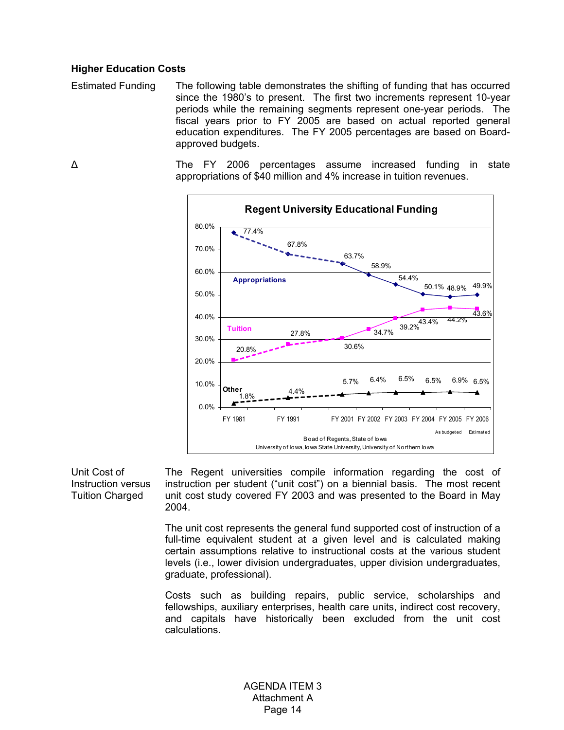**Higher Education Costs**

Estimated Funding

The following table demonstrates the shifting of funding that has occurred since the 1980's to present. The first two increments represent 10-year periods while the remaining segments represent one-year periods. The fiscal years prior to FY 2005 are based on actual reported general education expenditures. The FY 2005 percentages are based on Board-approved budgets.

Δ

The FY 2006 percentages assume increased funding in state appropriations of $40 million and 4% increase in tuition revenues.

**Regent University Educational Funding**

80.0%
70.0%
60.0%
50.0%
40.0%
30.0%
20.0%
10.0%
0.0%

Appropriations: 77.4%, 67.8%, 63.7%, 58.9%, 54.4%, 50.1%, 48.9%, 49.9%

Tuition: 20.8%, 27.8%, 30.6%, 34.7%, 39.2%, 43.4%, 44.2%, 43.6%

Other: 1.8%, 4.4%, 5.7%, 6.4%, 6.5%, 6.5%, 6.9%, 6.5%

FY 1981 FY 1991 FY 2001 FY 2002 FY 2003 FY 2004 FY 2005 FY 2006

As budgeted Estimated

Boad of Regents, State of Iowa
University of Iowa, Iowa State University, University of Northern Iowa

Unit Cost of Instruction versus Tuition Charged

The Regent universities compile information regarding the cost of instruction per student ("unit cost") on a biennial basis. The most recent unit cost study covered FY 2003 and was presented to the Board in May 2004.

The unit cost represents the general fund supported cost of instruction of a full-time equivalent student at a given level and is calculated making certain assumptions relative to instructional costs at the various student levels (i.e., lower division undergraduates, upper division undergraduates, graduate, professional).

Costs such as building repairs, public service, scholarships and fellowships, auxiliary enterprises, health care units, indirect cost recovery, and capitals have historically been excluded from the unit cost calculations.

AGENDA ITEM 3
Attachment A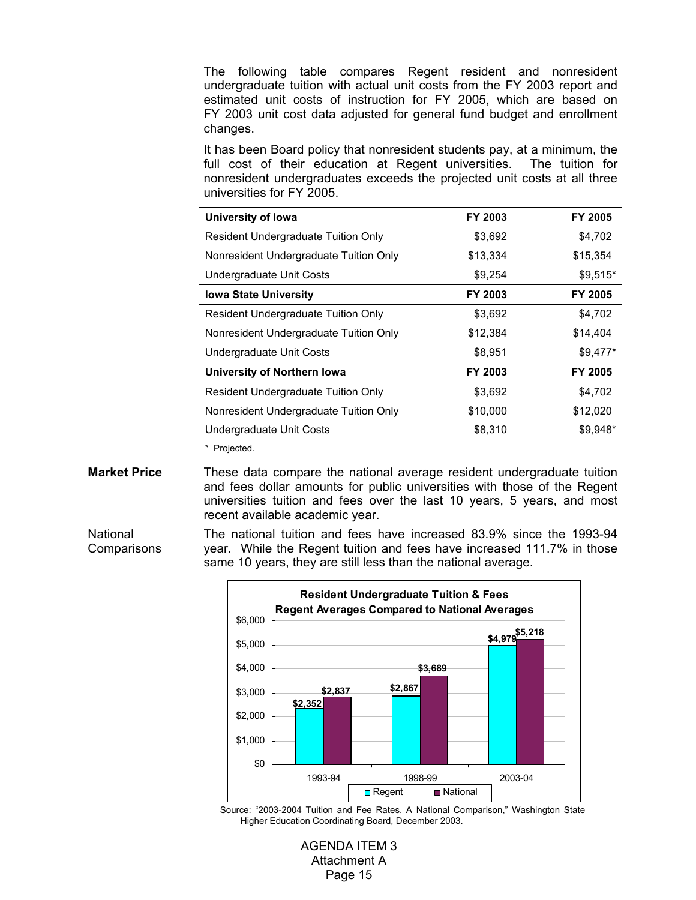The following table compares Regent resident and nonresident undergraduate tuition with actual unit costs from the FY 2003 report and estimated unit costs of instruction for FY 2005, which are based on FY 2003 unit cost data adjusted for general fund budget and enrollment changes.

It has been Board policy that nonresident students pay, at a minimum, the full cost of their education at Regent universities. The tuition for nonresident undergraduates exceeds the projected unit costs at all three universities for FY 2005.

| **University of Iowa** | **FY 2003** | **FY 2005** |
|---|---|---|
| Resident Undergraduate Tuition Only | $3,692 | $4,702 |
| Nonresident Undergraduate Tuition Only | $13,334 | $15,354 |
| Undergraduate Unit Costs | $9,254 | $9,515* |
| **Iowa State University** | **FY 2003** | **FY 2005** |
| Resident Undergraduate Tuition Only | $3,692 | $4,702 |
| Nonresident Undergraduate Tuition Only | $12,384 | $14,404 |
| Undergraduate Unit Costs | $8,951 | $9,477* |
| **University of Northern Iowa** | **FY 2003** | **FY 2005** |
| Resident Undergraduate Tuition Only | $3,692 | $4,702 |
| Nonresident Undergraduate Tuition Only | $10,000 | $12,020 |
| Undergraduate Unit Costs | $8,310 | $9,948* |

\* Projected.

**Market Price**

These data compare the national average resident undergraduate tuition and fees dollar amounts for public universities with those of the Regent universities tuition and fees over the last 10 years, 5 years, and most recent available academic year.

National Comparisons

The national tuition and fees have increased 83.9% since the 1993-94 year. While the Regent tuition and fees have increased 111.7% in those same 10 years, they are still less than the national average.

Resident Undergraduate Tuition & Fees
Regent Averages Compared to National Averages

$6,000
$5,000
$4,000
$3,000
$2,000
$1,000
$0

1993-94: $2,352, $2,837
1998-99: $2,867, $3,689
2003-04: $4,979, $5,218

Regent
National

Source: "2003-2004 Tuition and Fee Rates, A National Comparison," Washington State Higher Education Coordinating Board, December 2003.

AGENDA ITEM 3
Attachment A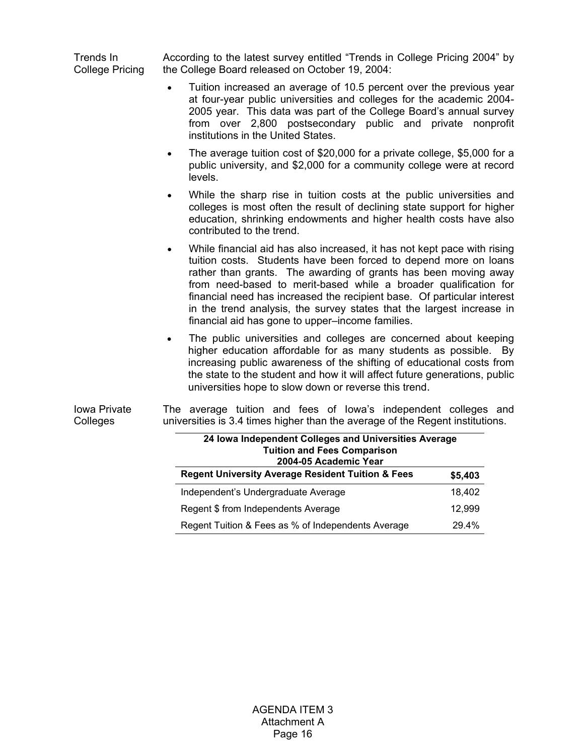**Trends In College Pricing**

According to the latest survey entitled "Trends in College Pricing 2004" by the College Board released on October 19, 2004:

- Tuition increased an average of 10.5 percent over the previous year at four-year public universities and colleges for the academic 2004-2005 year. This data was part of the College Board's annual survey from over 2,800 postsecondary public and private nonprofit institutions in the United States.
- The average tuition cost of $20,000 for a private college, $5,000 for a public university, and $2,000 for a community college were at record levels.
- While the sharp rise in tuition costs at the public universities and colleges is most often the result of declining state support for higher education, shrinking endowments and higher health costs have also contributed to the trend.
- While financial aid has also increased, it has not kept pace with rising tuition costs. Students have been forced to depend more on loans rather than grants. The awarding of grants has been moving away from need-based to merit-based while a broader qualification for financial need has increased the recipient base. Of particular interest in the trend analysis, the survey states that the largest increase in financial aid has gone to upper–income families.
- The public universities and colleges are concerned about keeping higher education affordable for as many students as possible. By increasing public awareness of the shifting of educational costs from the state to the student and how it will affect future generations, public universities hope to slow down or reverse this trend.

**Iowa Private Colleges**

The average tuition and fees of Iowa's independent colleges and universities is 3.4 times higher than the average of the Regent institutions.

**24 Iowa Independent Colleges and Universities Average Tuition and Fees Comparison 2004-05 Academic Year**

| **Regent University Average Resident Tuition & Fees** | **$5,403** |
|---|---|
| Independent's Undergraduate Average | 18,402 |
| Regent $ from Independents Average | 12,999 |
| Regent Tuition & Fees as % of Independents Average | 29.4% |

AGENDA ITEM 3
Attachment A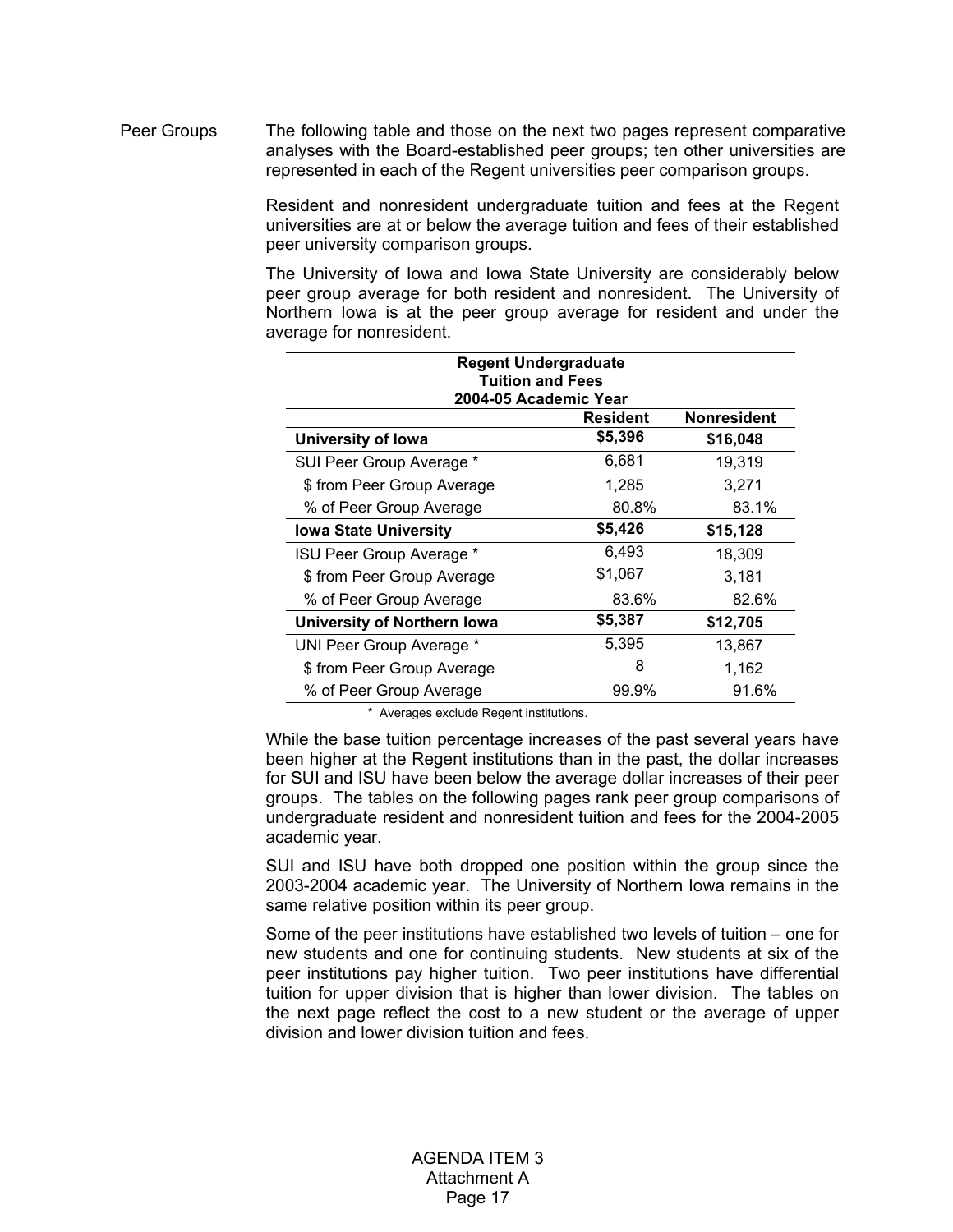Peer Groups

The following table and those on the next two pages represent comparative analyses with the Board-established peer groups; ten other universities are represented in each of the Regent universities peer comparison groups.

Resident and nonresident undergraduate tuition and fees at the Regent universities are at or below the average tuition and fees of their established peer university comparison groups.

The University of Iowa and Iowa State University are considerably below peer group average for both resident and nonresident. The University of Northern Iowa is at the peer group average for resident and under the average for nonresident.

**Regent Undergraduate Tuition and Fees 2004-05 Academic Year**

| | Resident | Nonresident |
|---|---|---|
| **University of Iowa** | **$5,396** | **$16,048** |
| SUI Peer Group Average * | 6,681 | 19,319 |
| $ from Peer Group Average | 1,285 | 3,271 |
| % of Peer Group Average | 80.8% | 83.1% |
| **Iowa State University** | **$5,426** | **$15,128** |
| ISU Peer Group Average * | 6,493 | 18,309 |
| $ from Peer Group Average | $1,067 | 3,181 |
| % of Peer Group Average | 83.6% | 82.6% |
| **University of Northern Iowa** | **$5,387** | **$12,705** |
| UNI Peer Group Average * | 5,395 | 13,867 |
| $ from Peer Group Average | 8 | 1,162 |
| % of Peer Group Average | 99.9% | 91.6% |

\* Averages exclude Regent institutions.

While the base tuition percentage increases of the past several years have been higher at the Regent institutions than in the past, the dollar increases for SUI and ISU have been below the average dollar increases of their peer groups. The tables on the following pages rank peer group comparisons of undergraduate resident and nonresident tuition and fees for the 2004-2005 academic year.

SUI and ISU have both dropped one position within the group since the 2003-2004 academic year. The University of Northern Iowa remains in the same relative position within its peer group.

Some of the peer institutions have established two levels of tuition – one for new students and one for continuing students. New students at six of the peer institutions pay higher tuition. Two peer institutions have differential tuition for upper division that is higher than lower division. The tables on the next page reflect the cost to a new student or the average of upper division and lower division tuition and fees.

AGENDA ITEM 3
Attachment A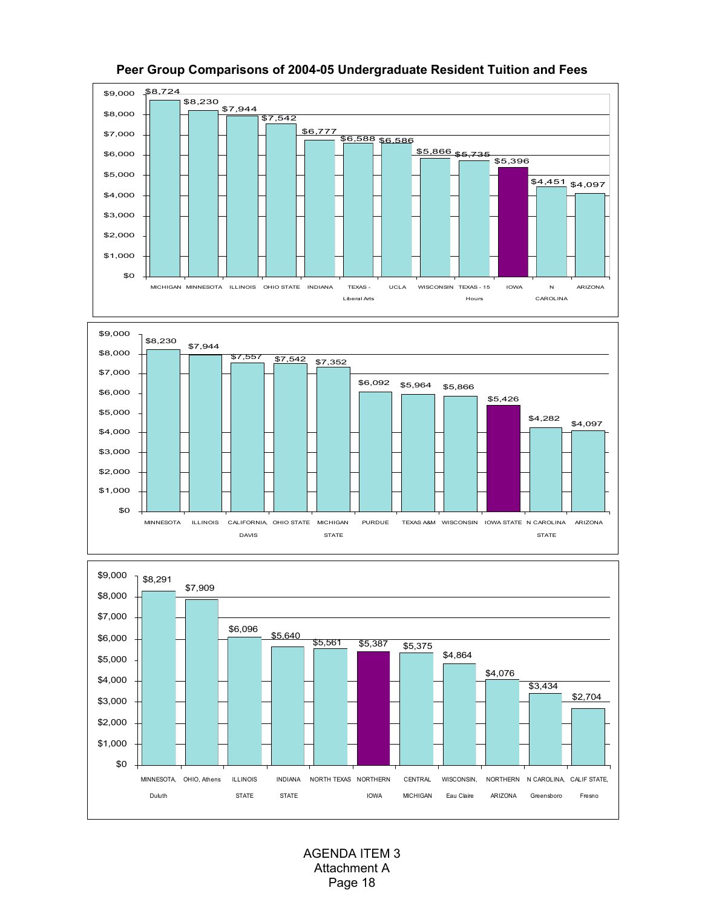## Peer Group Comparisons of 2004-05 Undergraduate Resident Tuition and Fees

$9,000
$8,000
$7,000
$6,000
$5,000
$4,000
$3,000
$2,000
$1,000
$0

$8,724
$8,230
$7,944
$7,542
$6,777
$6,588
$6,586
$5,866
$5,735
$5,396
$4,451
$4,097

MICHIGAN
MINNESOTA
ILLINOIS
OHIO STATE
INDIANA
TEXAS - Liberal Arts
UCLA
WISCONSIN
TEXAS - 15 Hours
IOWA
N CAROLINA
ARIZONA

$9,000
$8,000
$7,000
$6,000
$5,000
$4,000
$3,000
$2,000
$1,000
$0

$8,230
$7,944
$7,557
$7,542
$7,352
$6,092
$5,964
$5,866
$5,426
$4,282
$4,097

MINNESOTA
ILLINOIS
CALIFORNIA, DAVIS
OHIO STATE
MICHIGAN STATE
PURDUE
TEXAS A&M
WISCONSIN
IOWA STATE
N CAROLINA STATE
ARIZONA

$9,000
$8,000
$7,000
$6,000
$5,000
$4,000
$3,000
$2,000
$1,000
$0

$8,291
$7,909
$6,096
$5,640
$5,561
$5,387
$5,375
$4,864
$4,076
$3,434
$2,704

MINNESOTA, Duluth
OHIO, Athens
ILLINOIS STATE
INDIANA STATE
NORTH TEXAS
NORTHERN IOWA
CENTRAL MICHIGAN
WISCONSIN, Eau Claire
NORTHERN ARIZONA
N CAROLINA, Greensboro
CALIF STATE, Fresno

AGENDA ITEM 3
Attachment A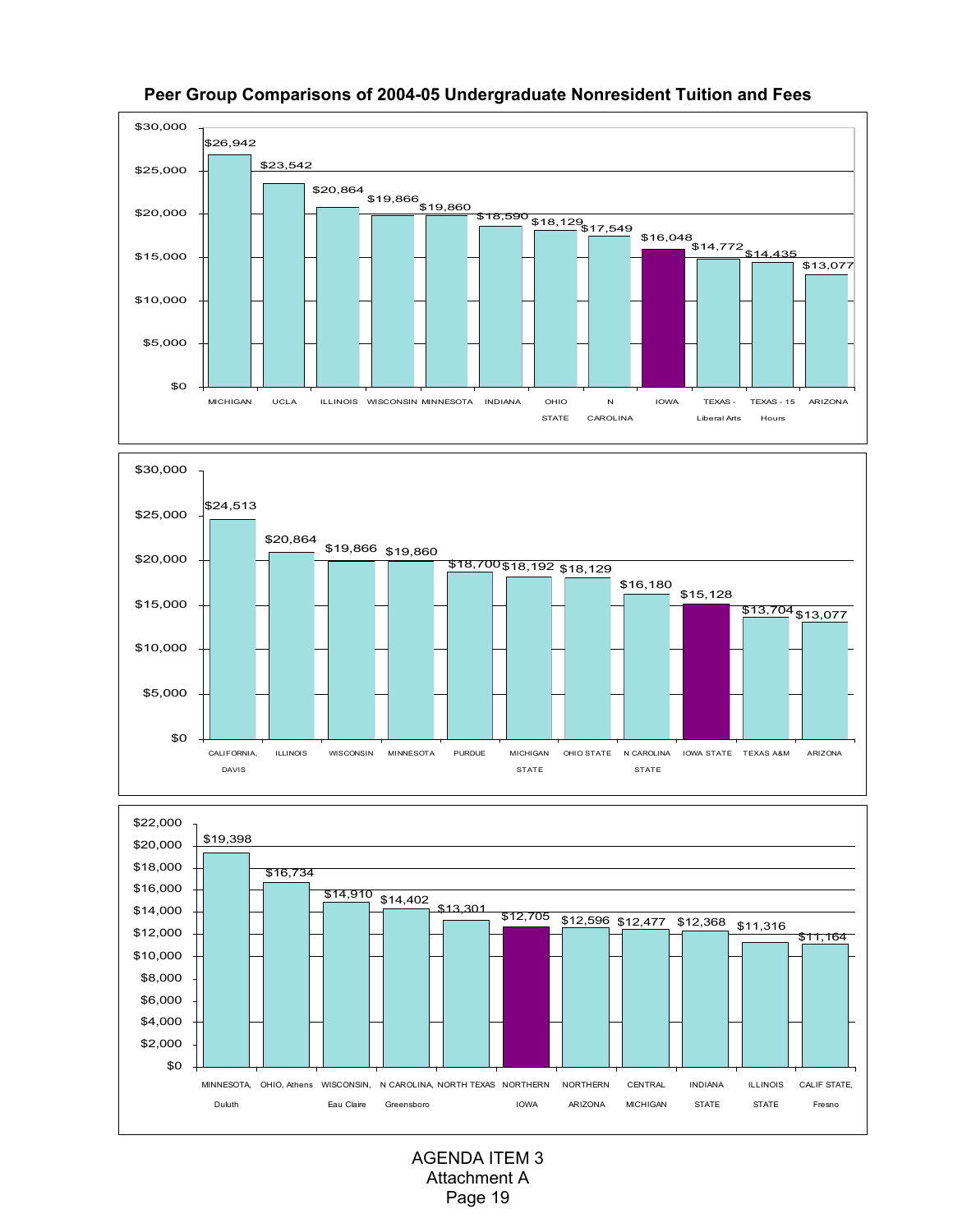## Peer Group Comparisons of 2004-05 Undergraduate Nonresident Tuition and Fees

$30,000
$25,000
$20,000
$15,000
$10,000
$5,000
$0

$26,942 MICHIGAN
$23,542 UCLA
$20,864 ILLINOIS
$19,866 WISCONSIN
$19,860 MINNESOTA
$18,590 INDIANA
$18,129 OHIO STATE
$17,549 N CAROLINA
$16,048 IOWA
$14,772 TEXAS - Liberal Arts
$14,435 TEXAS - 15 Hours
$13,077 ARIZONA

$30,000
$25,000
$20,000
$15,000
$10,000
$5,000
$0

$24,513 CALIFORNIA, DAVIS
$20,864 ILLINOIS
$19,866 WISCONSIN
$19,860 MINNESOTA
$18,700 PURDUE
$18,192 MICHIGAN STATE
$18,129 OHIO STATE
$16,180 N CAROLINA STATE
$15,128 IOWA STATE
$13,704 TEXAS A&M
$13,077 ARIZONA

$22,000
$20,000
$18,000
$16,000
$14,000
$12,000
$10,000
$8,000
$6,000
$4,000
$2,000
$0

$19,398 MINNESOTA, Duluth
$16,734 OHIO, Athens
$14,910 WISCONSIN, Eau Claire
$14,402 N CAROLINA, Greensboro
$13,301 NORTH TEXAS
$12,705 NORTHERN IOWA
$12,596 NORTHERN ARIZONA
$12,477 CENTRAL MICHIGAN
$12,368 INDIANA STATE
$11,316 ILLINOIS STATE
$11,164 CALIF STATE, Fresno

AGENDA ITEM 3
Attachment A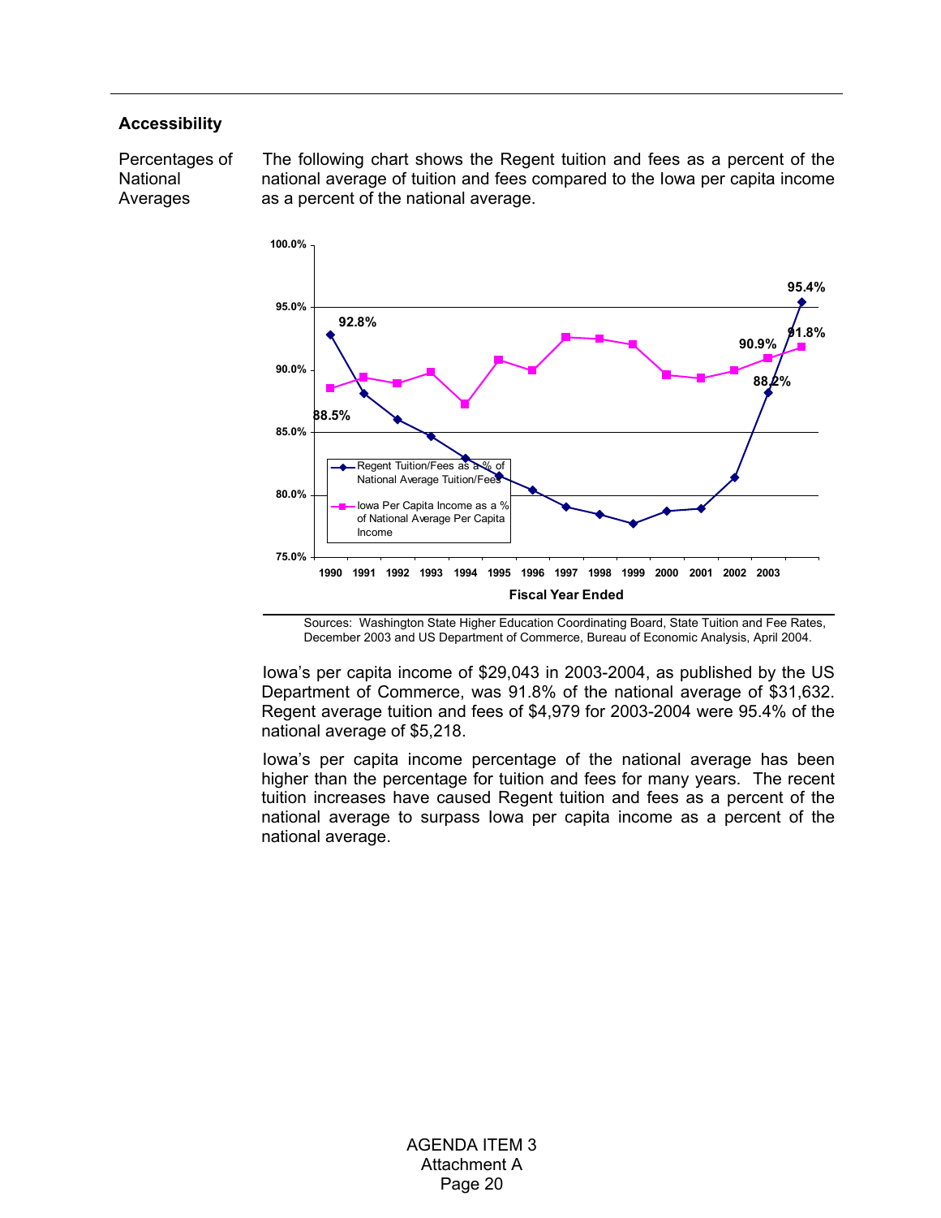## Accessibility

**Percentages of National Averages**

The following chart shows the Regent tuition and fees as a percent of the national average of tuition and fees compared to the Iowa per capita income as a percent of the national average.

100.0%
95.0%
90.0%
85.0%
80.0%
75.0%

92.8%
88.5%
95.4%
91.8%
90.9%
88.2%

Regent Tuition/Fees as a % of National Average Tuition/Fees
Iowa Per Capita Income as a % of National Average Per Capita Income

1990 1991 1992 1993 1994 1995 1996 1997 1998 1999 2000 2001 2002 2003

Fiscal Year Ended

Sources: Washington State Higher Education Coordinating Board, State Tuition and Fee Rates, December 2003 and US Department of Commerce, Bureau of Economic Analysis, April 2004.

Iowa's per capita income of $29,043 in 2003-2004, as published by the US Department of Commerce, was 91.8% of the national average of $31,632. Regent average tuition and fees of $4,979 for 2003-2004 were 95.4% of the national average of $5,218.

Iowa's per capita income percentage of the national average has been higher than the percentage for tuition and fees for many years. The recent tuition increases have caused Regent tuition and fees as a percent of the national average to surpass Iowa per capita income as a percent of the national average.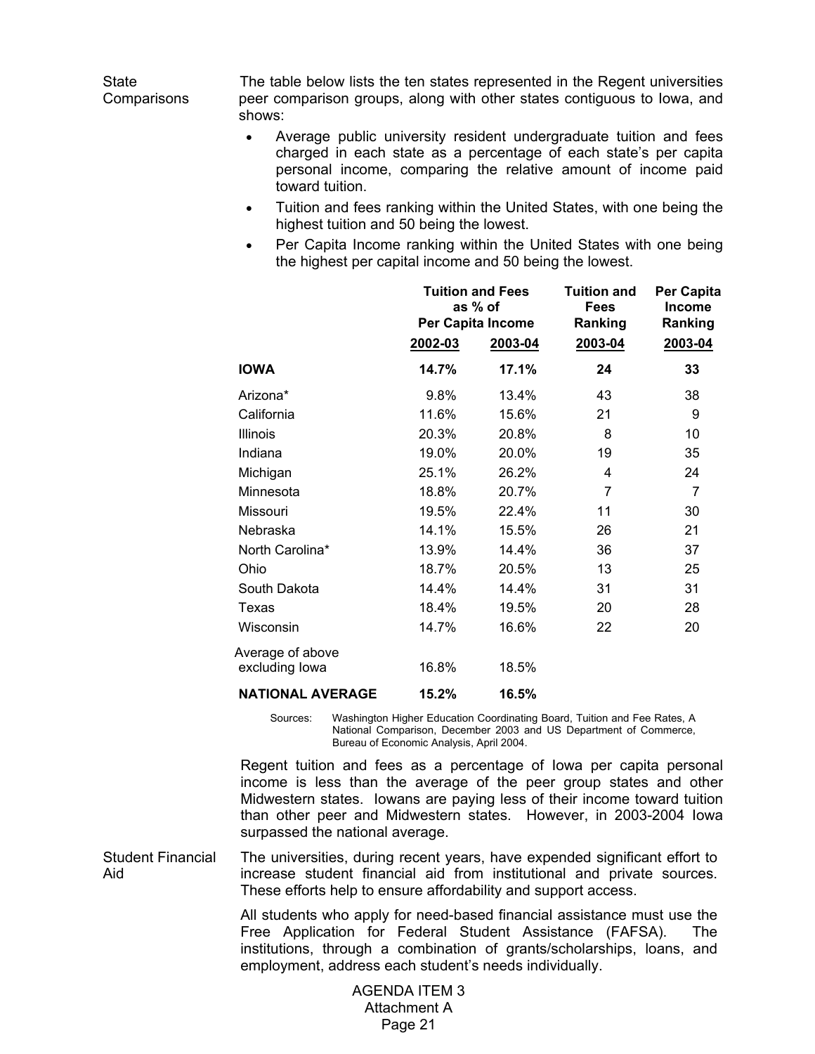**State Comparisons**

The table below lists the ten states represented in the Regent universities peer comparison groups, along with other states contiguous to Iowa, and shows:

- Average public university resident undergraduate tuition and fees charged in each state as a percentage of each state's per capita personal income, comparing the relative amount of income paid toward tuition.
- Tuition and fees ranking within the United States, with one being the highest tuition and 50 being the lowest.
- Per Capita Income ranking within the United States with one being the highest per capital income and 50 being the lowest.

| | Tuition and Fees as % of Per Capita Income | | Tuition and Fees Ranking | Per Capita Income Ranking |
|---|---|---|---|---|
| | 2002-03 | 2003-04 | 2003-04 | 2003-04 |
| **IOWA** | **14.7%** | **17.1%** | **24** | **33** |
| Arizona* | 9.8% | 13.4% | 43 | 38 |
| California | 11.6% | 15.6% | 21 | 9 |
| Illinois | 20.3% | 20.8% | 8 | 10 |
| Indiana | 19.0% | 20.0% | 19 | 35 |
| Michigan | 25.1% | 26.2% | 4 | 24 |
| Minnesota | 18.8% | 20.7% | 7 | 7 |
| Missouri | 19.5% | 22.4% | 11 | 30 |
| Nebraska | 14.1% | 15.5% | 26 | 21 |
| North Carolina* | 13.9% | 14.4% | 36 | 37 |
| Ohio | 18.7% | 20.5% | 13 | 25 |
| South Dakota | 14.4% | 14.4% | 31 | 31 |
| Texas | 18.4% | 19.5% | 20 | 28 |
| Wisconsin | 14.7% | 16.6% | 22 | 20 |
| Average of above excluding Iowa | 16.8% | 18.5% | | |
| **NATIONAL AVERAGE** | **15.2%** | **16.5%** | | |

Sources: Washington Higher Education Coordinating Board, Tuition and Fee Rates, A National Comparison, December 2003 and US Department of Commerce, Bureau of Economic Analysis, April 2004.

Regent tuition and fees as a percentage of Iowa per capita personal income is less than the average of the peer group states and other Midwestern states. Iowans are paying less of their income toward tuition than other peer and Midwestern states. However, in 2003-2004 Iowa surpassed the national average.

**Student Financial Aid**

The universities, during recent years, have expended significant effort to increase student financial aid from institutional and private sources. These efforts help to ensure affordability and support access.

All students who apply for need-based financial assistance must use the Free Application for Federal Student Assistance (FAFSA). The institutions, through a combination of grants/scholarships, loans, and employment, address each student's needs individually.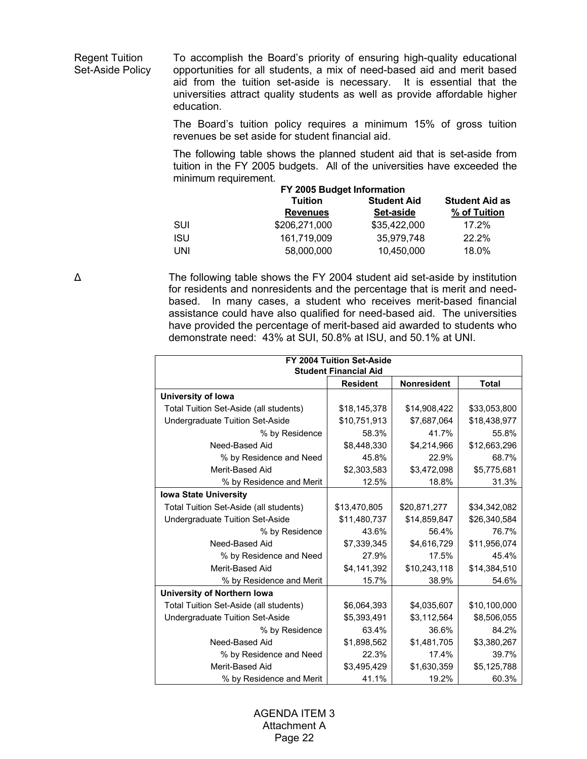**Regent Tuition Set-Aside Policy**

To accomplish the Board's priority of ensuring high-quality educational opportunities for all students, a mix of need-based aid and merit based aid from the tuition set-aside is necessary. It is essential that the universities attract quality students as well as provide affordable higher education.

The Board's tuition policy requires a minimum 15% of gross tuition revenues be set aside for student financial aid.

The following table shows the planned student aid that is set-aside from tuition in the FY 2005 budgets. All of the universities have exceeded the minimum requirement.

**FY 2005 Budget Information**

| | Tuition Revenues | Student Aid Set-aside | Student Aid as % of Tuition |
|---|---|---|---|
| SUI | $206,271,000 | $35,422,000 | 17.2% |
| ISU | 161,719,009 | 35,979,748 | 22.2% |
| UNI | 58,000,000 | 10,450,000 | 18.0% |

Δ The following table shows the FY 2004 student aid set-aside by institution for residents and nonresidents and the percentage that is merit and need-based. In many cases, a student who receives merit-based financial assistance could have also qualified for need-based aid. The universities have provided the percentage of merit-based aid awarded to students who demonstrate need: 43% at SUI, 50.8% at ISU, and 50.1% at UNI.

| FY 2004 Tuition Set-Aside Student Financial Aid | Resident | Nonresident | Total |
|---|---|---|---|
| **University of Iowa** | | | |
| Total Tuition Set-Aside (all students) | $18,145,378 | $14,908,422 | $33,053,800 |
| Undergraduate Tuition Set-Aside | $10,751,913 | $7,687,064 | $18,438,977 |
| % by Residence | 58.3% | 41.7% | 55.8% |
| Need-Based Aid | $8,448,330 | $4,214,966 | $12,663,296 |
| % by Residence and Need | 45.8% | 22.9% | 68.7% |
| Merit-Based Aid | $2,303,583 | $3,472,098 | $5,775,681 |
| % by Residence and Merit | 12.5% | 18.8% | 31.3% |
| **Iowa State University** | | | |
| Total Tuition Set-Aside (all students) | $13,470,805 | $20,871,277 | $34,342,082 |
| Undergraduate Tuition Set-Aside | $11,480,737 | $14,859,847 | $26,340,584 |
| % by Residence | 43.6% | 56.4% | 76.7% |
| Need-Based Aid | $7,339,345 | $4,616,729 | $11,956,074 |
| % by Residence and Need | 27.9% | 17.5% | 45.4% |
| Merit-Based Aid | $4,141,392 | $10,243,118 | $14,384,510 |
| % by Residence and Merit | 15.7% | 38.9% | 54.6% |
| **University of Northern Iowa** | | | |
| Total Tuition Set-Aside (all students) | $6,064,393 | $4,035,607 | $10,100,000 |
| Undergraduate Tuition Set-Aside | $5,393,491 | $3,112,564 | $8,506,055 |
| % by Residence | 63.4% | 36.6% | 84.2% |
| Need-Based Aid | $1,898,562 | $1,481,705 | $3,380,267 |
| % by Residence and Need | 22.3% | 17.4% | 39.7% |
| Merit-Based Aid | $3,495,429 | $1,630,359 | $5,125,788 |
| % by Residence and Merit | 41.1% | 19.2% | 60.3% |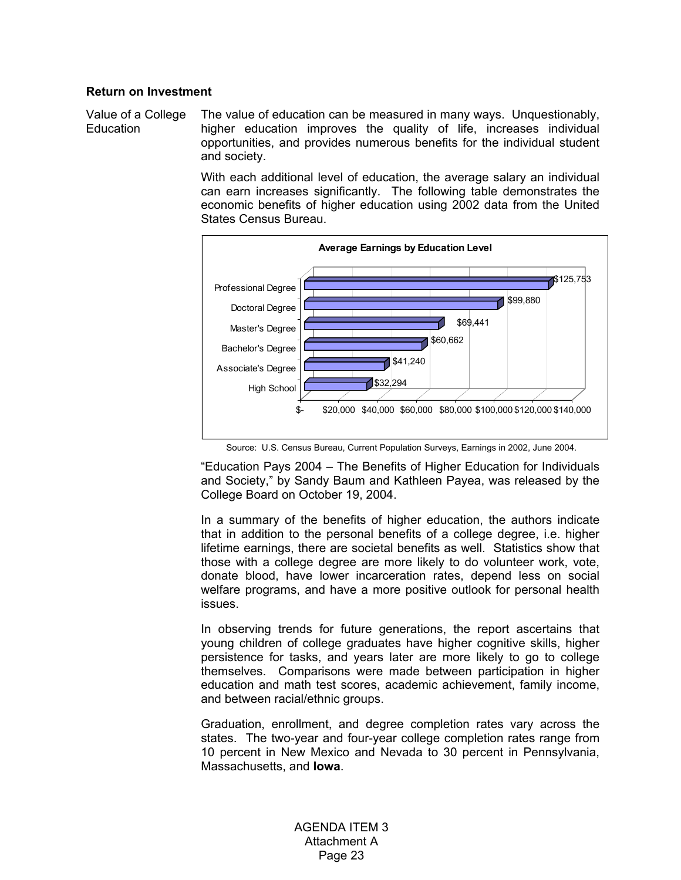**Return on Investment**

Value of a College Education

The value of education can be measured in many ways. Unquestionably, higher education improves the quality of life, increases individual opportunities, and provides numerous benefits for the individual student and society.

With each additional level of education, the average salary an individual can earn increases significantly. The following table demonstrates the economic benefits of higher education using 2002 data from the United States Census Bureau.

Average Earnings by Education Level

Professional Degree
Doctoral Degree
Master's Degree
Bachelor's Degree
Associate's Degree
High School

$125,753
$99,880
$69,441
$60,662
$41,240
$32,294

$- $20,000 $40,000 $60,000 $80,000 $100,000 $120,000 $140,000

Source: U.S. Census Bureau, Current Population Surveys, Earnings in 2002, June 2004.

"Education Pays 2004 – The Benefits of Higher Education for Individuals and Society," by Sandy Baum and Kathleen Payea, was released by the College Board on October 19, 2004.

In a summary of the benefits of higher education, the authors indicate that in addition to the personal benefits of a college degree, i.e. higher lifetime earnings, there are societal benefits as well. Statistics show that those with a college degree are more likely to do volunteer work, vote, donate blood, have lower incarceration rates, depend less on social welfare programs, and have a more positive outlook for personal health issues.

In observing trends for future generations, the report ascertains that young children of college graduates have higher cognitive skills, higher persistence for tasks, and years later are more likely to go to college themselves. Comparisons were made between participation in higher education and math test scores, academic achievement, family income, and between racial/ethnic groups.

Graduation, enrollment, and degree completion rates vary across the states. The two-year and four-year college completion rates range from 10 percent in New Mexico and Nevada to 30 percent in Pennsylvania, Massachusetts, and **Iowa**.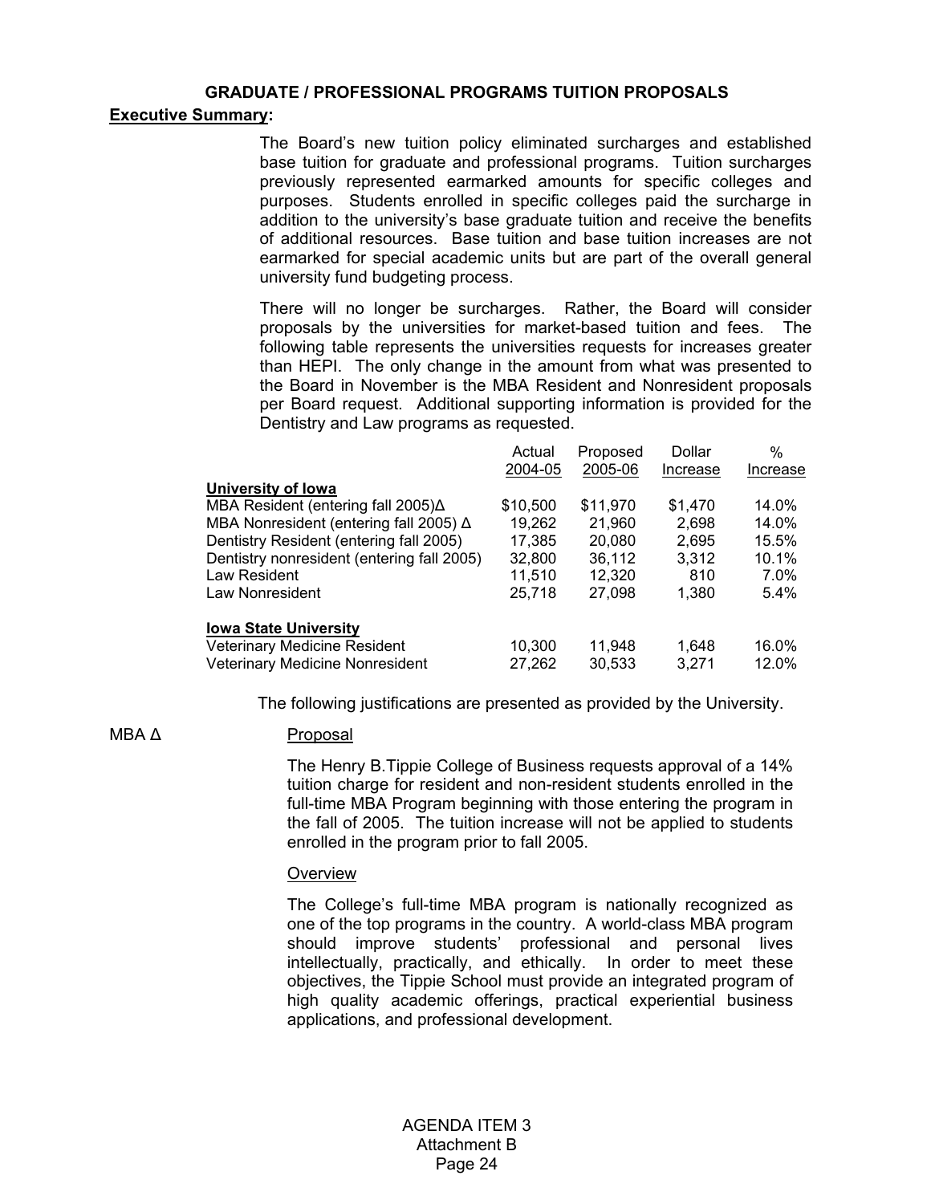## GRADUATE / PROFESSIONAL PROGRAMS TUITION PROPOSALS

**Executive Summary:**

The Board's new tuition policy eliminated surcharges and established base tuition for graduate and professional programs. Tuition surcharges previously represented earmarked amounts for specific colleges and purposes. Students enrolled in specific colleges paid the surcharge in addition to the university's base graduate tuition and receive the benefits of additional resources. Base tuition and base tuition increases are not earmarked for special academic units but are part of the overall general university fund budgeting process.

There will no longer be surcharges. Rather, the Board will consider proposals by the universities for market-based tuition and fees. The following table represents the universities requests for increases greater than HEPI. The only change in the amount from what was presented to the Board in November is the MBA Resident and Nonresident proposals per Board request. Additional supporting information is provided for the Dentistry and Law programs as requested.

| | Actual 2004-05 | Proposed 2005-06 | Dollar Increase | % Increase |
|---|---|---|---|---|
| **University of Iowa** | | | | |
| MBA Resident (entering fall 2005)Δ | $10,500 | $11,970 | $1,470 | 14.0% |
| MBA Nonresident (entering fall 2005) Δ | 19,262 | 21,960 | 2,698 | 14.0% |
| Dentistry Resident (entering fall 2005) | 17,385 | 20,080 | 2,695 | 15.5% |
| Dentistry nonresident (entering fall 2005) | 32,800 | 36,112 | 3,312 | 10.1% |
| Law Resident | 11,510 | 12,320 | 810 | 7.0% |
| Law Nonresident | 25,718 | 27,098 | 1,380 | 5.4% |
| | | | | |
| **Iowa State University** | | | | |
| Veterinary Medicine Resident | 10,300 | 11,948 | 1,648 | 16.0% |
| Veterinary Medicine Nonresident | 27,262 | 30,533 | 3,271 | 12.0% |

The following justifications are presented as provided by the University.

MBA Δ

Proposal

The Henry B.Tippie College of Business requests approval of a 14% tuition charge for resident and non-resident students enrolled in the full-time MBA Program beginning with those entering the program in the fall of 2005. The tuition increase will not be applied to students enrolled in the program prior to fall 2005.

Overview

The College's full-time MBA program is nationally recognized as one of the top programs in the country. A world-class MBA program should improve students' professional and personal lives intellectually, practically, and ethically. In order to meet these objectives, the Tippie School must provide an integrated program of high quality academic offerings, practical experiential business applications, and professional development.

AGENDA ITEM 3
Attachment B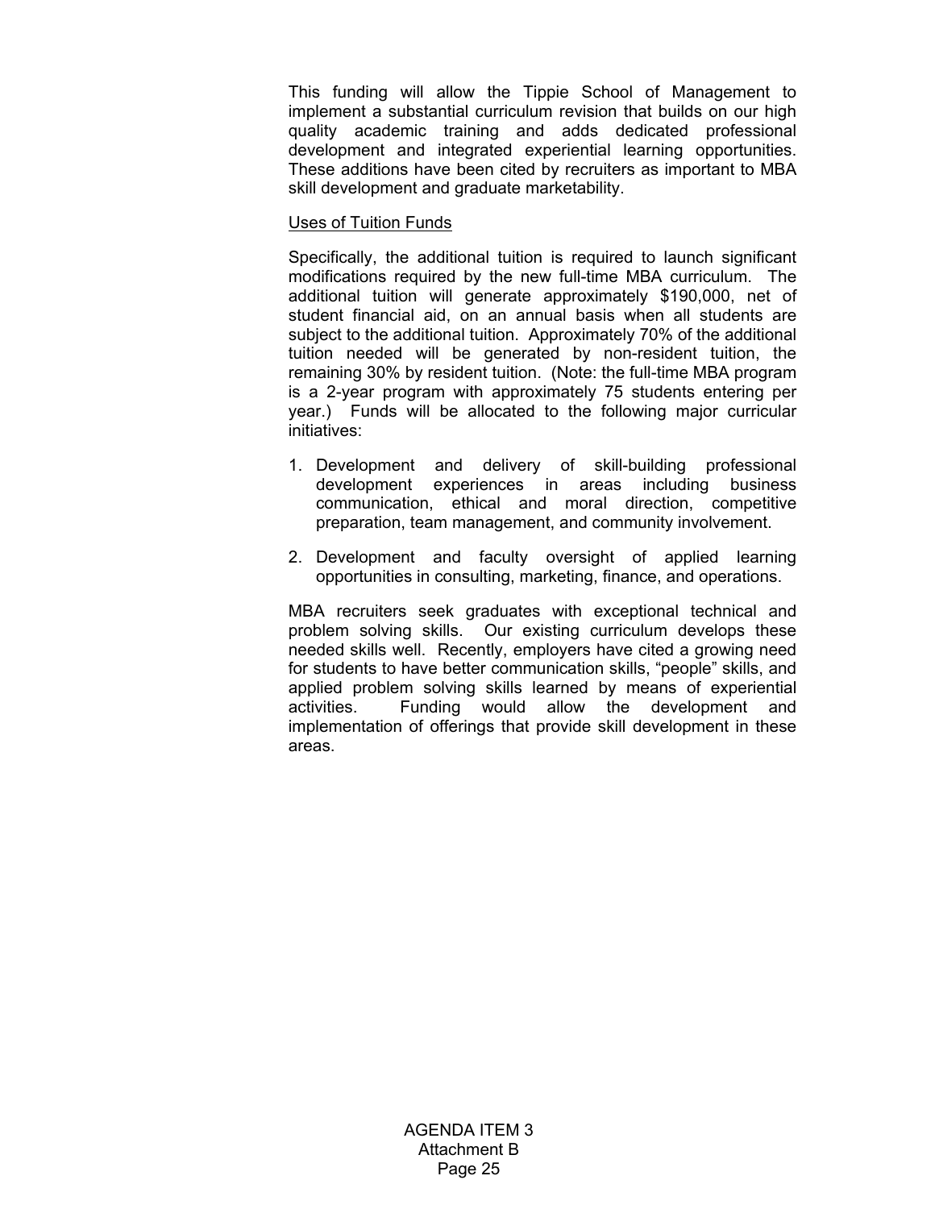This funding will allow the Tippie School of Management to implement a substantial curriculum revision that builds on our high quality academic training and adds dedicated professional development and integrated experiential learning opportunities. These additions have been cited by recruiters as important to MBA skill development and graduate marketability.

<u>Uses of Tuition Funds</u>

Specifically, the additional tuition is required to launch significant modifications required by the new full-time MBA curriculum. The additional tuition will generate approximately $190,000, net of student financial aid, on an annual basis when all students are subject to the additional tuition. Approximately 70% of the additional tuition needed will be generated by non-resident tuition, the remaining 30% by resident tuition. (Note: the full-time MBA program is a 2-year program with approximately 75 students entering per year.) Funds will be allocated to the following major curricular initiatives:

1. Development and delivery of skill-building professional development experiences in areas including business communication, ethical and moral direction, competitive preparation, team management, and community involvement.

2. Development and faculty oversight of applied learning opportunities in consulting, marketing, finance, and operations.

MBA recruiters seek graduates with exceptional technical and problem solving skills. Our existing curriculum develops these needed skills well. Recently, employers have cited a growing need for students to have better communication skills, "people" skills, and applied problem solving skills learned by means of experiential activities. Funding would allow the development and implementation of offerings that provide skill development in these areas.

AGENDA ITEM 3
Attachment B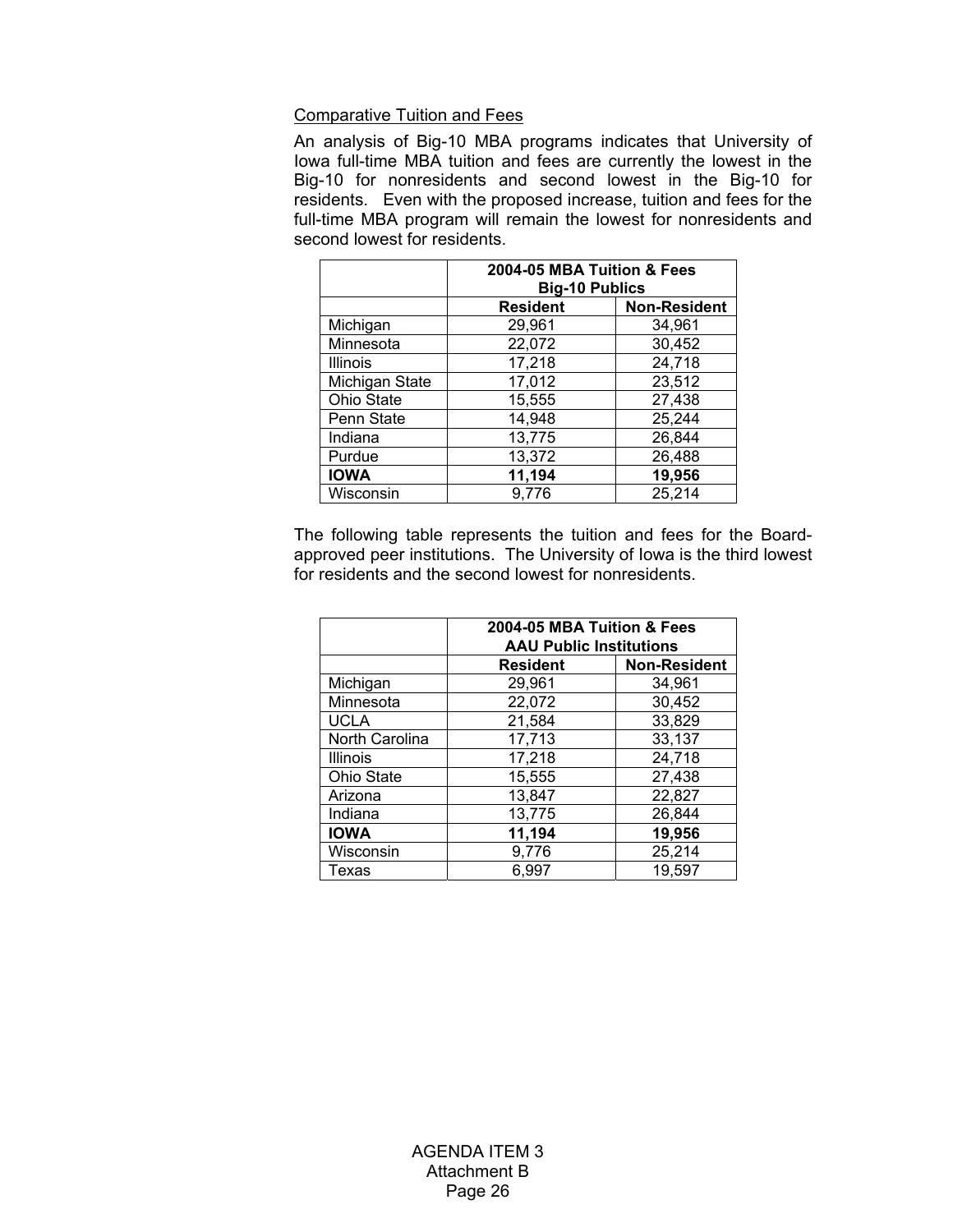Comparative Tuition and Fees

An analysis of Big-10 MBA programs indicates that University of Iowa full-time MBA tuition and fees are currently the lowest in the Big-10 for nonresidents and second lowest in the Big-10 for residents. Even with the proposed increase, tuition and fees for the full-time MBA program will remain the lowest for nonresidents and second lowest for residents.

| | 2004-05 MBA Tuition & Fees Big-10 Publics | |
|---|---|---|
| | **Resident** | **Non-Resident** |
| Michigan | 29,961 | 34,961 |
| Minnesota | 22,072 | 30,452 |
| Illinois | 17,218 | 24,718 |
| Michigan State | 17,012 | 23,512 |
| Ohio State | 15,555 | 27,438 |
| Penn State | 14,948 | 25,244 |
| Indiana | 13,775 | 26,844 |
| Purdue | 13,372 | 26,488 |
| **IOWA** | **11,194** | **19,956** |
| Wisconsin | 9,776 | 25,214 |

The following table represents the tuition and fees for the Board-approved peer institutions. The University of Iowa is the third lowest for residents and the second lowest for nonresidents.

| | 2004-05 MBA Tuition & Fees AAU Public Institutions | |
|---|---|---|
| | **Resident** | **Non-Resident** |
| Michigan | 29,961 | 34,961 |
| Minnesota | 22,072 | 30,452 |
| UCLA | 21,584 | 33,829 |
| North Carolina | 17,713 | 33,137 |
| Illinois | 17,218 | 24,718 |
| Ohio State | 15,555 | 27,438 |
| Arizona | 13,847 | 22,827 |
| Indiana | 13,775 | 26,844 |
| **IOWA** | **11,194** | **19,956** |
| Wisconsin | 9,776 | 25,214 |
| Texas | 6,997 | 19,597 |

AGENDA ITEM 3
Attachment B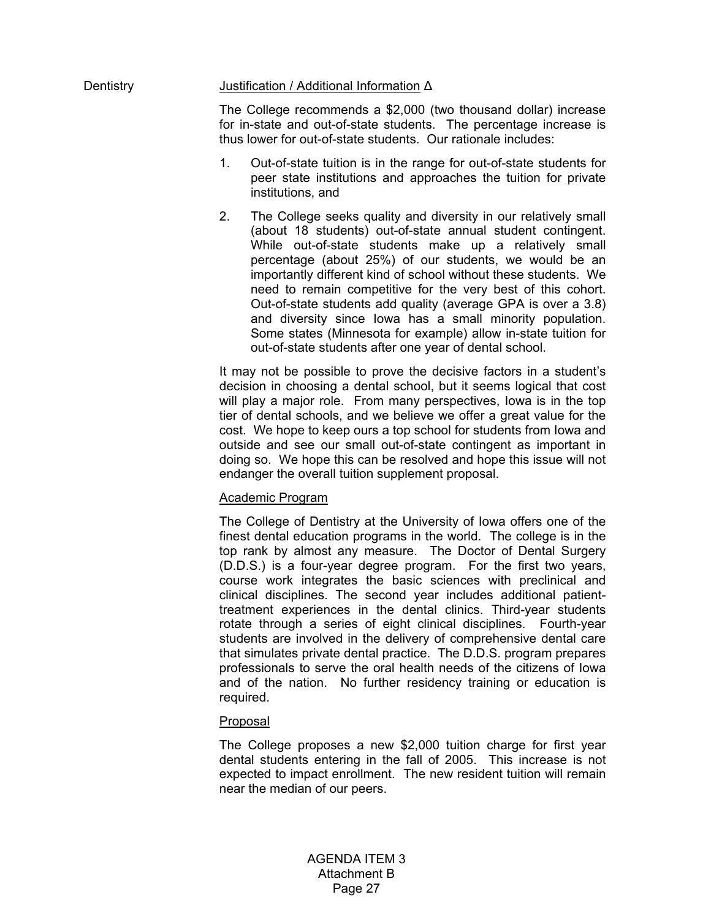Dentistry

Justification / Additional Information Δ

The College recommends a $2,000 (two thousand dollar) increase for in-state and out-of-state students. The percentage increase is thus lower for out-of-state students. Our rationale includes:

1. Out-of-state tuition is in the range for out-of-state students for peer state institutions and approaches the tuition for private institutions, and
2. The College seeks quality and diversity in our relatively small (about 18 students) out-of-state annual student contingent. While out-of-state students make up a relatively small percentage (about 25%) of our students, we would be an importantly different kind of school without these students. We need to remain competitive for the very best of this cohort. Out-of-state students add quality (average GPA is over a 3.8) and diversity since Iowa has a small minority population. Some states (Minnesota for example) allow in-state tuition for out-of-state students after one year of dental school.

It may not be possible to prove the decisive factors in a student's decision in choosing a dental school, but it seems logical that cost will play a major role. From many perspectives, Iowa is in the top tier of dental schools, and we believe we offer a great value for the cost. We hope to keep ours a top school for students from Iowa and outside and see our small out-of-state contingent as important in doing so. We hope this can be resolved and hope this issue will not endanger the overall tuition supplement proposal.

Academic Program

The College of Dentistry at the University of Iowa offers one of the finest dental education programs in the world. The college is in the top rank by almost any measure. The Doctor of Dental Surgery (D.D.S.) is a four-year degree program. For the first two years, course work integrates the basic sciences with preclinical and clinical disciplines. The second year includes additional patient-treatment experiences in the dental clinics. Third-year students rotate through a series of eight clinical disciplines. Fourth-year students are involved in the delivery of comprehensive dental care that simulates private dental practice. The D.D.S. program prepares professionals to serve the oral health needs of the citizens of Iowa and of the nation. No further residency training or education is required.

Proposal

The College proposes a new $2,000 tuition charge for first year dental students entering in the fall of 2005. This increase is not expected to impact enrollment. The new resident tuition will remain near the median of our peers.

AGENDA ITEM 3
Attachment B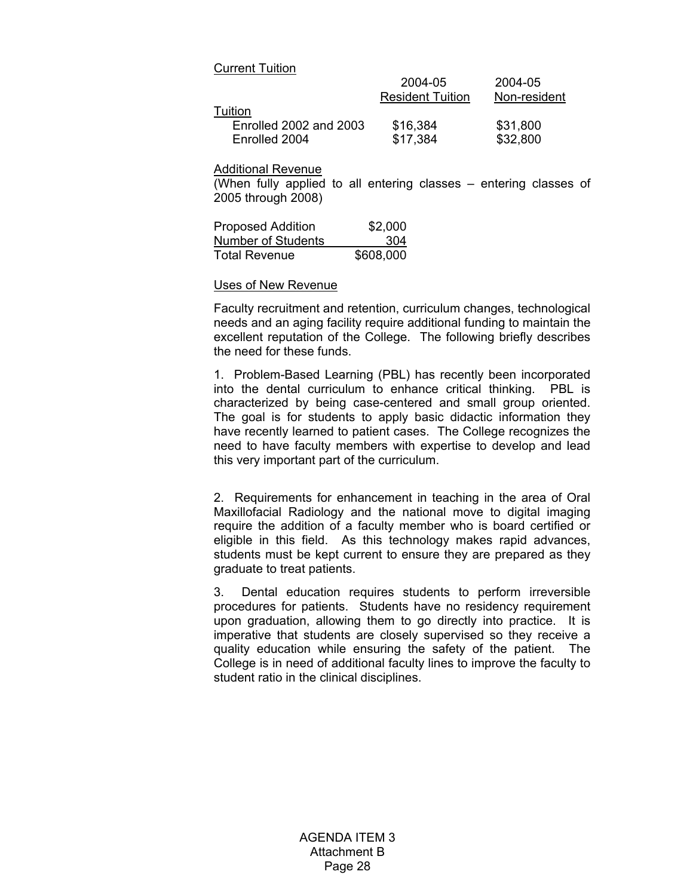Current Tuition

| | 2004-05 Resident Tuition | 2004-05 Non-resident |
|---|---|---|
| Tuition | | |
| Enrolled 2002 and 2003 | $16,384 | $31,800 |
| Enrolled 2004 | $17,384 | $32,800 |

Additional Revenue

(When fully applied to all entering classes – entering classes of 2005 through 2008)

| | |
|---|---|
| Proposed Addition | $2,000 |
| Number of Students | 304 |
| Total Revenue | $608,000 |

Uses of New Revenue

Faculty recruitment and retention, curriculum changes, technological needs and an aging facility require additional funding to maintain the excellent reputation of the College. The following briefly describes the need for these funds.

1. Problem-Based Learning (PBL) has recently been incorporated into the dental curriculum to enhance critical thinking. PBL is characterized by being case-centered and small group oriented. The goal is for students to apply basic didactic information they have recently learned to patient cases. The College recognizes the need to have faculty members with expertise to develop and lead this very important part of the curriculum.

2. Requirements for enhancement in teaching in the area of Oral Maxillofacial Radiology and the national move to digital imaging require the addition of a faculty member who is board certified or eligible in this field. As this technology makes rapid advances, students must be kept current to ensure they are prepared as they graduate to treat patients.

3. Dental education requires students to perform irreversible procedures for patients. Students have no residency requirement upon graduation, allowing them to go directly into practice. It is imperative that students are closely supervised so they receive a quality education while ensuring the safety of the patient. The College is in need of additional faculty lines to improve the faculty to student ratio in the clinical disciplines.

AGENDA ITEM 3
Attachment B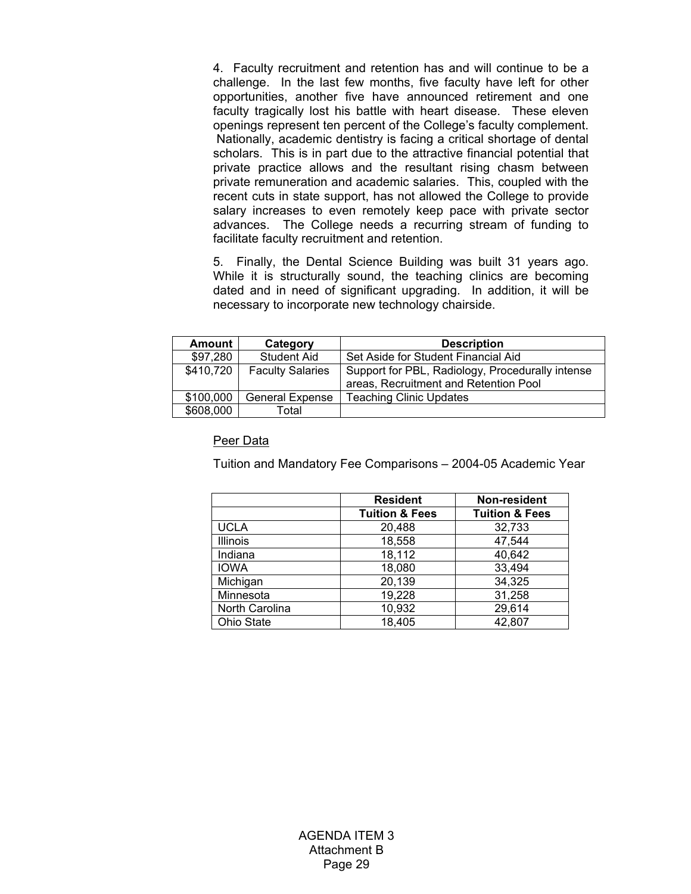4. Faculty recruitment and retention has and will continue to be a challenge. In the last few months, five faculty have left for other opportunities, another five have announced retirement and one faculty tragically lost his battle with heart disease. These eleven openings represent ten percent of the College's faculty complement. Nationally, academic dentistry is facing a critical shortage of dental scholars. This is in part due to the attractive financial potential that private practice allows and the resultant rising chasm between private remuneration and academic salaries. This, coupled with the recent cuts in state support, has not allowed the College to provide salary increases to even remotely keep pace with private sector advances. The College needs a recurring stream of funding to facilitate faculty recruitment and retention.

5. Finally, the Dental Science Building was built 31 years ago. While it is structurally sound, the teaching clinics are becoming dated and in need of significant upgrading. In addition, it will be necessary to incorporate new technology chairside.

| Amount | Category | Description |
|---|---|---|
| $97,280 | Student Aid | Set Aside for Student Financial Aid |
| $410,720 | Faculty Salaries | Support for PBL, Radiology, Procedurally intense areas, Recruitment and Retention Pool |
| $100,000 | General Expense | Teaching Clinic Updates |
| $608,000 | Total | |

<u>Peer Data</u>

Tuition and Mandatory Fee Comparisons – 2004-05 Academic Year

| | Resident Tuition & Fees | Non-resident Tuition & Fees |
|---|---|---|
| UCLA | 20,488 | 32,733 |
| Illinois | 18,558 | 47,544 |
| Indiana | 18,112 | 40,642 |
| IOWA | 18,080 | 33,494 |
| Michigan | 20,139 | 34,325 |
| Minnesota | 19,228 | 31,258 |
| North Carolina | 10,932 | 29,614 |
| Ohio State | 18,405 | 42,807 |

AGENDA ITEM 3
Attachment B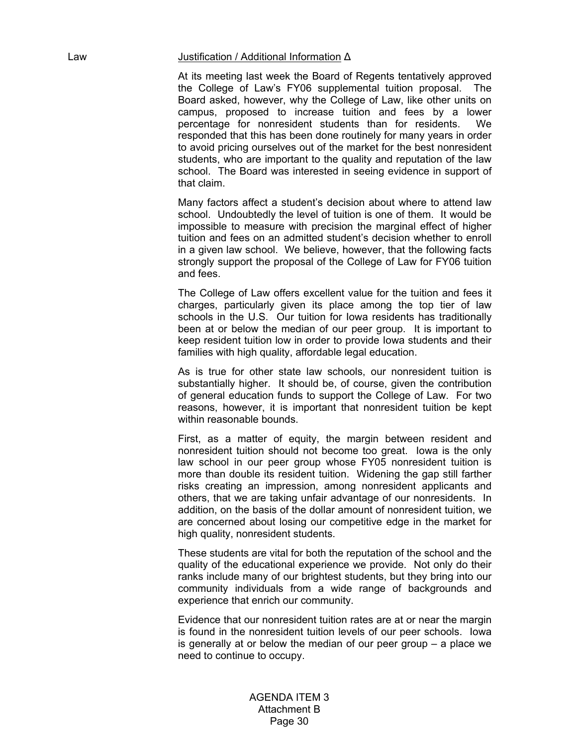Law

Justification / Additional Information Δ

At its meeting last week the Board of Regents tentatively approved the College of Law's FY06 supplemental tuition proposal. The Board asked, however, why the College of Law, like other units on campus, proposed to increase tuition and fees by a lower percentage for nonresident students than for residents. We responded that this has been done routinely for many years in order to avoid pricing ourselves out of the market for the best nonresident students, who are important to the quality and reputation of the law school. The Board was interested in seeing evidence in support of that claim.

Many factors affect a student's decision about where to attend law school. Undoubtedly the level of tuition is one of them. It would be impossible to measure with precision the marginal effect of higher tuition and fees on an admitted student's decision whether to enroll in a given law school. We believe, however, that the following facts strongly support the proposal of the College of Law for FY06 tuition and fees.

The College of Law offers excellent value for the tuition and fees it charges, particularly given its place among the top tier of law schools in the U.S. Our tuition for Iowa residents has traditionally been at or below the median of our peer group. It is important to keep resident tuition low in order to provide Iowa students and their families with high quality, affordable legal education.

As is true for other state law schools, our nonresident tuition is substantially higher. It should be, of course, given the contribution of general education funds to support the College of Law. For two reasons, however, it is important that nonresident tuition be kept within reasonable bounds.

First, as a matter of equity, the margin between resident and nonresident tuition should not become too great. Iowa is the only law school in our peer group whose FY05 nonresident tuition is more than double its resident tuition. Widening the gap still farther risks creating an impression, among nonresident applicants and others, that we are taking unfair advantage of our nonresidents. In addition, on the basis of the dollar amount of nonresident tuition, we are concerned about losing our competitive edge in the market for high quality, nonresident students.

These students are vital for both the reputation of the school and the quality of the educational experience we provide. Not only do their ranks include many of our brightest students, but they bring into our community individuals from a wide range of backgrounds and experience that enrich our community.

Evidence that our nonresident tuition rates are at or near the margin is found in the nonresident tuition levels of our peer schools. Iowa is generally at or below the median of our peer group – a place we need to continue to occupy.

AGENDA ITEM 3
Attachment B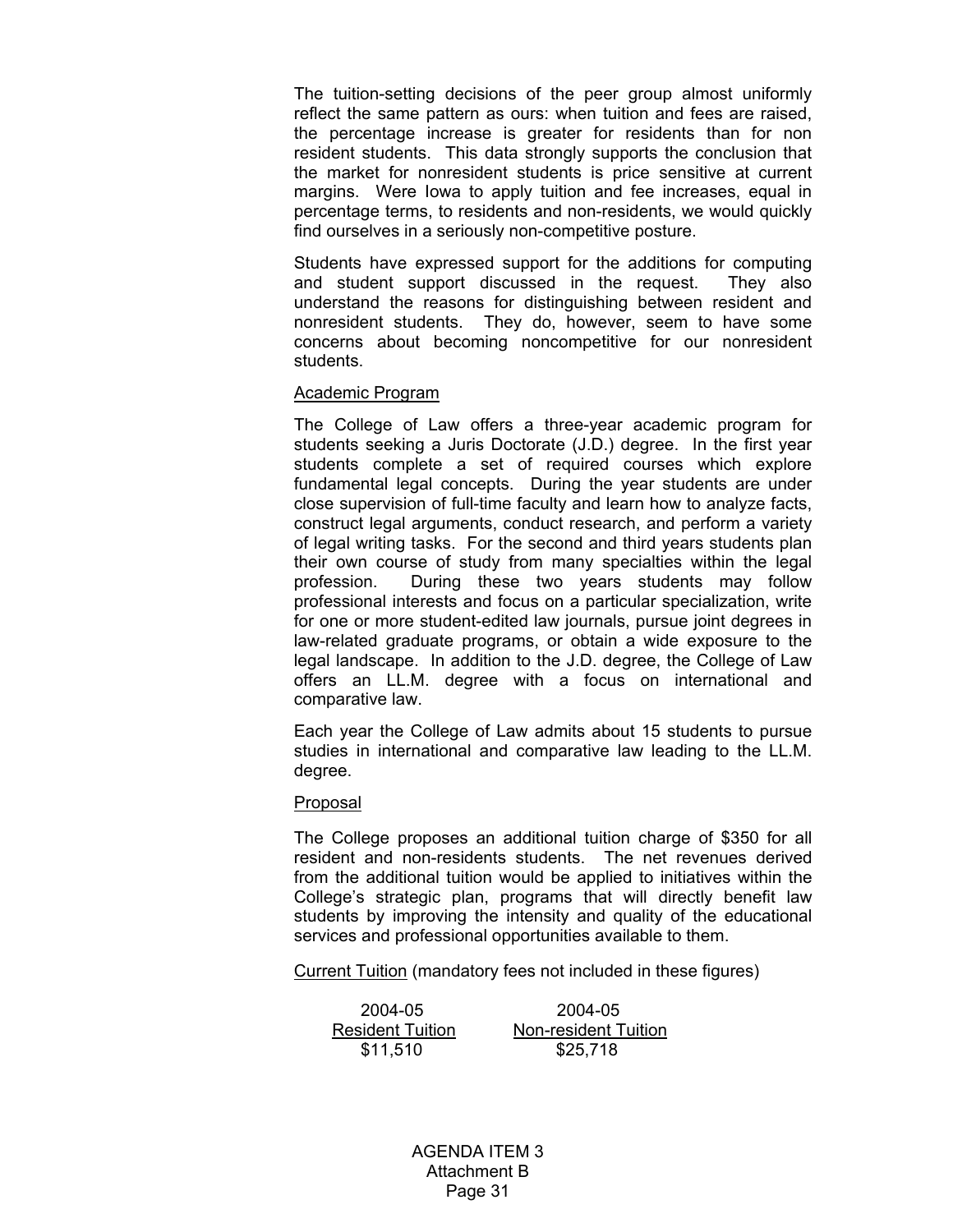The tuition-setting decisions of the peer group almost uniformly reflect the same pattern as ours: when tuition and fees are raised, the percentage increase is greater for residents than for non resident students. This data strongly supports the conclusion that the market for nonresident students is price sensitive at current margins. Were Iowa to apply tuition and fee increases, equal in percentage terms, to residents and non-residents, we would quickly find ourselves in a seriously non-competitive posture.

Students have expressed support for the additions for computing and student support discussed in the request. They also understand the reasons for distinguishing between resident and nonresident students. They do, however, seem to have some concerns about becoming noncompetitive for our nonresident students.

Academic Program

The College of Law offers a three-year academic program for students seeking a Juris Doctorate (J.D.) degree. In the first year students complete a set of required courses which explore fundamental legal concepts. During the year students are under close supervision of full-time faculty and learn how to analyze facts, construct legal arguments, conduct research, and perform a variety of legal writing tasks. For the second and third years students plan their own course of study from many specialties within the legal profession. During these two years students may follow professional interests and focus on a particular specialization, write for one or more student-edited law journals, pursue joint degrees in law-related graduate programs, or obtain a wide exposure to the legal landscape. In addition to the J.D. degree, the College of Law offers an LL.M. degree with a focus on international and comparative law.

Each year the College of Law admits about 15 students to pursue studies in international and comparative law leading to the LL.M. degree.

Proposal

The College proposes an additional tuition charge of $350 for all resident and non-residents students. The net revenues derived from the additional tuition would be applied to initiatives within the College's strategic plan, programs that will directly benefit law students by improving the intensity and quality of the educational services and professional opportunities available to them.

Current Tuition (mandatory fees not included in these figures)

| 2004-05 Resident Tuition | 2004-05 Non-resident Tuition |
| --- | --- |
| $11,510 | $25,718 |

AGENDA ITEM 3
Attachment B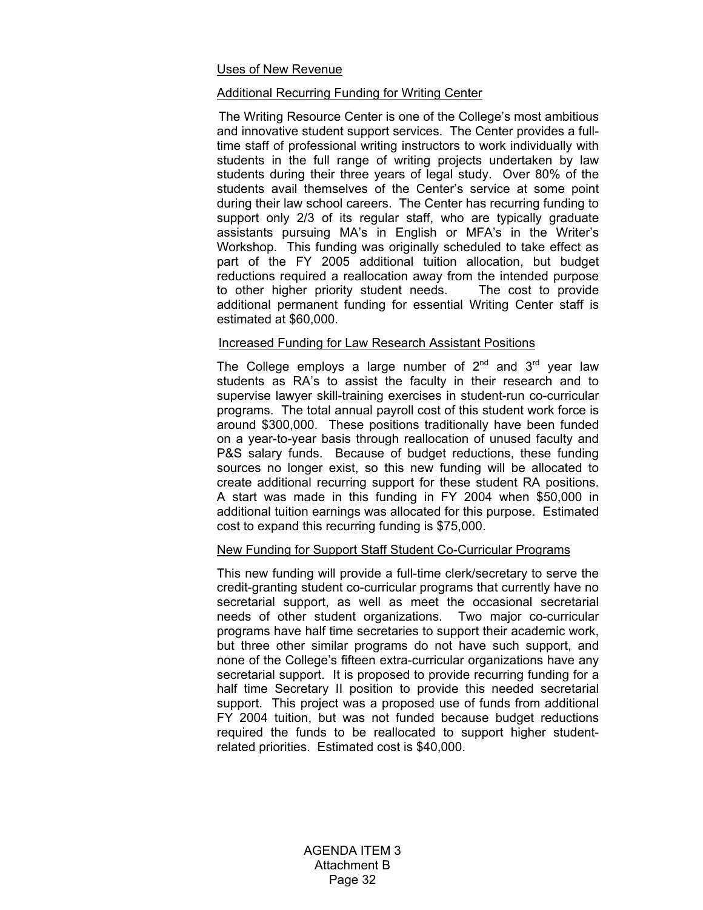Uses of New Revenue

Additional Recurring Funding for Writing Center

The Writing Resource Center is one of the College's most ambitious and innovative student support services. The Center provides a full-time staff of professional writing instructors to work individually with students in the full range of writing projects undertaken by law students during their three years of legal study. Over 80% of the students avail themselves of the Center's service at some point during their law school careers. The Center has recurring funding to support only 2/3 of its regular staff, who are typically graduate assistants pursuing MA's in English or MFA's in the Writer's Workshop. This funding was originally scheduled to take effect as part of the FY 2005 additional tuition allocation, but budget reductions required a reallocation away from the intended purpose to other higher priority student needs. The cost to provide additional permanent funding for essential Writing Center staff is estimated at $60,000.

Increased Funding for Law Research Assistant Positions

The College employs a large number of 2nd and 3rd year law students as RA's to assist the faculty in their research and to supervise lawyer skill-training exercises in student-run co-curricular programs. The total annual payroll cost of this student work force is around $300,000. These positions traditionally have been funded on a year-to-year basis through reallocation of unused faculty and P&S salary funds. Because of budget reductions, these funding sources no longer exist, so this new funding will be allocated to create additional recurring support for these student RA positions. A start was made in this funding in FY 2004 when $50,000 in additional tuition earnings was allocated for this purpose. Estimated cost to expand this recurring funding is $75,000.

New Funding for Support Staff Student Co-Curricular Programs

This new funding will provide a full-time clerk/secretary to serve the credit-granting student co-curricular programs that currently have no secretarial support, as well as meet the occasional secretarial needs of other student organizations. Two major co-curricular programs have half time secretaries to support their academic work, but three other similar programs do not have such support, and none of the College's fifteen extra-curricular organizations have any secretarial support. It is proposed to provide recurring funding for a half time Secretary II position to provide this needed secretarial support. This project was a proposed use of funds from additional FY 2004 tuition, but was not funded because budget reductions required the funds to be reallocated to support higher student-related priorities. Estimated cost is $40,000.

AGENDA ITEM 3
Attachment B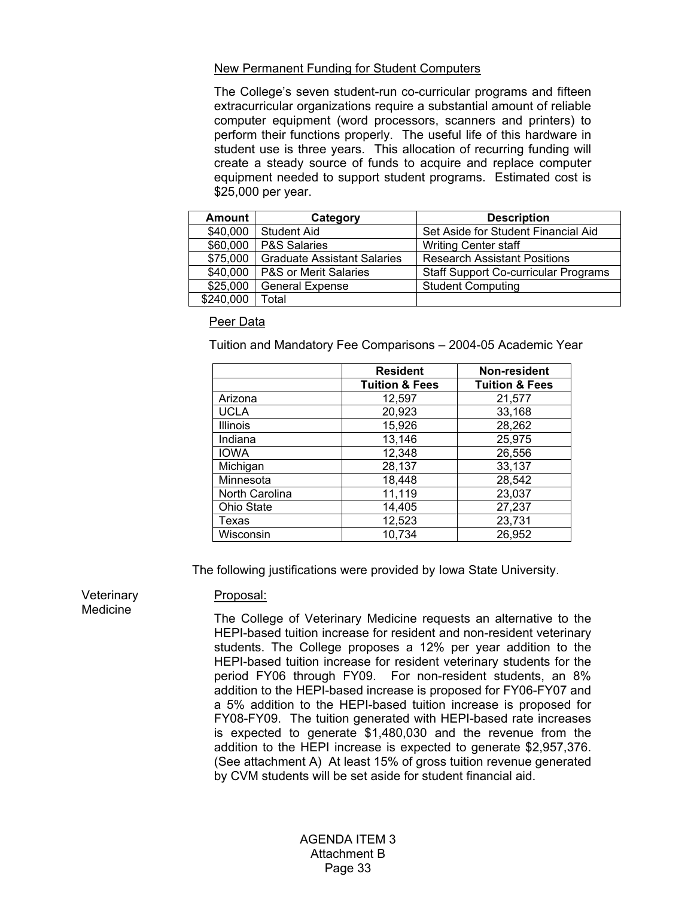New Permanent Funding for Student Computers

The College's seven student-run co-curricular programs and fifteen extracurricular organizations require a substantial amount of reliable computer equipment (word processors, scanners and printers) to perform their functions properly. The useful life of this hardware in student use is three years. This allocation of recurring funding will create a steady source of funds to acquire and replace computer equipment needed to support student programs. Estimated cost is $25,000 per year.

| Amount | Category | Description |
|---|---|---|
| $40,000 | Student Aid | Set Aside for Student Financial Aid |
| $60,000 | P&S Salaries | Writing Center staff |
| $75,000 | Graduate Assistant Salaries | Research Assistant Positions |
| $40,000 | P&S or Merit Salaries | Staff Support Co-curricular Programs |
| $25,000 | General Expense | Student Computing |
| $240,000 | Total | |

Peer Data

Tuition and Mandatory Fee Comparisons – 2004-05 Academic Year

| | Resident Tuition & Fees | Non-resident Tuition & Fees |
|---|---|---|
| Arizona | 12,597 | 21,577 |
| UCLA | 20,923 | 33,168 |
| Illinois | 15,926 | 28,262 |
| Indiana | 13,146 | 25,975 |
| IOWA | 12,348 | 26,556 |
| Michigan | 28,137 | 33,137 |
| Minnesota | 18,448 | 28,542 |
| North Carolina | 11,119 | 23,037 |
| Ohio State | 14,405 | 27,237 |
| Texas | 12,523 | 23,731 |
| Wisconsin | 10,734 | 26,952 |

The following justifications were provided by Iowa State University.

Veterinary Medicine

Proposal:

The College of Veterinary Medicine requests an alternative to the HEPI-based tuition increase for resident and non-resident veterinary students. The College proposes a 12% per year addition to the HEPI-based tuition increase for resident veterinary students for the period FY06 through FY09. For non-resident students, an 8% addition to the HEPI-based increase is proposed for FY06-FY07 and a 5% addition to the HEPI-based tuition increase is proposed for FY08-FY09. The tuition generated with HEPI-based rate increases is expected to generate $1,480,030 and the revenue from the addition to the HEPI increase is expected to generate $2,957,376. (See attachment A) At least 15% of gross tuition revenue generated by CVM students will be set aside for student financial aid.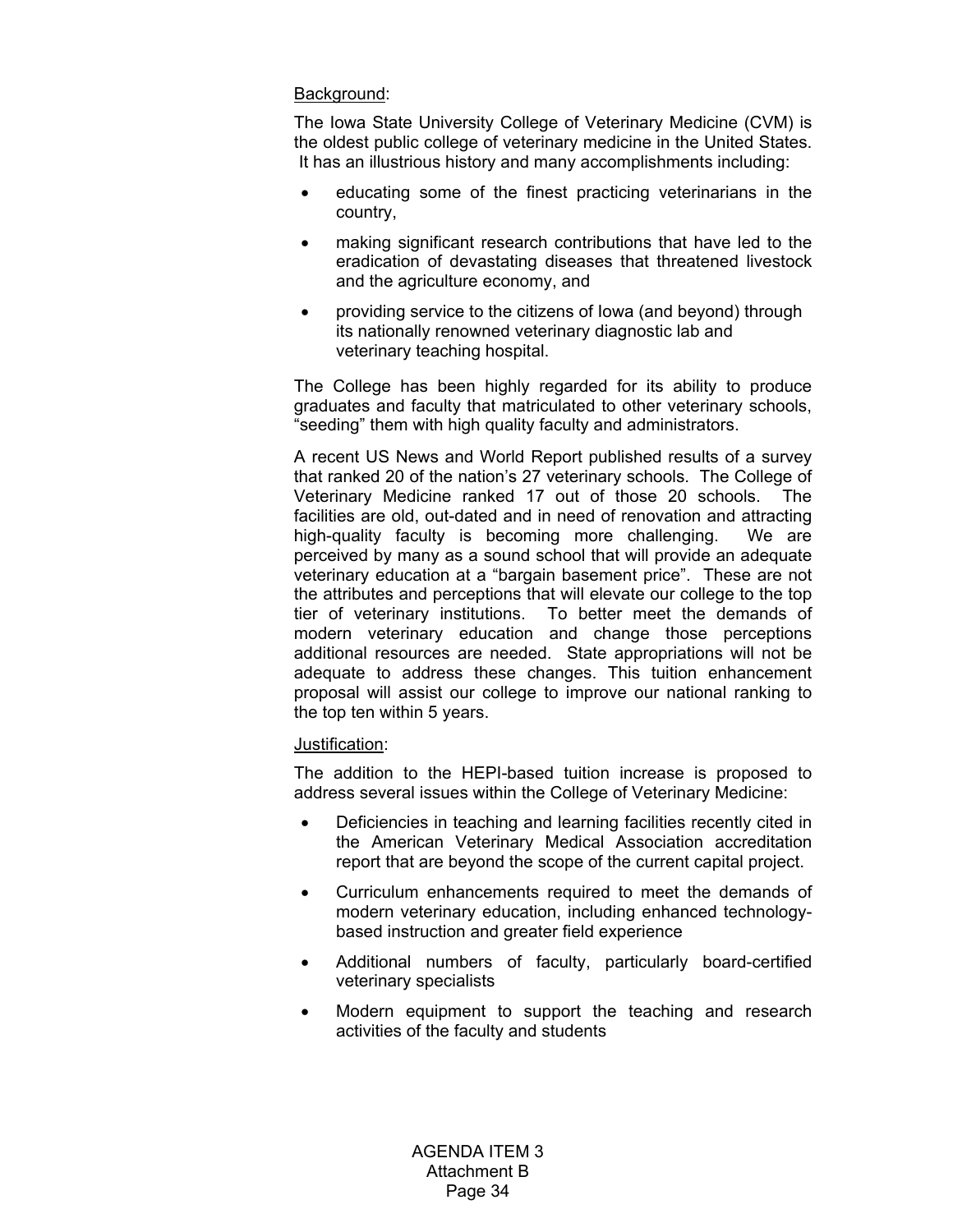Background:

The Iowa State University College of Veterinary Medicine (CVM) is the oldest public college of veterinary medicine in the United States. It has an illustrious history and many accomplishments including:

- educating some of the finest practicing veterinarians in the country,
- making significant research contributions that have led to the eradication of devastating diseases that threatened livestock and the agriculture economy, and
- providing service to the citizens of Iowa (and beyond) through its nationally renowned veterinary diagnostic lab and veterinary teaching hospital.

The College has been highly regarded for its ability to produce graduates and faculty that matriculated to other veterinary schools, "seeding" them with high quality faculty and administrators.

A recent US News and World Report published results of a survey that ranked 20 of the nation's 27 veterinary schools. The College of Veterinary Medicine ranked 17 out of those 20 schools. The facilities are old, out-dated and in need of renovation and attracting high-quality faculty is becoming more challenging. We are perceived by many as a sound school that will provide an adequate veterinary education at a "bargain basement price". These are not the attributes and perceptions that will elevate our college to the top tier of veterinary institutions. To better meet the demands of modern veterinary education and change those perceptions additional resources are needed. State appropriations will not be adequate to address these changes. This tuition enhancement proposal will assist our college to improve our national ranking to the top ten within 5 years.

Justification:

The addition to the HEPI-based tuition increase is proposed to address several issues within the College of Veterinary Medicine:

- Deficiencies in teaching and learning facilities recently cited in the American Veterinary Medical Association accreditation report that are beyond the scope of the current capital project.
- Curriculum enhancements required to meet the demands of modern veterinary education, including enhanced technology-based instruction and greater field experience
- Additional numbers of faculty, particularly board-certified veterinary specialists
- Modern equipment to support the teaching and research activities of the faculty and students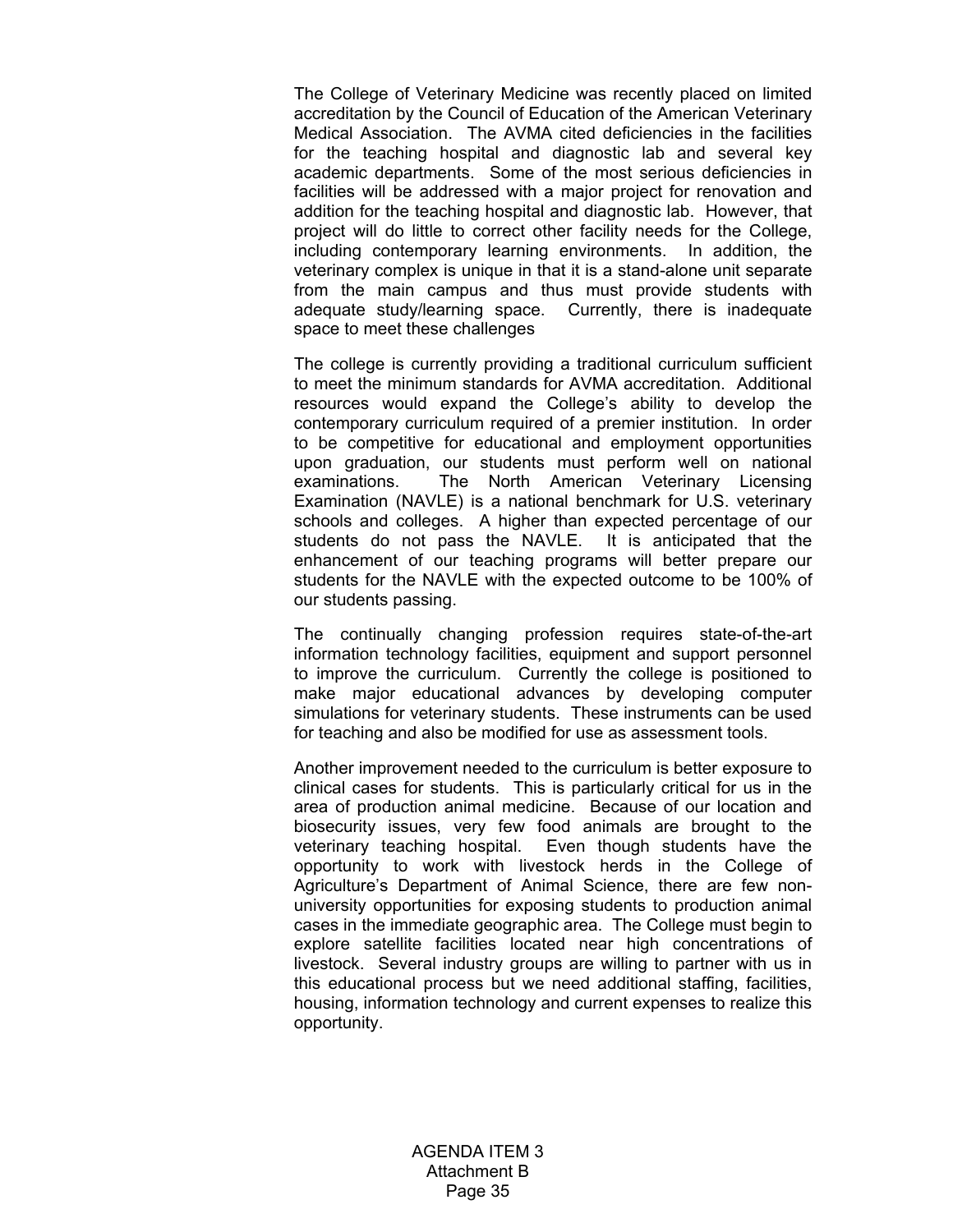The College of Veterinary Medicine was recently placed on limited accreditation by the Council of Education of the American Veterinary Medical Association. The AVMA cited deficiencies in the facilities for the teaching hospital and diagnostic lab and several key academic departments. Some of the most serious deficiencies in facilities will be addressed with a major project for renovation and addition for the teaching hospital and diagnostic lab. However, that project will do little to correct other facility needs for the College, including contemporary learning environments. In addition, the veterinary complex is unique in that it is a stand-alone unit separate from the main campus and thus must provide students with adequate study/learning space. Currently, there is inadequate space to meet these challenges

The college is currently providing a traditional curriculum sufficient to meet the minimum standards for AVMA accreditation. Additional resources would expand the College's ability to develop the contemporary curriculum required of a premier institution. In order to be competitive for educational and employment opportunities upon graduation, our students must perform well on national examinations. The North American Veterinary Licensing Examination (NAVLE) is a national benchmark for U.S. veterinary schools and colleges. A higher than expected percentage of our students do not pass the NAVLE. It is anticipated that the enhancement of our teaching programs will better prepare our students for the NAVLE with the expected outcome to be 100% of our students passing.

The continually changing profession requires state-of-the-art information technology facilities, equipment and support personnel to improve the curriculum. Currently the college is positioned to make major educational advances by developing computer simulations for veterinary students. These instruments can be used for teaching and also be modified for use as assessment tools.

Another improvement needed to the curriculum is better exposure to clinical cases for students. This is particularly critical for us in the area of production animal medicine. Because of our location and biosecurity issues, very few food animals are brought to the veterinary teaching hospital. Even though students have the opportunity to work with livestock herds in the College of Agriculture's Department of Animal Science, there are few non-university opportunities for exposing students to production animal cases in the immediate geographic area. The College must begin to explore satellite facilities located near high concentrations of livestock. Several industry groups are willing to partner with us in this educational process but we need additional staffing, facilities, housing, information technology and current expenses to realize this opportunity.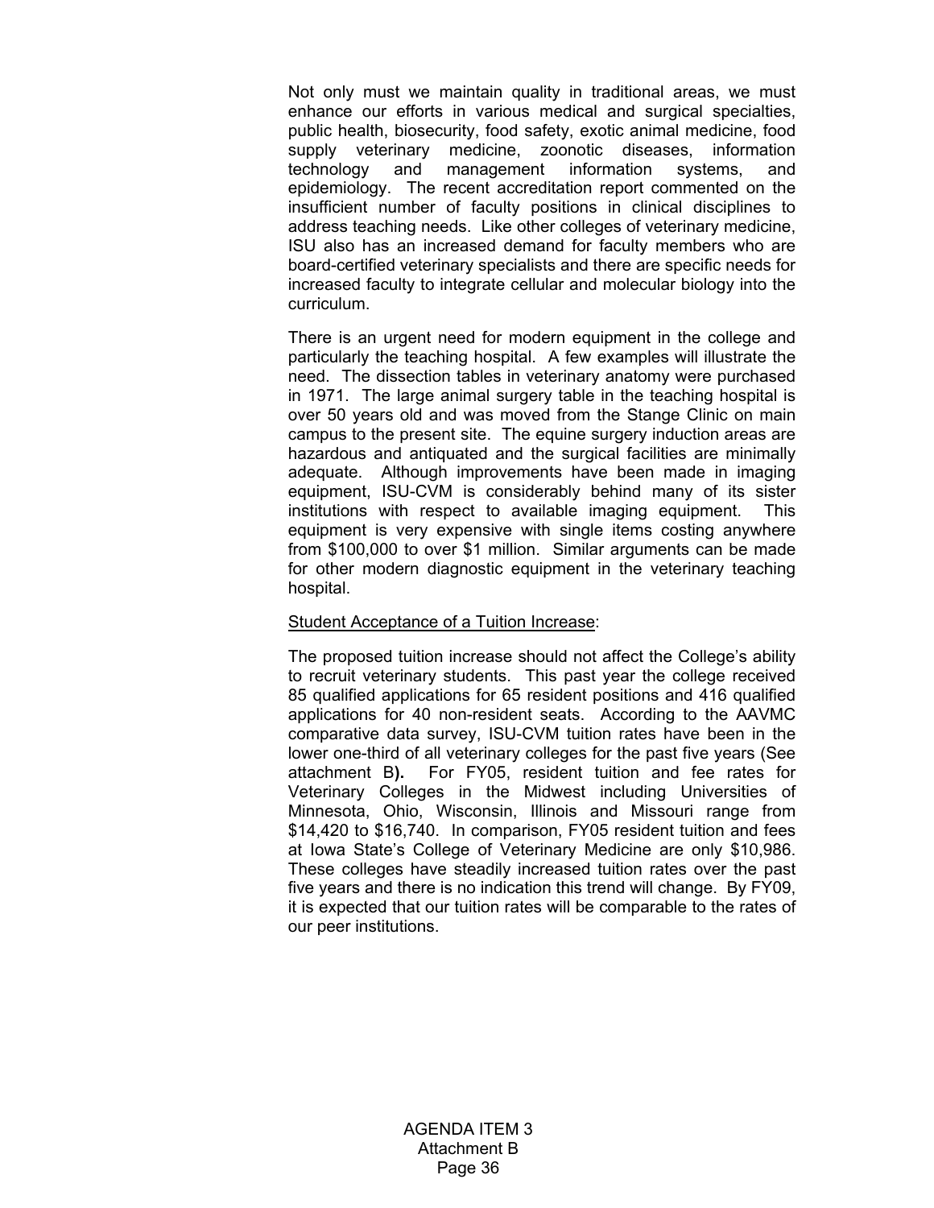Not only must we maintain quality in traditional areas, we must enhance our efforts in various medical and surgical specialties, public health, biosecurity, food safety, exotic animal medicine, food supply veterinary medicine, zoonotic diseases, information technology and management information systems, and epidemiology. The recent accreditation report commented on the insufficient number of faculty positions in clinical disciplines to address teaching needs. Like other colleges of veterinary medicine, ISU also has an increased demand for faculty members who are board-certified veterinary specialists and there are specific needs for increased faculty to integrate cellular and molecular biology into the curriculum.

There is an urgent need for modern equipment in the college and particularly the teaching hospital. A few examples will illustrate the need. The dissection tables in veterinary anatomy were purchased in 1971. The large animal surgery table in the teaching hospital is over 50 years old and was moved from the Stange Clinic on main campus to the present site. The equine surgery induction areas are hazardous and antiquated and the surgical facilities are minimally adequate. Although improvements have been made in imaging equipment, ISU-CVM is considerably behind many of its sister institutions with respect to available imaging equipment. This equipment is very expensive with single items costing anywhere from $100,000 to over $1 million. Similar arguments can be made for other modern diagnostic equipment in the veterinary teaching hospital.

<u>Student Acceptance of a Tuition Increase</u>:

The proposed tuition increase should not affect the College's ability to recruit veterinary students. This past year the college received 85 qualified applications for 65 resident positions and 416 qualified applications for 40 non-resident seats. According to the AAVMC comparative data survey, ISU-CVM tuition rates have been in the lower one-third of all veterinary colleges for the past five years (See attachment B**).** For FY05, resident tuition and fee rates for Veterinary Colleges in the Midwest including Universities of Minnesota, Ohio, Wisconsin, Illinois and Missouri range from $14,420 to $16,740. In comparison, FY05 resident tuition and fees at Iowa State's College of Veterinary Medicine are only $10,986. These colleges have steadily increased tuition rates over the past five years and there is no indication this trend will change. By FY09, it is expected that our tuition rates will be comparable to the rates of our peer institutions.

AGENDA ITEM 3
Attachment B
Page 36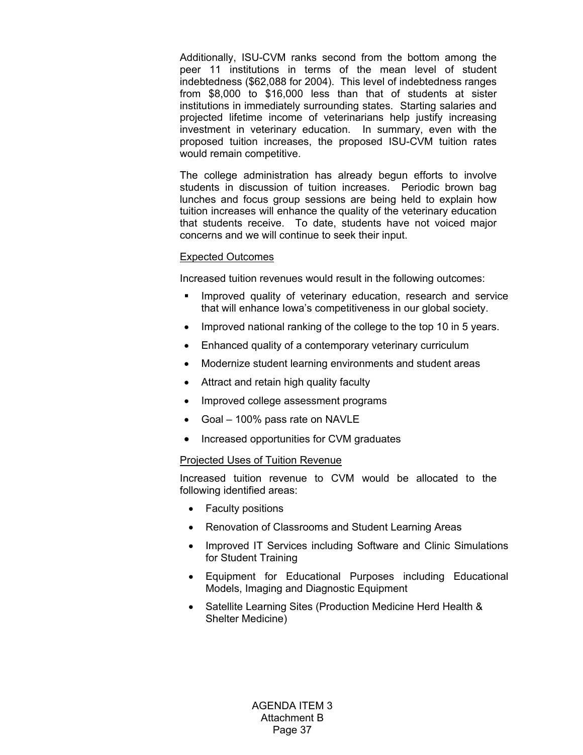Additionally, ISU-CVM ranks second from the bottom among the peer 11 institutions in terms of the mean level of student indebtedness ($62,088 for 2004). This level of indebtedness ranges from $8,000 to $16,000 less than that of students at sister institutions in immediately surrounding states. Starting salaries and projected lifetime income of veterinarians help justify increasing investment in veterinary education. In summary, even with the proposed tuition increases, the proposed ISU-CVM tuition rates would remain competitive.

The college administration has already begun efforts to involve students in discussion of tuition increases. Periodic brown bag lunches and focus group sessions are being held to explain how tuition increases will enhance the quality of the veterinary education that students receive. To date, students have not voiced major concerns and we will continue to seek their input.

Expected Outcomes

Increased tuition revenues would result in the following outcomes:

- Improved quality of veterinary education, research and service that will enhance Iowa's competitiveness in our global society.
- Improved national ranking of the college to the top 10 in 5 years.
- Enhanced quality of a contemporary veterinary curriculum
- Modernize student learning environments and student areas
- Attract and retain high quality faculty
- Improved college assessment programs
- Goal – 100% pass rate on NAVLE
- Increased opportunities for CVM graduates

Projected Uses of Tuition Revenue

Increased tuition revenue to CVM would be allocated to the following identified areas:

- Faculty positions
- Renovation of Classrooms and Student Learning Areas
- Improved IT Services including Software and Clinic Simulations for Student Training
- Equipment for Educational Purposes including Educational Models, Imaging and Diagnostic Equipment
- Satellite Learning Sites (Production Medicine Herd Health & Shelter Medicine)

AGENDA ITEM 3
Attachment B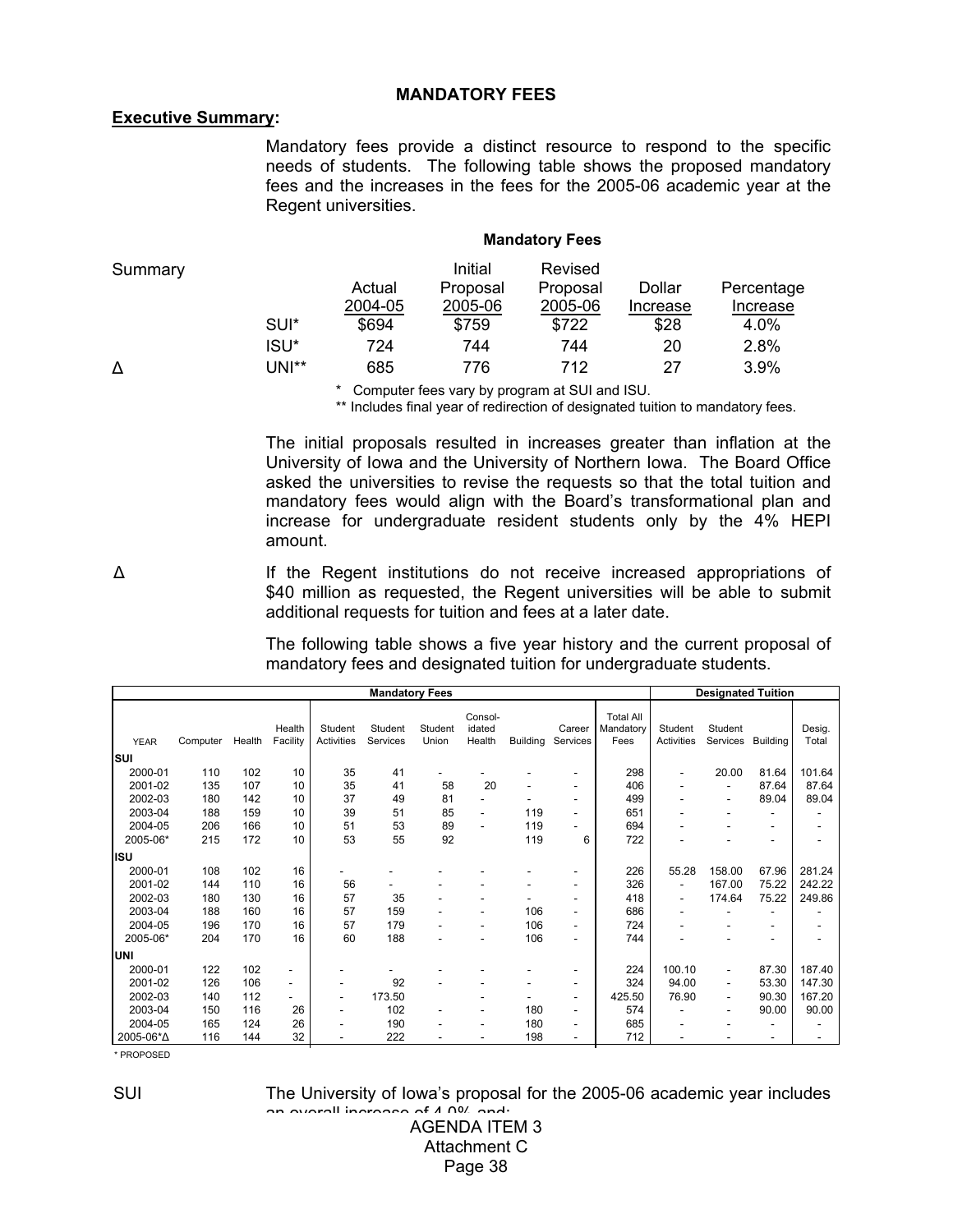**MANDATORY FEES**

**Executive Summary:**

Mandatory fees provide a distinct resource to respond to the specific needs of students. The following table shows the proposed mandatory fees and the increases in the fees for the 2005-06 academic year at the Regent universities.

**Mandatory Fees**

| Summary | | Actual 2004-05 | Initial Proposal 2005-06 | Revised Proposal 2005-06 | Dollar Increase | Percentage Increase |
|---|---|---|---|---|---|---|
| | SUI* | $694 | $759 | $722 | $28 | 4.0% |
| | ISU* | 724 | 744 | 744 | 20 | 2.8% |
| Δ | UNI** | 685 | 776 | 712 | 27 | 3.9% |

\* Computer fees vary by program at SUI and ISU.

** Includes final year of redirection of designated tuition to mandatory fees.

The initial proposals resulted in increases greater than inflation at the University of Iowa and the University of Northern Iowa. The Board Office asked the universities to revise the requests so that the total tuition and mandatory fees would align with the Board's transformational plan and increase for undergraduate resident students only by the 4% HEPI amount.

Δ If the Regent institutions do not receive increased appropriations of $40 million as requested, the Regent universities will be able to submit additional requests for tuition and fees at a later date.

The following table shows a five year history and the current proposal of mandatory fees and designated tuition for undergraduate students.

| | Mandatory Fees | | | | | | | | | | Designated Tuition | | | |
|---|---|---|---|---|---|---|---|---|---|---|---|---|---|---|
| YEAR | Computer | Health | Health Facility | Student Activities | Student Services | Student Union | Consol-idated Health | Building | Career Services | Total All Mandatory Fees | Student Activities | Student Services | Building | Desig. Total |
| **SUI** | | | | | | | | | | | | | | |
| 2000-01 | 110 | 102 | 10 | 35 | 41 | - | - | - | - | 298 | - | 20.00 | 81.64 | 101.64 |
| 2001-02 | 135 | 107 | 10 | 35 | 41 | 58 | 20 | - | - | 406 | - | - | 87.64 | 87.64 |
| 2002-03 | 180 | 142 | 10 | 37 | 49 | 81 | - | - | - | 499 | - | - | 89.04 | 89.04 |
| 2003-04 | 188 | 159 | 10 | 39 | 51 | 85 | - | 119 | - | 651 | - | - | - | - |
| 2004-05 | 206 | 166 | 10 | 51 | 53 | 89 | - | 119 | - | 694 | - | - | - | - |
| 2005-06* | 215 | 172 | 10 | 53 | 55 | 92 | | 119 | 6 | 722 | - | - | - | - |
| **ISU** | | | | | | | | | | | | | | |
| 2000-01 | 108 | 102 | 16 | - | - | - | - | - | - | 226 | 55.28 | 158.00 | 67.96 | 281.24 |
| 2001-02 | 144 | 110 | 16 | 56 | - | - | - | - | - | 326 | - | 167.00 | 75.22 | 242.22 |
| 2002-03 | 180 | 130 | 16 | 57 | 35 | - | - | - | - | 418 | - | 174.64 | 75.22 | 249.86 |
| 2003-04 | 188 | 160 | 16 | 57 | 159 | - | - | 106 | - | 686 | - | - | - | - |
| 2004-05 | 196 | 170 | 16 | 57 | 179 | - | - | 106 | - | 724 | - | - | - | - |
| 2005-06* | 204 | 170 | 16 | 60 | 188 | - | - | 106 | - | 744 | - | - | - | - |
| **UNI** | | | | | | | | | | | | | | |
| 2000-01 | 122 | 102 | - | - | - | - | - | - | - | 224 | 100.10 | - | 87.30 | 187.40 |
| 2001-02 | 126 | 106 | - | - | 92 | - | - | - | - | 324 | 94.00 | - | 53.30 | 147.30 |
| 2002-03 | 140 | 112 | - | - | 173.50 | | - | - | - | 425.50 | 76.90 | - | 90.30 | 167.20 |
| 2003-04 | 150 | 116 | 26 | - | 102 | - | - | 180 | - | 574 | - | - | 90.00 | 90.00 |
| 2004-05 | 165 | 124 | 26 | - | 190 | - | - | 180 | - | 685 | - | - | - | - |
| 2005-06*Δ | 116 | 144 | 32 | - | 222 | - | - | 198 | - | 712 | - | - | - | - |

\* PROPOSED

SUI The University of Iowa's proposal for the 2005-06 academic year includes an overall increase of 4.0% and: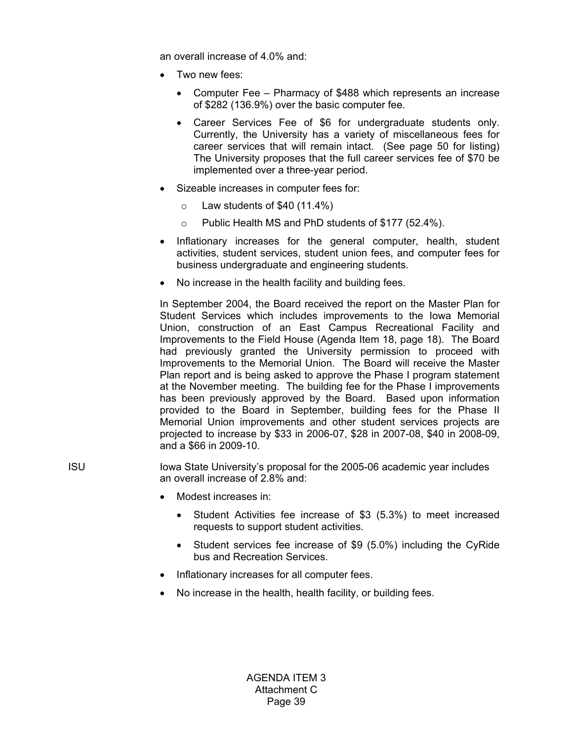an overall increase of 4.0% and:

- Two new fees:
    - Computer Fee – Pharmacy of $488 which represents an increase of $282 (136.9%) over the basic computer fee.
    - Career Services Fee of $6 for undergraduate students only. Currently, the University has a variety of miscellaneous fees for career services that will remain intact. (See page 50 for listing) The University proposes that the full career services fee of $70 be implemented over a three-year period.
- Sizeable increases in computer fees for:
    - Law students of $40 (11.4%)
    - Public Health MS and PhD students of $177 (52.4%).
- Inflationary increases for the general computer, health, student activities, student services, student union fees, and computer fees for business undergraduate and engineering students.
- No increase in the health facility and building fees.

In September 2004, the Board received the report on the Master Plan for Student Services which includes improvements to the Iowa Memorial Union, construction of an East Campus Recreational Facility and Improvements to the Field House (Agenda Item 18, page 18). The Board had previously granted the University permission to proceed with Improvements to the Memorial Union. The Board will receive the Master Plan report and is being asked to approve the Phase I program statement at the November meeting. The building fee for the Phase I improvements has been previously approved by the Board. Based upon information provided to the Board in September, building fees for the Phase II Memorial Union improvements and other student services projects are projected to increase by $33 in 2006-07, $28 in 2007-08, $40 in 2008-09, and a $66 in 2009-10.

ISU

Iowa State University's proposal for the 2005-06 academic year includes an overall increase of 2.8% and:

- Modest increases in:
    - Student Activities fee increase of $3 (5.3%) to meet increased requests to support student activities.
    - Student services fee increase of $9 (5.0%) including the CyRide bus and Recreation Services.
- Inflationary increases for all computer fees.
- No increase in the health, health facility, or building fees.

AGENDA ITEM 3
Attachment C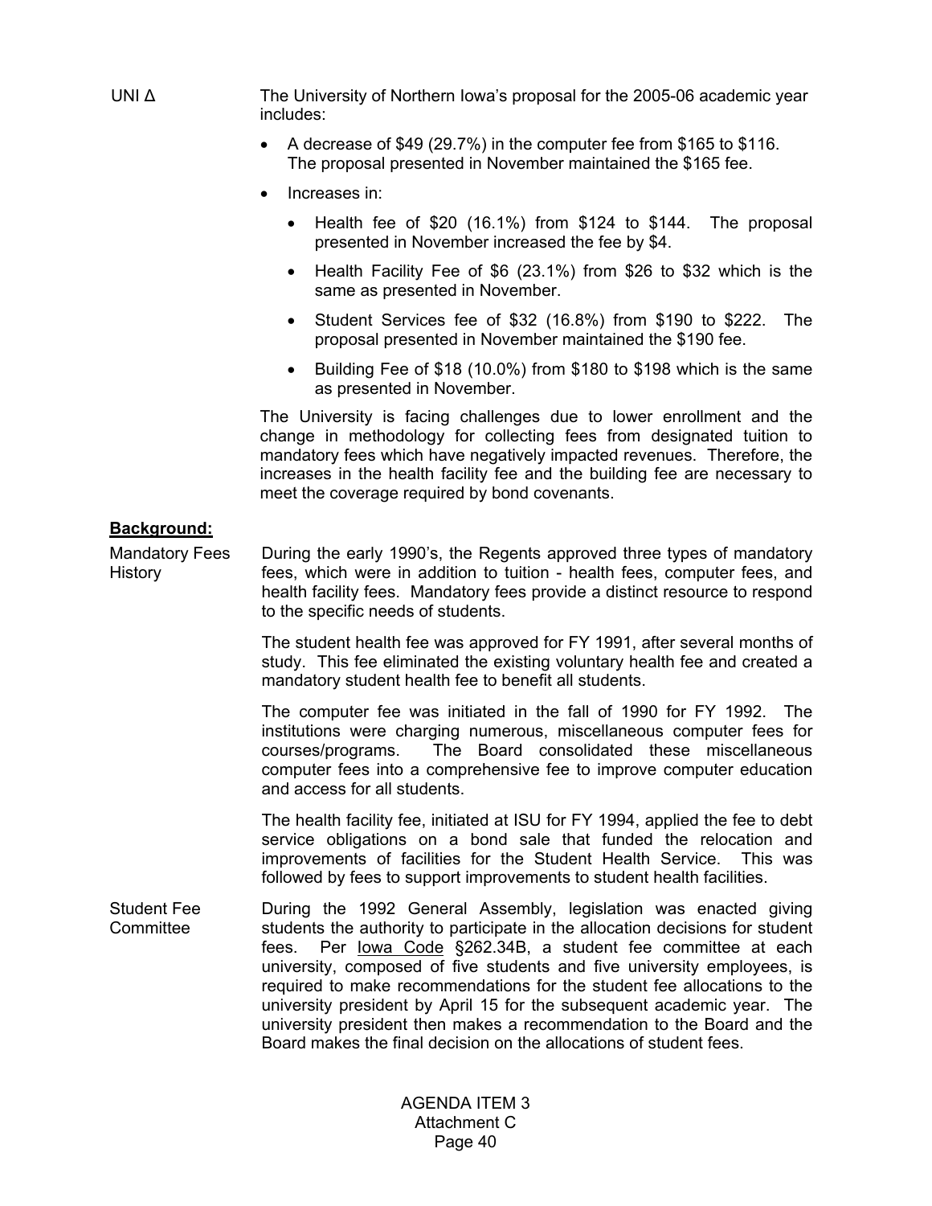UNI Δ

The University of Northern Iowa's proposal for the 2005-06 academic year includes:

- A decrease of $49 (29.7%) in the computer fee from $165 to $116. The proposal presented in November maintained the $165 fee.
- Increases in:
  - Health fee of $20 (16.1%) from $124 to $144. The proposal presented in November increased the fee by $4.
  - Health Facility Fee of $6 (23.1%) from $26 to $32 which is the same as presented in November.
  - Student Services fee of $32 (16.8%) from $190 to $222. The proposal presented in November maintained the $190 fee.
  - Building Fee of $18 (10.0%) from $180 to $198 which is the same as presented in November.

The University is facing challenges due to lower enrollment and the change in methodology for collecting fees from designated tuition to mandatory fees which have negatively impacted revenues. Therefore, the increases in the health facility fee and the building fee are necessary to meet the coverage required by bond covenants.

**Background:**

Mandatory Fees History

During the early 1990's, the Regents approved three types of mandatory fees, which were in addition to tuition - health fees, computer fees, and health facility fees. Mandatory fees provide a distinct resource to respond to the specific needs of students.

The student health fee was approved for FY 1991, after several months of study. This fee eliminated the existing voluntary health fee and created a mandatory student health fee to benefit all students.

The computer fee was initiated in the fall of 1990 for FY 1992. The institutions were charging numerous, miscellaneous computer fees for courses/programs. The Board consolidated these miscellaneous computer fees into a comprehensive fee to improve computer education and access for all students.

The health facility fee, initiated at ISU for FY 1994, applied the fee to debt service obligations on a bond sale that funded the relocation and improvements of facilities for the Student Health Service. This was followed by fees to support improvements to student health facilities.

Student Fee Committee

During the 1992 General Assembly, legislation was enacted giving students the authority to participate in the allocation decisions for student fees. Per Iowa Code §262.34B, a student fee committee at each university, composed of five students and five university employees, is required to make recommendations for the student fee allocations to the university president by April 15 for the subsequent academic year. The university president then makes a recommendation to the Board and the Board makes the final decision on the allocations of student fees.

AGENDA ITEM 3
Attachment C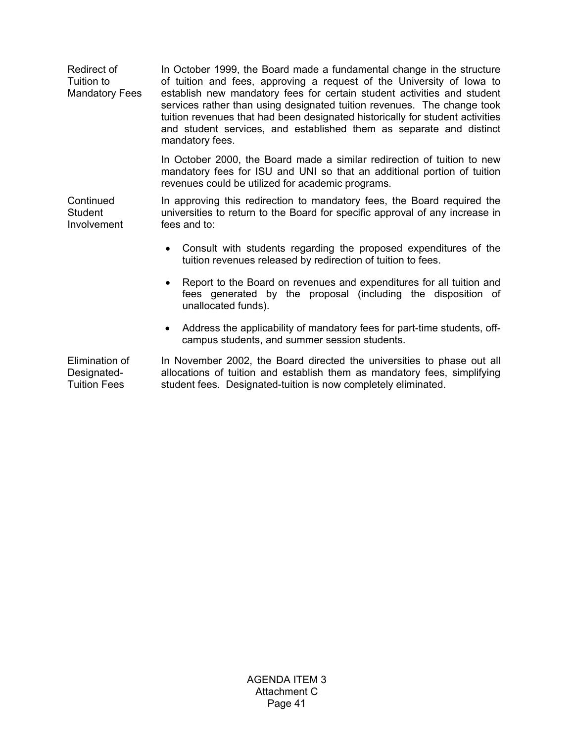**Redirect of Tuition to Mandatory Fees**

In October 1999, the Board made a fundamental change in the structure of tuition and fees, approving a request of the University of Iowa to establish new mandatory fees for certain student activities and student services rather than using designated tuition revenues. The change took tuition revenues that had been designated historically for student activities and student services, and established them as separate and distinct mandatory fees.

In October 2000, the Board made a similar redirection of tuition to new mandatory fees for ISU and UNI so that an additional portion of tuition revenues could be utilized for academic programs.

**Continued Student Involvement**

In approving this redirection to mandatory fees, the Board required the universities to return to the Board for specific approval of any increase in fees and to:

- Consult with students regarding the proposed expenditures of the tuition revenues released by redirection of tuition to fees.
- Report to the Board on revenues and expenditures for all tuition and fees generated by the proposal (including the disposition of unallocated funds).
- Address the applicability of mandatory fees for part-time students, off-campus students, and summer session students.

**Elimination of Designated-Tuition Fees**

In November 2002, the Board directed the universities to phase out all allocations of tuition and establish them as mandatory fees, simplifying student fees. Designated-tuition is now completely eliminated.

AGENDA ITEM 3
Attachment C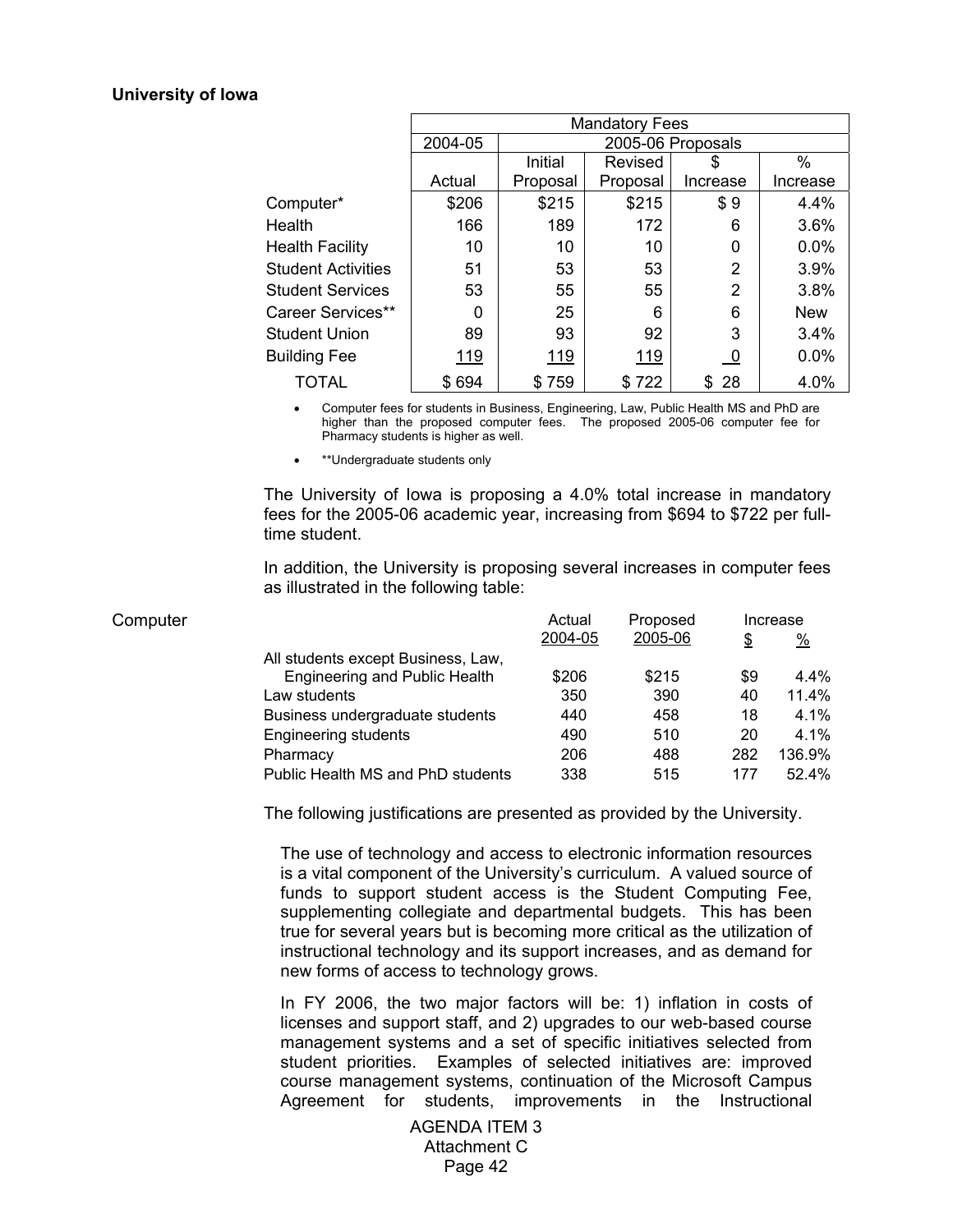**University of Iowa**

| | Mandatory Fees | | | | |
|---|---|---|---|---|---|
| | 2004-05 | 2005-06 Proposals | | | |
| | Actual | Initial Proposal | Revised Proposal | $ Increase | % Increase |
| Computer* | $206 | $215 | $215 | $ 9 | 4.4% |
| Health | 166 | 189 | 172 | 6 | 3.6% |
| Health Facility | 10 | 10 | 10 | 0 | 0.0% |
| Student Activities | 51 | 53 | 53 | 2 | 3.9% |
| Student Services | 53 | 55 | 55 | 2 | 3.8% |
| Career Services** | 0 | 25 | 6 | 6 | New |
| Student Union | 89 | 93 | 92 | 3 | 3.4% |
| Building Fee | 119 | 119 | 119 | 0 | 0.0% |
| TOTAL | $ 694 | $ 759 | $ 722 | $ 28 | 4.0% |

- Computer fees for students in Business, Engineering, Law, Public Health MS and PhD are higher than the proposed computer fees. The proposed 2005-06 computer fee for Pharmacy students is higher as well.
- **Undergraduate students only

The University of Iowa is proposing a 4.0% total increase in mandatory fees for the 2005-06 academic year, increasing from $694 to $722 per full-time student.

In addition, the University is proposing several increases in computer fees as illustrated in the following table:

Computer

| | Actual 2004-05 | Proposed 2005-06 | Increase $ | Increase % |
|---|---|---|---|---|
| All students except Business, Law, Engineering and Public Health | $206 | $215 | $9 | 4.4% |
| Law students | 350 | 390 | 40 | 11.4% |
| Business undergraduate students | 440 | 458 | 18 | 4.1% |
| Engineering students | 490 | 510 | 20 | 4.1% |
| Pharmacy | 206 | 488 | 282 | 136.9% |
| Public Health MS and PhD students | 338 | 515 | 177 | 52.4% |

The following justifications are presented as provided by the University.

> The use of technology and access to electronic information resources is a vital component of the University's curriculum. A valued source of funds to support student access is the Student Computing Fee, supplementing collegiate and departmental budgets. This has been true for several years but is becoming more critical as the utilization of instructional technology and its support increases, and as demand for new forms of access to technology grows.
>
> In FY 2006, the two major factors will be: 1) inflation in costs of licenses and support staff, and 2) upgrades to our web-based course management systems and a set of specific initiatives selected from student priorities. Examples of selected initiatives are: improved course management systems, continuation of the Microsoft Campus Agreement for students, improvements in the Instructional

AGENDA ITEM 3
Attachment C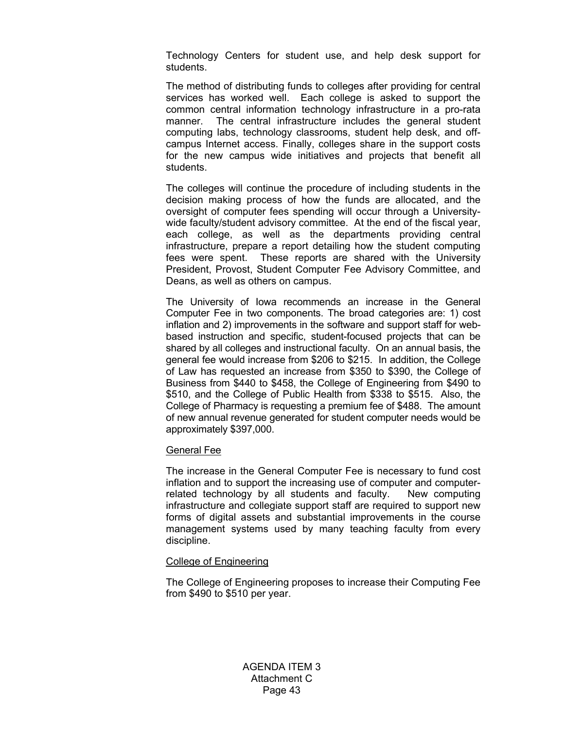Technology Centers for student use, and help desk support for students.

The method of distributing funds to colleges after providing for central services has worked well. Each college is asked to support the common central information technology infrastructure in a pro-rata manner. The central infrastructure includes the general student computing labs, technology classrooms, student help desk, and off-campus Internet access. Finally, colleges share in the support costs for the new campus wide initiatives and projects that benefit all students.

The colleges will continue the procedure of including students in the decision making process of how the funds are allocated, and the oversight of computer fees spending will occur through a University-wide faculty/student advisory committee. At the end of the fiscal year, each college, as well as the departments providing central infrastructure, prepare a report detailing how the student computing fees were spent. These reports are shared with the University President, Provost, Student Computer Fee Advisory Committee, and Deans, as well as others on campus.

The University of Iowa recommends an increase in the General Computer Fee in two components. The broad categories are: 1) cost inflation and 2) improvements in the software and support staff for web-based instruction and specific, student-focused projects that can be shared by all colleges and instructional faculty. On an annual basis, the general fee would increase from $206 to $215. In addition, the College of Law has requested an increase from $350 to $390, the College of Business from $440 to $458, the College of Engineering from $490 to $510, and the College of Public Health from $338 to $515. Also, the College of Pharmacy is requesting a premium fee of $488. The amount of new annual revenue generated for student computer needs would be approximately $397,000.

<u>General Fee</u>

The increase in the General Computer Fee is necessary to fund cost inflation and to support the increasing use of computer and computer-related technology by all students and faculty. New computing infrastructure and collegiate support staff are required to support new forms of digital assets and substantial improvements in the course management systems used by many teaching faculty from every discipline.

<u>College of Engineering</u>

The College of Engineering proposes to increase their Computing Fee from $490 to $510 per year.

AGENDA ITEM 3
Attachment C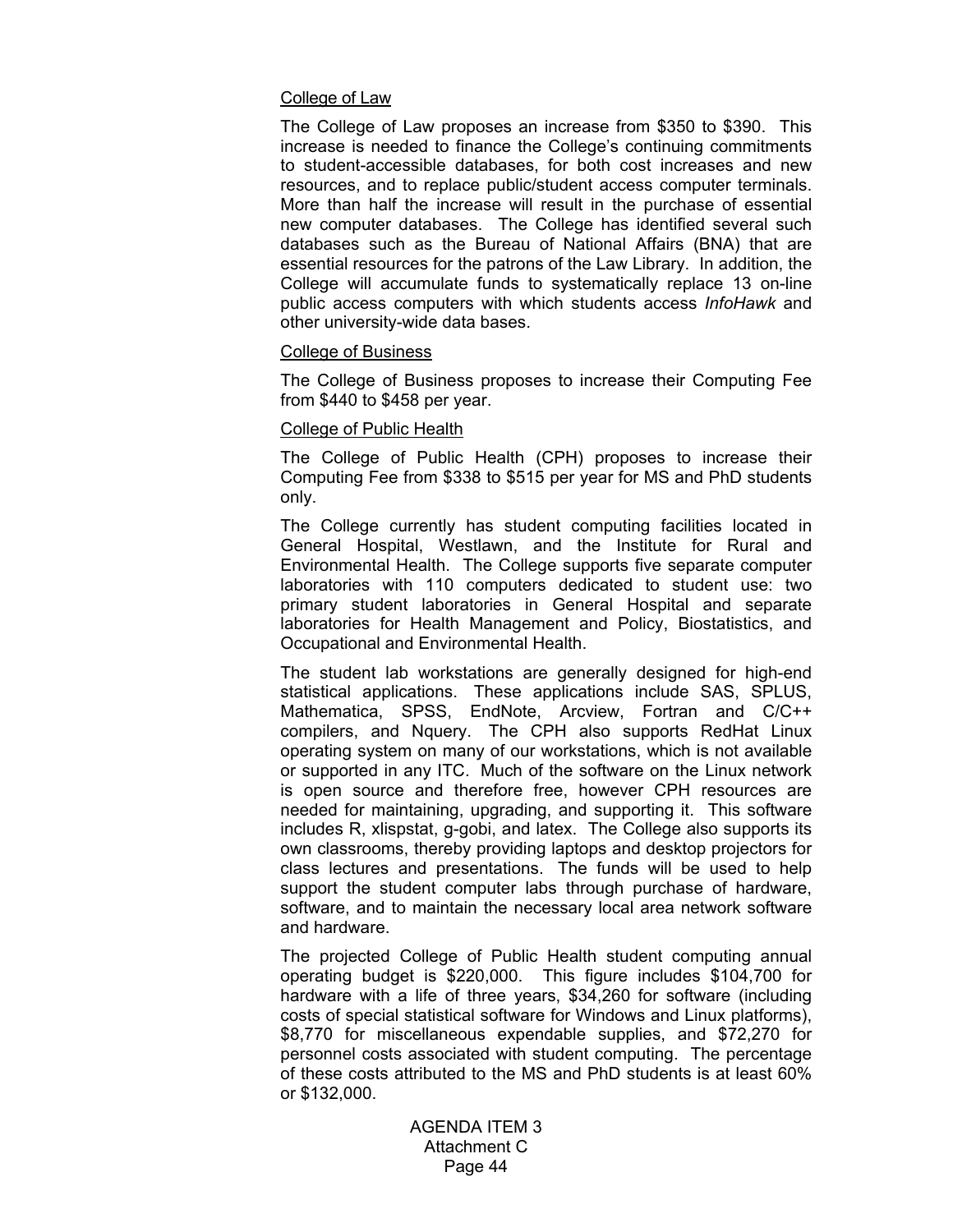College of Law

The College of Law proposes an increase from $350 to $390. This increase is needed to finance the College's continuing commitments to student-accessible databases, for both cost increases and new resources, and to replace public/student access computer terminals. More than half the increase will result in the purchase of essential new computer databases. The College has identified several such databases such as the Bureau of National Affairs (BNA) that are essential resources for the patrons of the Law Library. In addition, the College will accumulate funds to systematically replace 13 on-line public access computers with which students access *InfoHawk* and other university-wide data bases.

College of Business

The College of Business proposes to increase their Computing Fee from $440 to $458 per year.

College of Public Health

The College of Public Health (CPH) proposes to increase their Computing Fee from $338 to $515 per year for MS and PhD students only.

The College currently has student computing facilities located in General Hospital, Westlawn, and the Institute for Rural and Environmental Health. The College supports five separate computer laboratories with 110 computers dedicated to student use: two primary student laboratories in General Hospital and separate laboratories for Health Management and Policy, Biostatistics, and Occupational and Environmental Health.

The student lab workstations are generally designed for high-end statistical applications. These applications include SAS, SPLUS, Mathematica, SPSS, EndNote, Arcview, Fortran and C/C++ compilers, and Nquery. The CPH also supports RedHat Linux operating system on many of our workstations, which is not available or supported in any ITC. Much of the software on the Linux network is open source and therefore free, however CPH resources are needed for maintaining, upgrading, and supporting it. This software includes R, xlispstat, g-gobi, and latex. The College also supports its own classrooms, thereby providing laptops and desktop projectors for class lectures and presentations. The funds will be used to help support the student computer labs through purchase of hardware, software, and to maintain the necessary local area network software and hardware.

The projected College of Public Health student computing annual operating budget is $220,000. This figure includes $104,700 for hardware with a life of three years, $34,260 for software (including costs of special statistical software for Windows and Linux platforms), $8,770 for miscellaneous expendable supplies, and $72,270 for personnel costs associated with student computing. The percentage of these costs attributed to the MS and PhD students is at least 60% or $132,000.

AGENDA ITEM 3
Attachment C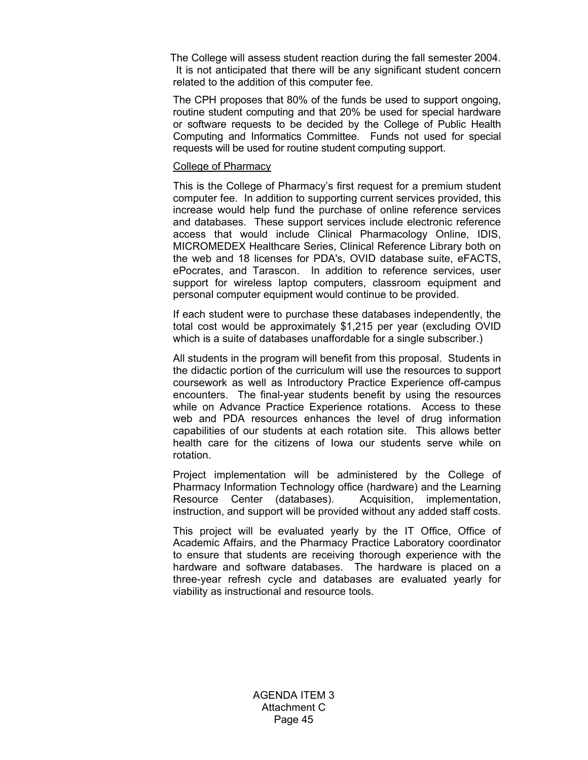The College will assess student reaction during the fall semester 2004. It is not anticipated that there will be any significant student concern related to the addition of this computer fee.

The CPH proposes that 80% of the funds be used to support ongoing, routine student computing and that 20% be used for special hardware or software requests to be decided by the College of Public Health Computing and Informatics Committee. Funds not used for special requests will be used for routine student computing support.

<u>College of Pharmacy</u>

This is the College of Pharmacy's first request for a premium student computer fee. In addition to supporting current services provided, this increase would help fund the purchase of online reference services and databases. These support services include electronic reference access that would include Clinical Pharmacology Online, IDIS, MICROMEDEX Healthcare Series, Clinical Reference Library both on the web and 18 licenses for PDA's, OVID database suite, eFACTS, ePocrates, and Tarascon. In addition to reference services, user support for wireless laptop computers, classroom equipment and personal computer equipment would continue to be provided.

If each student were to purchase these databases independently, the total cost would be approximately $1,215 per year (excluding OVID which is a suite of databases unaffordable for a single subscriber.)

All students in the program will benefit from this proposal. Students in the didactic portion of the curriculum will use the resources to support coursework as well as Introductory Practice Experience off-campus encounters. The final-year students benefit by using the resources while on Advance Practice Experience rotations. Access to these web and PDA resources enhances the level of drug information capabilities of our students at each rotation site. This allows better health care for the citizens of Iowa our students serve while on rotation.

Project implementation will be administered by the College of Pharmacy Information Technology office (hardware) and the Learning Resource Center (databases). Acquisition, implementation, instruction, and support will be provided without any added staff costs.

This project will be evaluated yearly by the IT Office, Office of Academic Affairs, and the Pharmacy Practice Laboratory coordinator to ensure that students are receiving thorough experience with the hardware and software databases. The hardware is placed on a three-year refresh cycle and databases are evaluated yearly for viability as instructional and resource tools.

AGENDA ITEM 3
Attachment C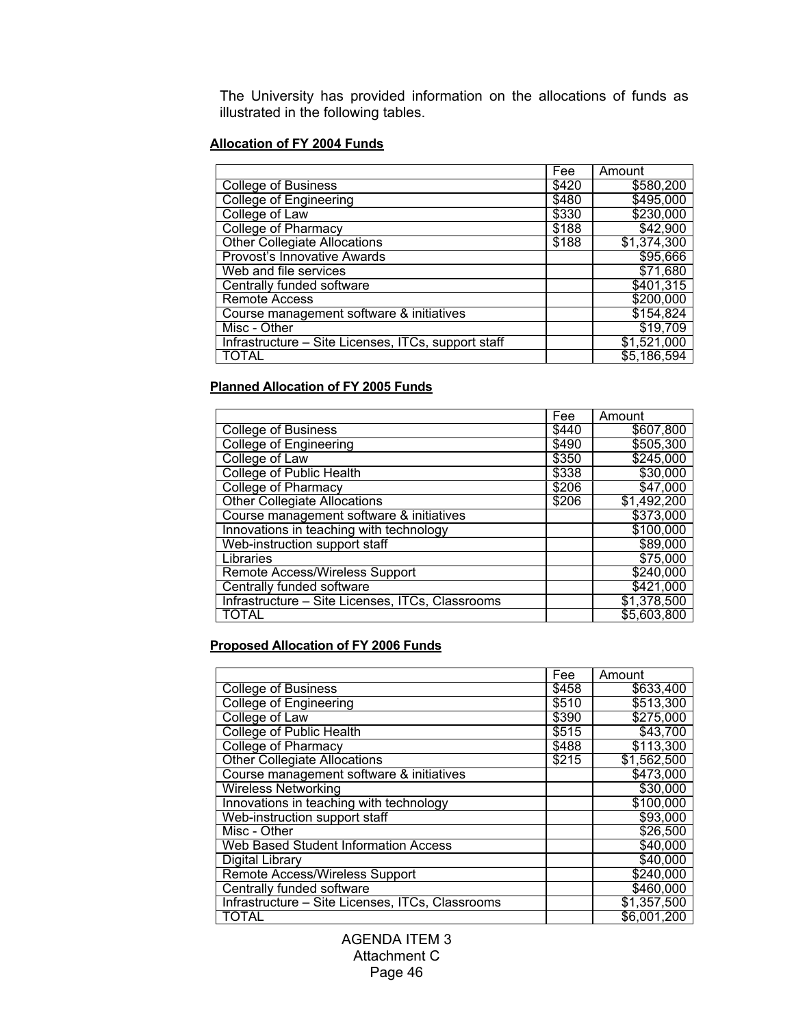The University has provided information on the allocations of funds as illustrated in the following tables.

**Allocation of FY 2004 Funds**

| | Fee | Amount |
|---|---|---|
| College of Business | $420 | $580,200 |
| College of Engineering | $480 | $495,000 |
| College of Law | $330 | $230,000 |
| College of Pharmacy | $188 | $42,900 |
| Other Collegiate Allocations | $188 | $1,374,300 |
| Provost's Innovative Awards | | $95,666 |
| Web and file services | | $71,680 |
| Centrally funded software | | $401,315 |
| Remote Access | | $200,000 |
| Course management software & initiatives | | $154,824 |
| Misc - Other | | $19,709 |
| Infrastructure – Site Licenses, ITCs, support staff | | $1,521,000 |
| TOTAL | | $5,186,594 |

**Planned Allocation of FY 2005 Funds**

| | Fee | Amount |
|---|---|---|
| College of Business | $440 | $607,800 |
| College of Engineering | $490 | $505,300 |
| College of Law | $350 | $245,000 |
| College of Public Health | $338 | $30,000 |
| College of Pharmacy | $206 | $47,000 |
| Other Collegiate Allocations | $206 | $1,492,200 |
| Course management software & initiatives | | $373,000 |
| Innovations in teaching with technology | | $100,000 |
| Web-instruction support staff | | $89,000 |
| Libraries | | $75,000 |
| Remote Access/Wireless Support | | $240,000 |
| Centrally funded software | | $421,000 |
| Infrastructure – Site Licenses, ITCs, Classrooms | | $1,378,500 |
| TOTAL | | $5,603,800 |

**Proposed Allocation of FY 2006 Funds**

| | Fee | Amount |
|---|---|---|
| College of Business | $458 | $633,400 |
| College of Engineering | $510 | $513,300 |
| College of Law | $390 | $275,000 |
| College of Public Health | $515 | $43,700 |
| College of Pharmacy | $488 | $113,300 |
| Other Collegiate Allocations | $215 | $1,562,500 |
| Course management software & initiatives | | $473,000 |
| Wireless Networking | | $30,000 |
| Innovations in teaching with technology | | $100,000 |
| Web-instruction support staff | | $93,000 |
| Misc - Other | | $26,500 |
| Web Based Student Information Access | | $40,000 |
| Digital Library | | $40,000 |
| Remote Access/Wireless Support | | $240,000 |
| Centrally funded software | | $460,000 |
| Infrastructure – Site Licenses, ITCs, Classrooms | | $1,357,500 |
| TOTAL | | $6,001,200 |

AGENDA ITEM 3
Attachment C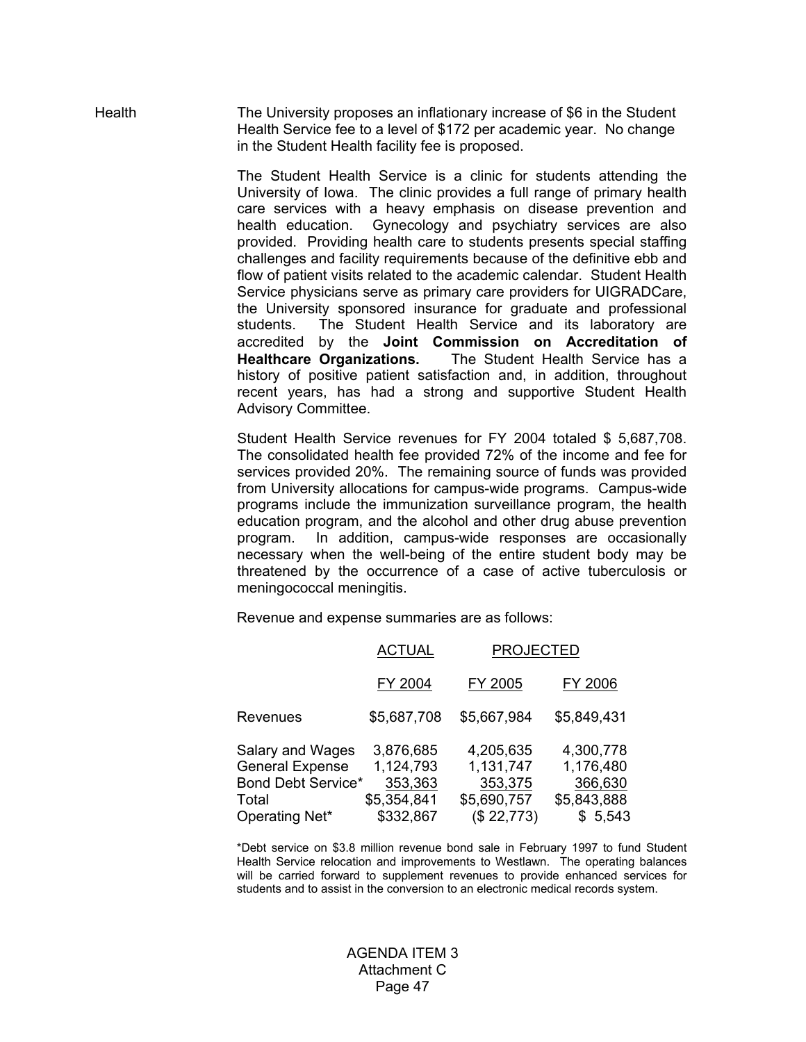Health

The University proposes an inflationary increase of $6 in the Student Health Service fee to a level of $172 per academic year. No change in the Student Health facility fee is proposed.

The Student Health Service is a clinic for students attending the University of Iowa. The clinic provides a full range of primary health care services with a heavy emphasis on disease prevention and health education. Gynecology and psychiatry services are also provided. Providing health care to students presents special staffing challenges and facility requirements because of the definitive ebb and flow of patient visits related to the academic calendar. Student Health Service physicians serve as primary care providers for UIGRADCare, the University sponsored insurance for graduate and professional students. The Student Health Service and its laboratory are accredited by the **Joint Commission on Accreditation of Healthcare Organizations.** The Student Health Service has a history of positive patient satisfaction and, in addition, throughout recent years, has had a strong and supportive Student Health Advisory Committee.

Student Health Service revenues for FY 2004 totaled $ 5,687,708. The consolidated health fee provided 72% of the income and fee for services provided 20%. The remaining source of funds was provided from University allocations for campus-wide programs. Campus-wide programs include the immunization surveillance program, the health education program, and the alcohol and other drug abuse prevention program. In addition, campus-wide responses are occasionally necessary when the well-being of the entire student body may be threatened by the occurrence of a case of active tuberculosis or meningococcal meningitis.

Revenue and expense summaries are as follows:

| | ACTUAL | PROJECTED | |
|---|---|---|---|
| | FY 2004 | FY 2005 | FY 2006 |
| Revenues | $5,687,708 | $5,667,984 | $5,849,431 |
| Salary and Wages | 3,876,685 | 4,205,635 | 4,300,778 |
| General Expense | 1,124,793 | 1,131,747 | 1,176,480 |
| Bond Debt Service* | 353,363 | 353,375 | 366,630 |
| Total | $5,354,841 | $5,690,757 | $5,843,888 |
| Operating Net* | $332,867 | ($ 22,773) | $ 5,543 |

*Debt service on $3.8 million revenue bond sale in February 1997 to fund Student Health Service relocation and improvements to Westlawn. The operating balances will be carried forward to supplement revenues to provide enhanced services for students and to assist in the conversion to an electronic medical records system.

AGENDA ITEM 3
Attachment C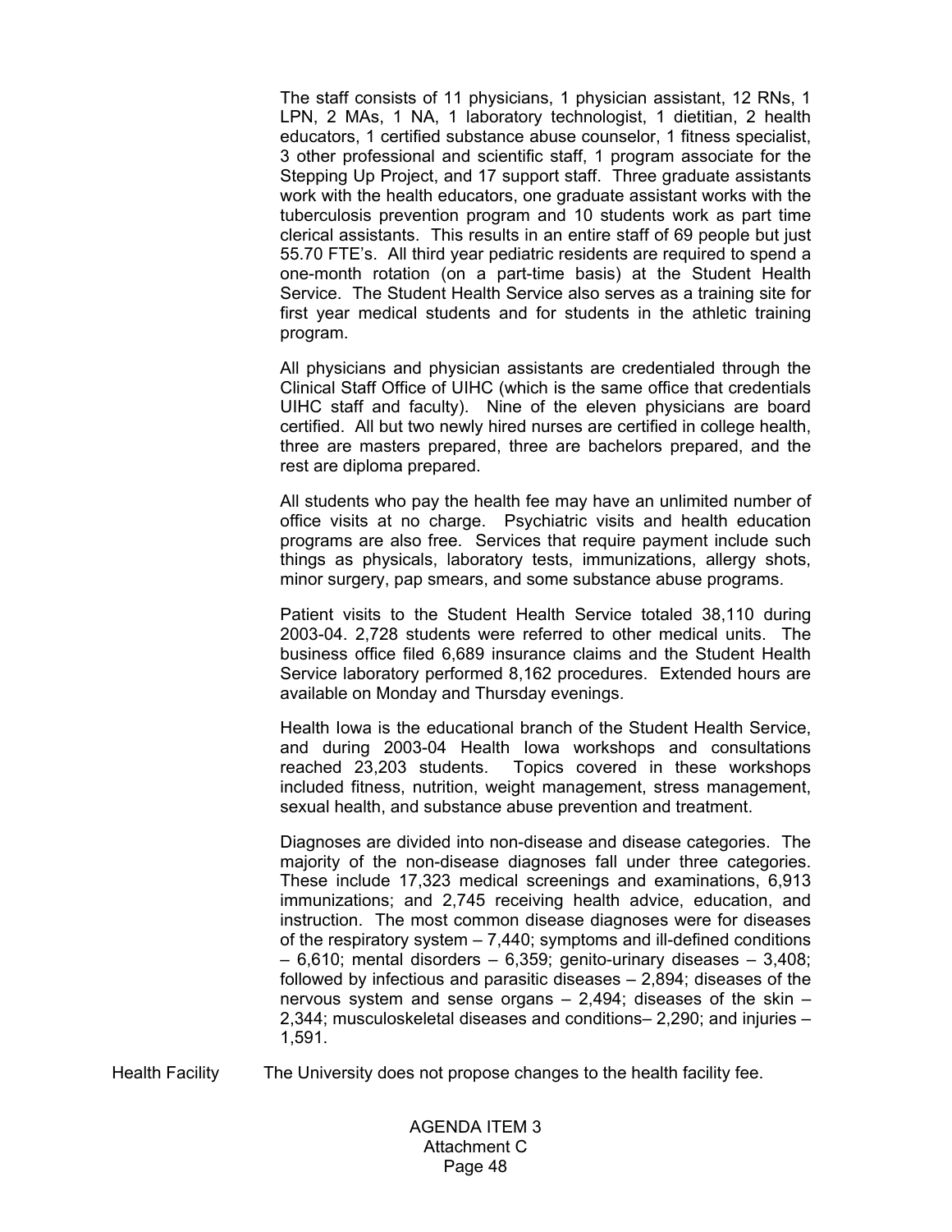The staff consists of 11 physicians, 1 physician assistant, 12 RNs, 1 LPN, 2 MAs, 1 NA, 1 laboratory technologist, 1 dietitian, 2 health educators, 1 certified substance abuse counselor, 1 fitness specialist, 3 other professional and scientific staff, 1 program associate for the Stepping Up Project, and 17 support staff. Three graduate assistants work with the health educators, one graduate assistant works with the tuberculosis prevention program and 10 students work as part time clerical assistants. This results in an entire staff of 69 people but just 55.70 FTE's. All third year pediatric residents are required to spend a one-month rotation (on a part-time basis) at the Student Health Service. The Student Health Service also serves as a training site for first year medical students and for students in the athletic training program.

All physicians and physician assistants are credentialed through the Clinical Staff Office of UIHC (which is the same office that credentials UIHC staff and faculty). Nine of the eleven physicians are board certified. All but two newly hired nurses are certified in college health, three are masters prepared, three are bachelors prepared, and the rest are diploma prepared.

All students who pay the health fee may have an unlimited number of office visits at no charge. Psychiatric visits and health education programs are also free. Services that require payment include such things as physicals, laboratory tests, immunizations, allergy shots, minor surgery, pap smears, and some substance abuse programs.

Patient visits to the Student Health Service totaled 38,110 during 2003-04. 2,728 students were referred to other medical units. The business office filed 6,689 insurance claims and the Student Health Service laboratory performed 8,162 procedures. Extended hours are available on Monday and Thursday evenings.

Health Iowa is the educational branch of the Student Health Service, and during 2003-04 Health Iowa workshops and consultations reached 23,203 students. Topics covered in these workshops included fitness, nutrition, weight management, stress management, sexual health, and substance abuse prevention and treatment.

Diagnoses are divided into non-disease and disease categories. The majority of the non-disease diagnoses fall under three categories. These include 17,323 medical screenings and examinations, 6,913 immunizations; and 2,745 receiving health advice, education, and instruction. The most common disease diagnoses were for diseases of the respiratory system – 7,440; symptoms and ill-defined conditions – 6,610; mental disorders – 6,359; genito-urinary diseases – 3,408; followed by infectious and parasitic diseases – 2,894; diseases of the nervous system and sense organs – 2,494; diseases of the skin – 2,344; musculoskeletal diseases and conditions– 2,290; and injuries – 1,591.

Health Facility    The University does not propose changes to the health facility fee.

AGENDA ITEM 3
Attachment C
Page 48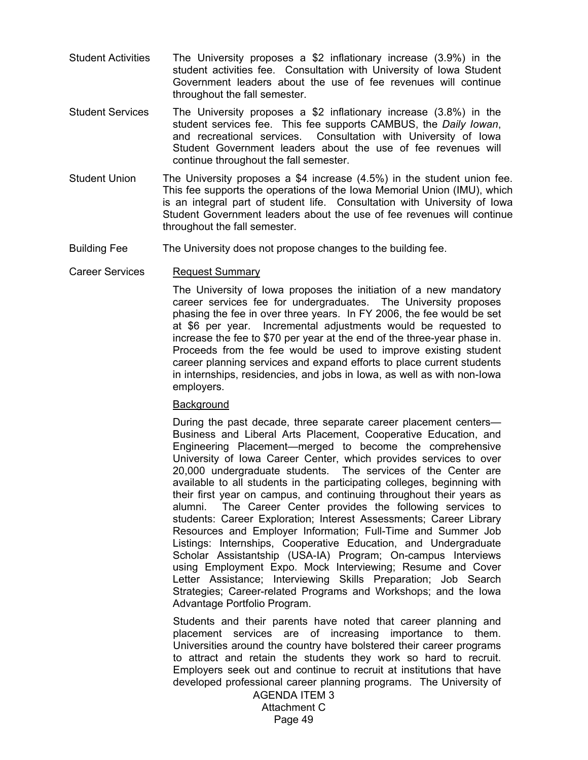**Student Activities** The University proposes a $2 inflationary increase (3.9%) in the student activities fee. Consultation with University of Iowa Student Government leaders about the use of fee revenues will continue throughout the fall semester.

**Student Services** The University proposes a $2 inflationary increase (3.8%) in the student services fee. This fee supports CAMBUS, the *Daily Iowan*, and recreational services. Consultation with University of Iowa Student Government leaders about the use of fee revenues will continue throughout the fall semester.

**Student Union** The University proposes a $4 increase (4.5%) in the student union fee. This fee supports the operations of the Iowa Memorial Union (IMU), which is an integral part of student life. Consultation with University of Iowa Student Government leaders about the use of fee revenues will continue throughout the fall semester.

**Building Fee** The University does not propose changes to the building fee.

**Career Services**

Request Summary

The University of Iowa proposes the initiation of a new mandatory career services fee for undergraduates. The University proposes phasing the fee in over three years. In FY 2006, the fee would be set at $6 per year. Incremental adjustments would be requested to increase the fee to $70 per year at the end of the three-year phase in. Proceeds from the fee would be used to improve existing student career planning services and expand efforts to place current students in internships, residencies, and jobs in Iowa, as well as with non-Iowa employers.

Background

During the past decade, three separate career placement centers—Business and Liberal Arts Placement, Cooperative Education, and Engineering Placement—merged to become the comprehensive University of Iowa Career Center, which provides services to over 20,000 undergraduate students. The services of the Center are available to all students in the participating colleges, beginning with their first year on campus, and continuing throughout their years as alumni. The Career Center provides the following services to students: Career Exploration; Interest Assessments; Career Library Resources and Employer Information; Full-Time and Summer Job Listings: Internships, Cooperative Education, and Undergraduate Scholar Assistantship (USA-IA) Program; On-campus Interviews using Employment Expo. Mock Interviewing; Resume and Cover Letter Assistance; Interviewing Skills Preparation; Job Search Strategies; Career-related Programs and Workshops; and the Iowa Advantage Portfolio Program.

Students and their parents have noted that career planning and placement services are of increasing importance to them. Universities around the country have bolstered their career programs to attract and retain the students they work so hard to recruit. Employers seek out and continue to recruit at institutions that have developed professional career planning programs. The University of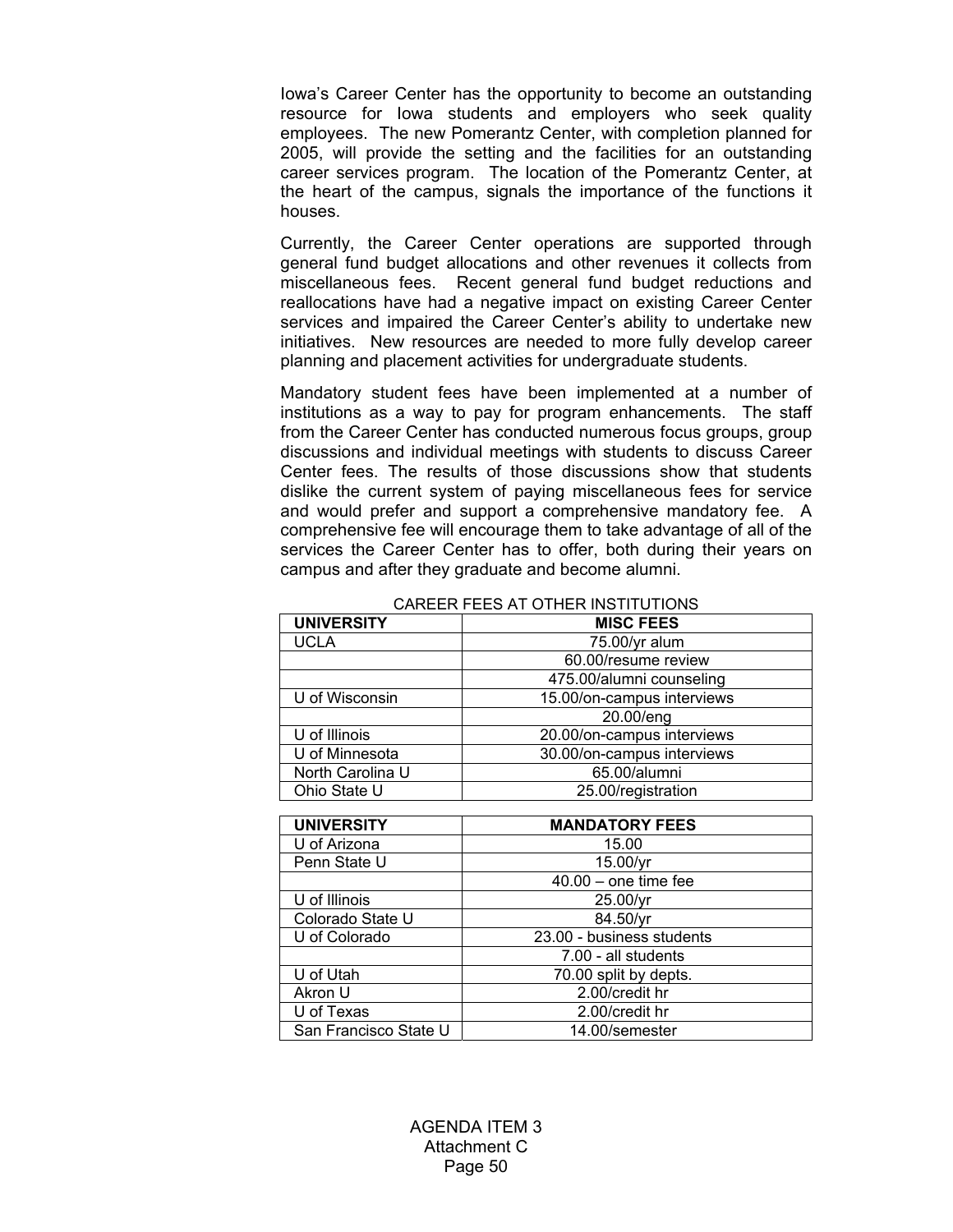Iowa's Career Center has the opportunity to become an outstanding resource for Iowa students and employers who seek quality employees. The new Pomerantz Center, with completion planned for 2005, will provide the setting and the facilities for an outstanding career services program. The location of the Pomerantz Center, at the heart of the campus, signals the importance of the functions it houses.

Currently, the Career Center operations are supported through general fund budget allocations and other revenues it collects from miscellaneous fees. Recent general fund budget reductions and reallocations have had a negative impact on existing Career Center services and impaired the Career Center's ability to undertake new initiatives. New resources are needed to more fully develop career planning and placement activities for undergraduate students.

Mandatory student fees have been implemented at a number of institutions as a way to pay for program enhancements. The staff from the Career Center has conducted numerous focus groups, group discussions and individual meetings with students to discuss Career Center fees. The results of those discussions show that students dislike the current system of paying miscellaneous fees for service and would prefer and support a comprehensive mandatory fee. A comprehensive fee will encourage them to take advantage of all of the services the Career Center has to offer, both during their years on campus and after they graduate and become alumni.

CAREER FEES AT OTHER INSTITUTIONS

| UNIVERSITY | MISC FEES |
|---|---|
| UCLA | 75.00/yr alum |
| | 60.00/resume review |
| | 475.00/alumni counseling |
| U of Wisconsin | 15.00/on-campus interviews |
| | 20.00/eng |
| U of Illinois | 20.00/on-campus interviews |
| U of Minnesota | 30.00/on-campus interviews |
| North Carolina U | 65.00/alumni |
| Ohio State U | 25.00/registration |

| UNIVERSITY | MANDATORY FEES |
|---|---|
| U of Arizona | 15.00 |
| Penn State U | 15.00/yr |
| | 40.00 – one time fee |
| U of Illinois | 25.00/yr |
| Colorado State U | 84.50/yr |
| U of Colorado | 23.00 - business students |
| | 7.00 - all students |
| U of Utah | 70.00 split by depts. |
| Akron U | 2.00/credit hr |
| U of Texas | 2.00/credit hr |
| San Francisco State U | 14.00/semester |

AGENDA ITEM 3
Attachment C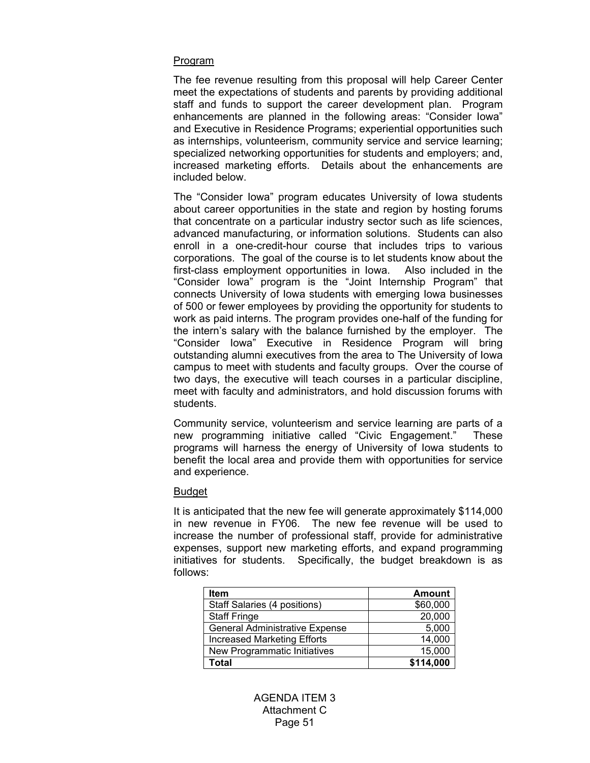Program

The fee revenue resulting from this proposal will help Career Center meet the expectations of students and parents by providing additional staff and funds to support the career development plan. Program enhancements are planned in the following areas: "Consider Iowa" and Executive in Residence Programs; experiential opportunities such as internships, volunteerism, community service and service learning; specialized networking opportunities for students and employers; and, increased marketing efforts. Details about the enhancements are included below.

The "Consider Iowa" program educates University of Iowa students about career opportunities in the state and region by hosting forums that concentrate on a particular industry sector such as life sciences, advanced manufacturing, or information solutions. Students can also enroll in a one-credit-hour course that includes trips to various corporations. The goal of the course is to let students know about the first-class employment opportunities in Iowa. Also included in the "Consider Iowa" program is the "Joint Internship Program" that connects University of Iowa students with emerging Iowa businesses of 500 or fewer employees by providing the opportunity for students to work as paid interns. The program provides one-half of the funding for the intern's salary with the balance furnished by the employer. The "Consider Iowa" Executive in Residence Program will bring outstanding alumni executives from the area to The University of Iowa campus to meet with students and faculty groups. Over the course of two days, the executive will teach courses in a particular discipline, meet with faculty and administrators, and hold discussion forums with students.

Community service, volunteerism and service learning are parts of a new programming initiative called "Civic Engagement." These programs will harness the energy of University of Iowa students to benefit the local area and provide them with opportunities for service and experience.

Budget

It is anticipated that the new fee will generate approximately $114,000 in new revenue in FY06. The new fee revenue will be used to increase the number of professional staff, provide for administrative expenses, support new marketing efforts, and expand programming initiatives for students. Specifically, the budget breakdown is as follows:

| **Item** | **Amount** |
|---|---:|
| Staff Salaries (4 positions) | $60,000 |
| Staff Fringe | 20,000 |
| General Administrative Expense | 5,000 |
| Increased Marketing Efforts | 14,000 |
| New Programmatic Initiatives | 15,000 |
| **Total** | **$114,000** |

AGENDA ITEM 3
Attachment C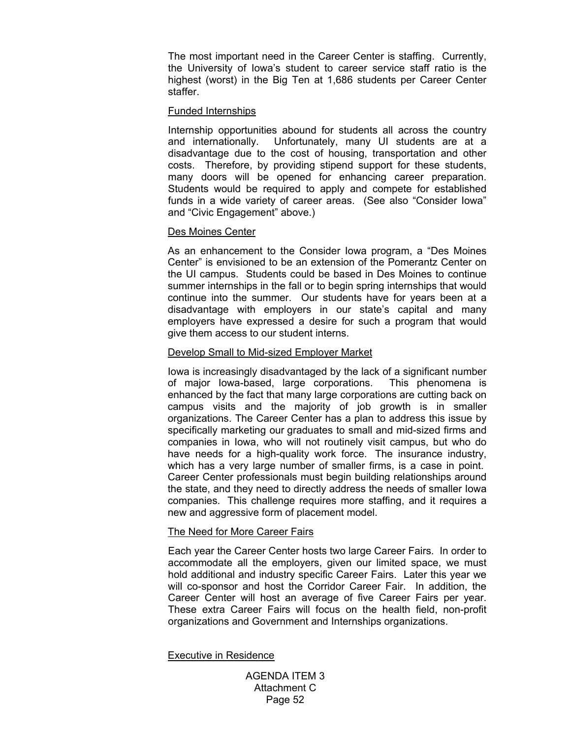The most important need in the Career Center is staffing. Currently, the University of Iowa's student to career service staff ratio is the highest (worst) in the Big Ten at 1,686 students per Career Center staffer.

Funded Internships

Internship opportunities abound for students all across the country and internationally. Unfortunately, many UI students are at a disadvantage due to the cost of housing, transportation and other costs. Therefore, by providing stipend support for these students, many doors will be opened for enhancing career preparation. Students would be required to apply and compete for established funds in a wide variety of career areas. (See also "Consider Iowa" and "Civic Engagement" above.)

Des Moines Center

As an enhancement to the Consider Iowa program, a "Des Moines Center" is envisioned to be an extension of the Pomerantz Center on the UI campus. Students could be based in Des Moines to continue summer internships in the fall or to begin spring internships that would continue into the summer. Our students have for years been at a disadvantage with employers in our state's capital and many employers have expressed a desire for such a program that would give them access to our student interns.

Develop Small to Mid-sized Employer Market

Iowa is increasingly disadvantaged by the lack of a significant number of major Iowa-based, large corporations. This phenomena is enhanced by the fact that many large corporations are cutting back on campus visits and the majority of job growth is in smaller organizations. The Career Center has a plan to address this issue by specifically marketing our graduates to small and mid-sized firms and companies in Iowa, who will not routinely visit campus, but who do have needs for a high-quality work force. The insurance industry, which has a very large number of smaller firms, is a case in point. Career Center professionals must begin building relationships around the state, and they need to directly address the needs of smaller Iowa companies. This challenge requires more staffing, and it requires a new and aggressive form of placement model.

The Need for More Career Fairs

Each year the Career Center hosts two large Career Fairs. In order to accommodate all the employers, given our limited space, we must hold additional and industry specific Career Fairs. Later this year we will co-sponsor and host the Corridor Career Fair. In addition, the Career Center will host an average of five Career Fairs per year. These extra Career Fairs will focus on the health field, non-profit organizations and Government and Internships organizations.

Executive in Residence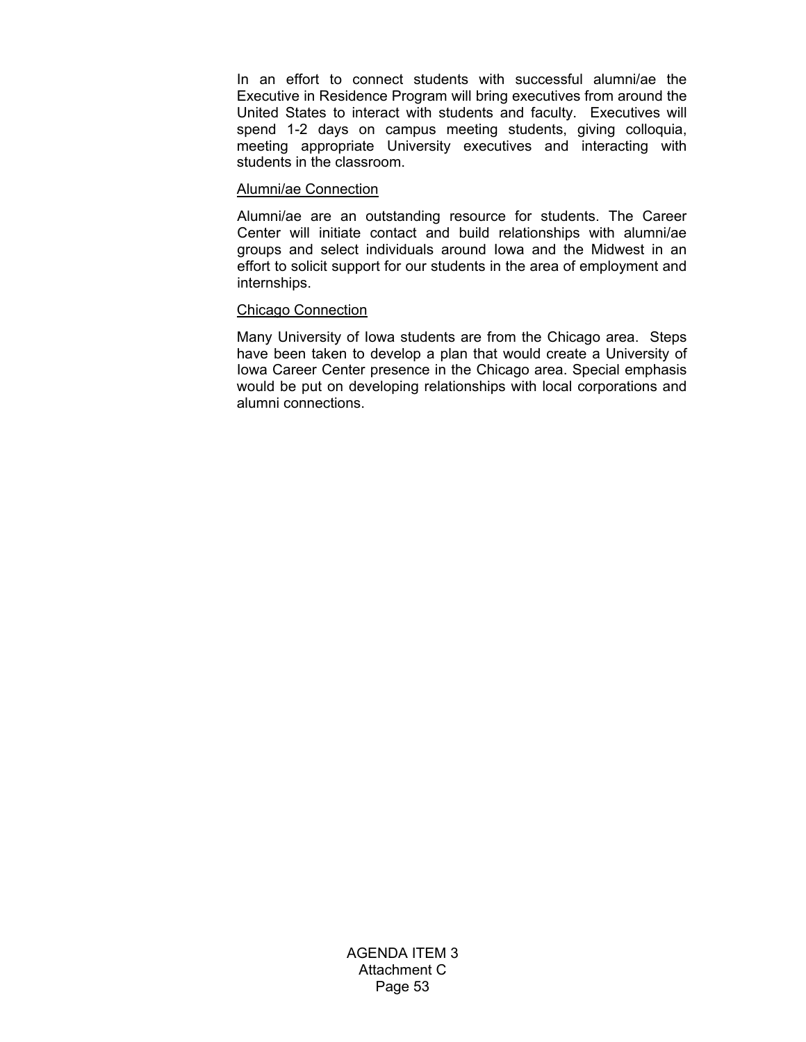In an effort to connect students with successful alumni/ae the Executive in Residence Program will bring executives from around the United States to interact with students and faculty. Executives will spend 1-2 days on campus meeting students, giving colloquia, meeting appropriate University executives and interacting with students in the classroom.

Alumni/ae Connection

Alumni/ae are an outstanding resource for students. The Career Center will initiate contact and build relationships with alumni/ae groups and select individuals around Iowa and the Midwest in an effort to solicit support for our students in the area of employment and internships.

Chicago Connection

Many University of Iowa students are from the Chicago area. Steps have been taken to develop a plan that would create a University of Iowa Career Center presence in the Chicago area. Special emphasis would be put on developing relationships with local corporations and alumni connections.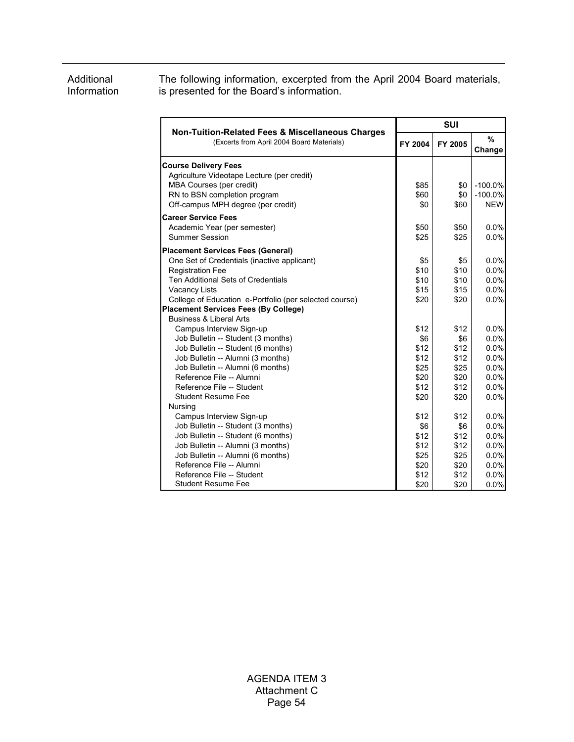Additional Information

The following information, excerpted from the April 2004 Board materials, is presented for the Board's information.

| **Non-Tuition-Related Fees & Miscellaneous Charges** (Excerts from April 2004 Board Materials) | SUI | | |
|---|---|---|---|
| | FY 2004 | FY 2005 | % Change |
| **Course Delivery Fees** | | | |
| Agriculture Videotape Lecture (per credit) | | | |
| MBA Courses (per credit) | $85 | $0 | -100.0% |
| RN to BSN completion program | $60 | $0 | -100.0% |
| Off-campus MPH degree (per credit) | $0 | $60 | NEW |
| **Career Service Fees** | | | |
| Academic Year (per semester) | $50 | $50 | 0.0% |
| Summer Session | $25 | $25 | 0.0% |
| **Placement Services Fees (General)** | | | |
| One Set of Credentials (inactive applicant) | $5 | $5 | 0.0% |
| Registration Fee | $10 | $10 | 0.0% |
| Ten Additional Sets of Credentials | $10 | $10 | 0.0% |
| Vacancy Lists | $15 | $15 | 0.0% |
| College of Education e-Portfolio (per selected course) | $20 | $20 | 0.0% |
| **Placement Services Fees (By College)** | | | |
| Business & Liberal Arts | | | |
| Campus Interview Sign-up | $12 | $12 | 0.0% |
| Job Bulletin -- Student (3 months) | $6 | $6 | 0.0% |
| Job Bulletin -- Student (6 months) | $12 | $12 | 0.0% |
| Job Bulletin -- Alumni (3 months) | $12 | $12 | 0.0% |
| Job Bulletin -- Alumni (6 months) | $25 | $25 | 0.0% |
| Reference File -- Alumni | $20 | $20 | 0.0% |
| Reference File -- Student | $12 | $12 | 0.0% |
| Student Resume Fee | $20 | $20 | 0.0% |
| Nursing | | | |
| Campus Interview Sign-up | $12 | $12 | 0.0% |
| Job Bulletin -- Student (3 months) | $6 | $6 | 0.0% |
| Job Bulletin -- Student (6 months) | $12 | $12 | 0.0% |
| Job Bulletin -- Alumni (3 months) | $12 | $12 | 0.0% |
| Job Bulletin -- Alumni (6 months) | $25 | $25 | 0.0% |
| Reference File -- Alumni | $20 | $20 | 0.0% |
| Reference File -- Student | $12 | $12 | 0.0% |
| Student Resume Fee | $20 | $20 | 0.0% |

AGENDA ITEM 3
Attachment C
Page 54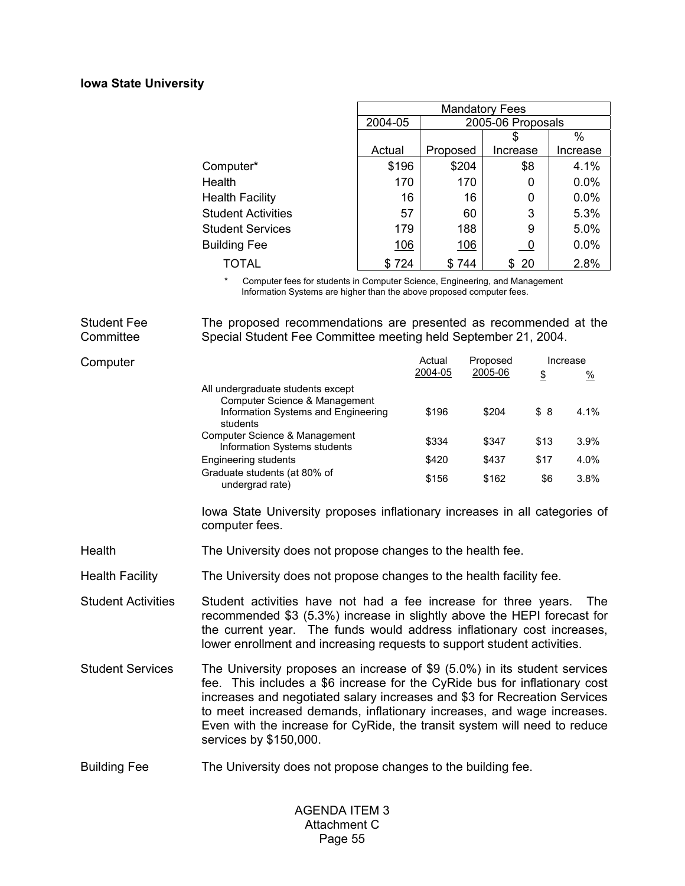**Iowa State University**

| | Mandatory Fees | | | |
|---|---|---|---|---|
| | 2004-05 | 2005-06 Proposals | | |
| | Actual | Proposed | $ Increase | % Increase |
| Computer* | $196 | $204 | $8 | 4.1% |
| Health | 170 | 170 | 0 | 0.0% |
| Health Facility | 16 | 16 | 0 | 0.0% |
| Student Activities | 57 | 60 | 3 | 5.3% |
| Student Services | 179 | 188 | 9 | 5.0% |
| Building Fee | 106 | 106 | 0 | 0.0% |
| TOTAL | $ 724 | $ 744 | $ 20 | 2.8% |

\* Computer fees for students in Computer Science, Engineering, and Management Information Systems are higher than the above proposed computer fees.

Student Fee Committee — The proposed recommendations are presented as recommended at the Special Student Fee Committee meeting held September 21, 2004.

Computer

| | Actual 2004-05 | Proposed 2005-06 | Increase $ | Increase % |
|---|---|---|---|---|
| All undergraduate students except Computer Science & Management Information Systems and Engineering students | $196 | $204 | $ 8 | 4.1% |
| Computer Science & Management Information Systems students | $334 | $347 | $13 | 3.9% |
| Engineering students | $420 | $437 | $17 | 4.0% |
| Graduate students (at 80% of undergrad rate) | $156 | $162 | $6 | 3.8% |

Iowa State University proposes inflationary increases in all categories of computer fees.

Health — The University does not propose changes to the health fee.

Health Facility — The University does not propose changes to the health facility fee.

Student Activities — Student activities have not had a fee increase for three years. The recommended $3 (5.3%) increase in slightly above the HEPI forecast for the current year. The funds would address inflationary cost increases, lower enrollment and increasing requests to support student activities.

Student Services — The University proposes an increase of $9 (5.0%) in its student services fee. This includes a $6 increase for the CyRide bus for inflationary cost increases and negotiated salary increases and $3 for Recreation Services to meet increased demands, inflationary increases, and wage increases. Even with the increase for CyRide, the transit system will need to reduce services by $150,000.

Building Fee — The University does not propose changes to the building fee.

AGENDA ITEM 3
Attachment C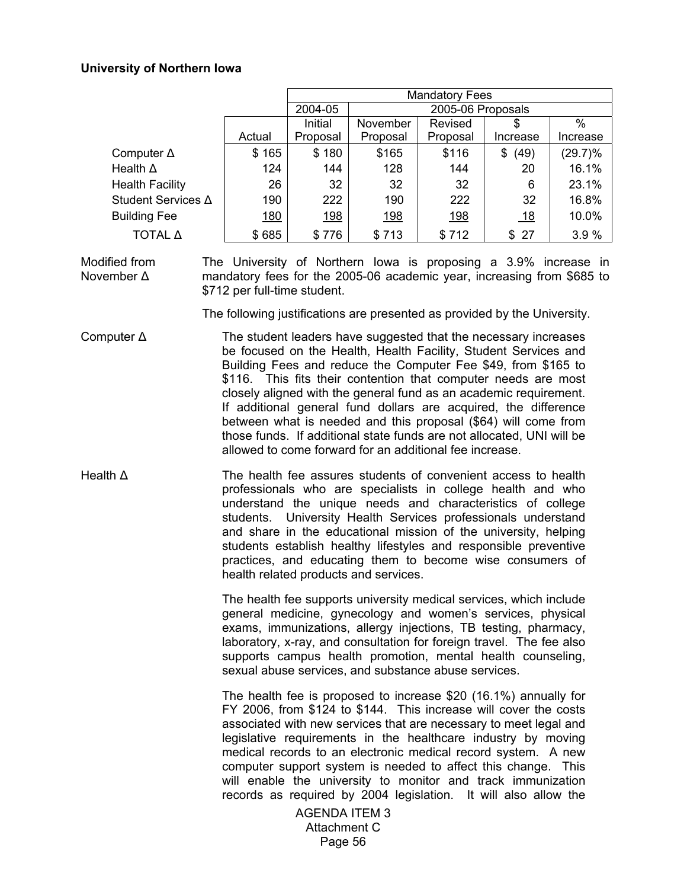**University of Northern Iowa**

| | | Mandatory Fees | | | | |
|---|---|---|---|---|---|---|
| | | 2004-05 | 2005-06 Proposals | | | |
| | Actual | Initial Proposal | November Proposal | Revised Proposal | $ Increase | % Increase |
| Computer Δ | $ 165 | $ 180 | $165 | $116 | $ (49) | (29.7)% |
| Health Δ | 124 | 144 | 128 | 144 | 20 | 16.1% |
| Health Facility | 26 | 32 | 32 | 32 | 6 | 23.1% |
| Student Services Δ | 190 | 222 | 190 | 222 | 32 | 16.8% |
| Building Fee | 180 | 198 | 198 | 198 | 18 | 10.0% |
| TOTAL Δ | $ 685 | $ 776 | $ 713 | $ 712 | $ 27 | 3.9 % |

Modified from November Δ

The University of Northern Iowa is proposing a 3.9% increase in mandatory fees for the 2005-06 academic year, increasing from $685 to $712 per full-time student.

The following justifications are presented as provided by the University.

Computer Δ

The student leaders have suggested that the necessary increases be focused on the Health, Health Facility, Student Services and Building Fees and reduce the Computer Fee $49, from $165 to $116. This fits their contention that computer needs are most closely aligned with the general fund as an academic requirement. If additional general fund dollars are acquired, the difference between what is needed and this proposal ($64) will come from those funds. If additional state funds are not allocated, UNI will be allowed to come forward for an additional fee increase.

Health Δ

The health fee assures students of convenient access to health professionals who are specialists in college health and who understand the unique needs and characteristics of college students. University Health Services professionals understand and share in the educational mission of the university, helping students establish healthy lifestyles and responsible preventive practices, and educating them to become wise consumers of health related products and services.

The health fee supports university medical services, which include general medicine, gynecology and women's services, physical exams, immunizations, allergy injections, TB testing, pharmacy, laboratory, x-ray, and consultation for foreign travel. The fee also supports campus health promotion, mental health counseling, sexual abuse services, and substance abuse services.

The health fee is proposed to increase $20 (16.1%) annually for FY 2006, from $124 to $144. This increase will cover the costs associated with new services that are necessary to meet legal and legislative requirements in the healthcare industry by moving medical records to an electronic medical record system. A new computer support system is needed to affect this change. This will enable the university to monitor and track immunization records as required by 2004 legislation. It will also allow the

AGENDA ITEM 3
Attachment C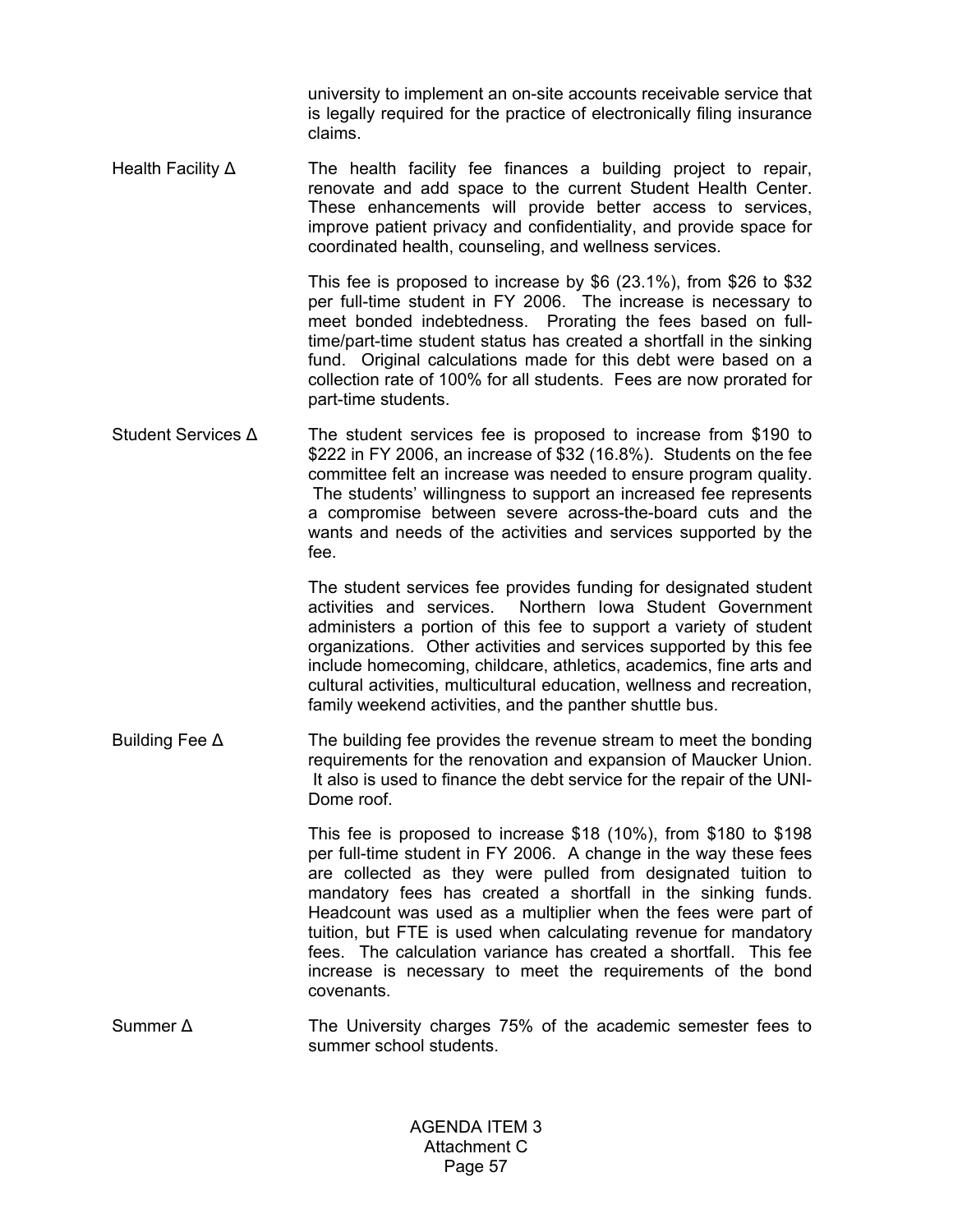university to implement an on-site accounts receivable service that is legally required for the practice of electronically filing insurance claims.

Health Facility Δ

The health facility fee finances a building project to repair, renovate and add space to the current Student Health Center. These enhancements will provide better access to services, improve patient privacy and confidentiality, and provide space for coordinated health, counseling, and wellness services.

This fee is proposed to increase by $6 (23.1%), from $26 to $32 per full-time student in FY 2006. The increase is necessary to meet bonded indebtedness. Prorating the fees based on full-time/part-time student status has created a shortfall in the sinking fund. Original calculations made for this debt were based on a collection rate of 100% for all students. Fees are now prorated for part-time students.

Student Services Δ

The student services fee is proposed to increase from $190 to $222 in FY 2006, an increase of $32 (16.8%). Students on the fee committee felt an increase was needed to ensure program quality. The students' willingness to support an increased fee represents a compromise between severe across-the-board cuts and the wants and needs of the activities and services supported by the fee.

The student services fee provides funding for designated student activities and services. Northern Iowa Student Government administers a portion of this fee to support a variety of student organizations. Other activities and services supported by this fee include homecoming, childcare, athletics, academics, fine arts and cultural activities, multicultural education, wellness and recreation, family weekend activities, and the panther shuttle bus.

Building Fee Δ

The building fee provides the revenue stream to meet the bonding requirements for the renovation and expansion of Maucker Union. It also is used to finance the debt service for the repair of the UNI-Dome roof.

This fee is proposed to increase $18 (10%), from $180 to $198 per full-time student in FY 2006. A change in the way these fees are collected as they were pulled from designated tuition to mandatory fees has created a shortfall in the sinking funds. Headcount was used as a multiplier when the fees were part of tuition, but FTE is used when calculating revenue for mandatory fees. The calculation variance has created a shortfall. This fee increase is necessary to meet the requirements of the bond covenants.

Summer Δ

The University charges 75% of the academic semester fees to summer school students.

AGENDA ITEM 3
Attachment C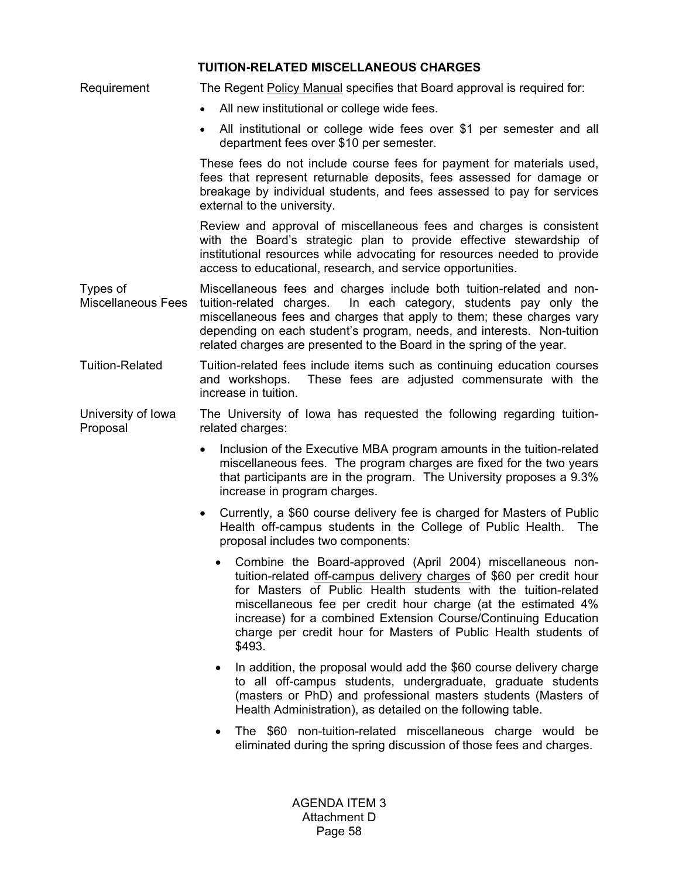## TUITION-RELATED MISCELLANEOUS CHARGES

**Requirement**

The Regent Policy Manual specifies that Board approval is required for:

- All new institutional or college wide fees.
- All institutional or college wide fees over $1 per semester and all department fees over $10 per semester.

These fees do not include course fees for payment for materials used, fees that represent returnable deposits, fees assessed for damage or breakage by individual students, and fees assessed to pay for services external to the university.

Review and approval of miscellaneous fees and charges is consistent with the Board's strategic plan to provide effective stewardship of institutional resources while advocating for resources needed to provide access to educational, research, and service opportunities.

**Types of Miscellaneous Fees**

Miscellaneous fees and charges include both tuition-related and non-tuition-related charges. In each category, students pay only the miscellaneous fees and charges that apply to them; these charges vary depending on each student's program, needs, and interests. Non-tuition related charges are presented to the Board in the spring of the year.

**Tuition-Related**

Tuition-related fees include items such as continuing education courses and workshops. These fees are adjusted commensurate with the increase in tuition.

**University of Iowa Proposal**

The University of Iowa has requested the following regarding tuition-related charges:

- Inclusion of the Executive MBA program amounts in the tuition-related miscellaneous fees. The program charges are fixed for the two years that participants are in the program. The University proposes a 9.3% increase in program charges.
- Currently, a $60 course delivery fee is charged for Masters of Public Health off-campus students in the College of Public Health. The proposal includes two components:
  - Combine the Board-approved (April 2004) miscellaneous non-tuition-related off-campus delivery charges of $60 per credit hour for Masters of Public Health students with the tuition-related miscellaneous fee per credit hour charge (at the estimated 4% increase) for a combined Extension Course/Continuing Education charge per credit hour for Masters of Public Health students of $493.
  - In addition, the proposal would add the $60 course delivery charge to all off-campus students, undergraduate, graduate students (masters or PhD) and professional masters students (Masters of Health Administration), as detailed on the following table.
  - The $60 non-tuition-related miscellaneous charge would be eliminated during the spring discussion of those fees and charges.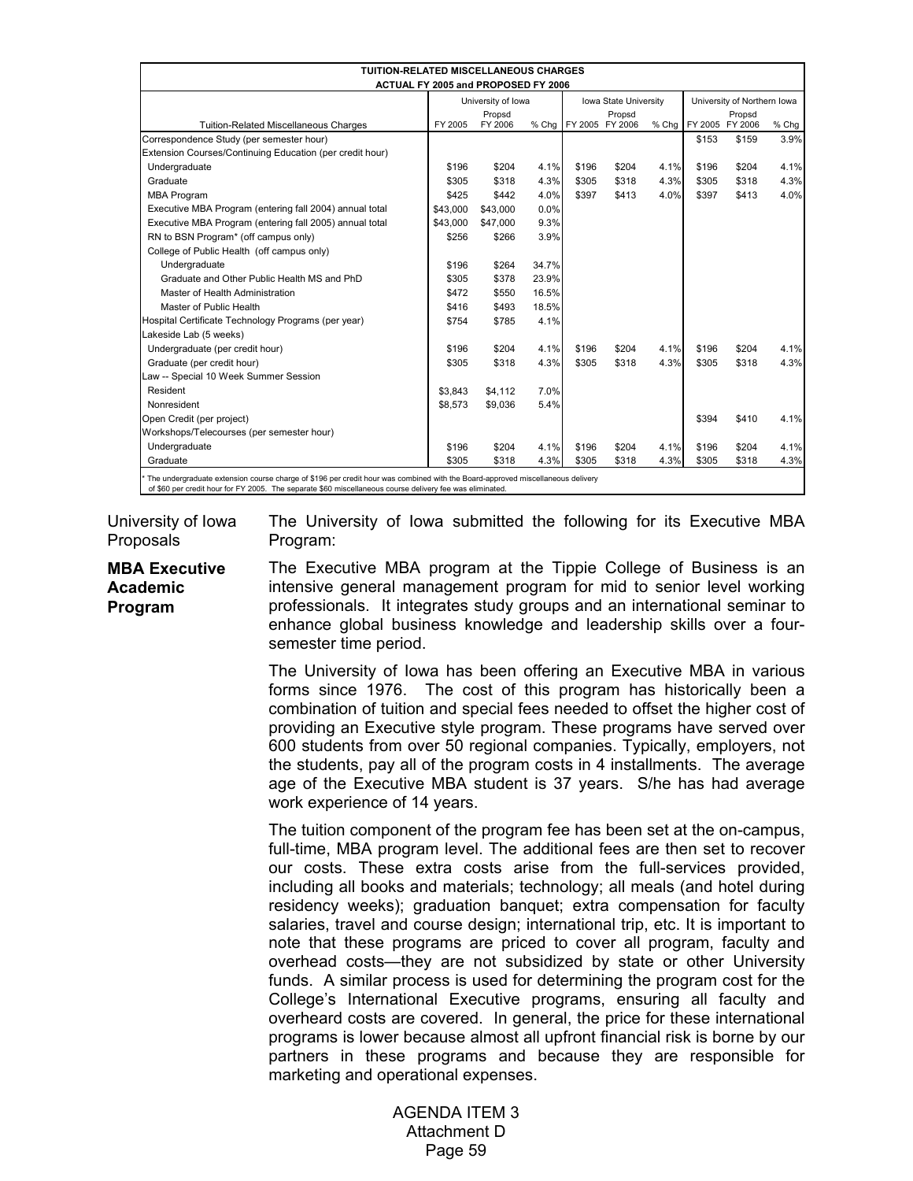| TUITION-RELATED MISCELLANEOUS CHARGES ACTUAL FY 2005 and PROPOSED FY 2006 | | | | | | | | | |
|---|---|---|---|---|---|---|---|---|---|
| | University of Iowa | | | Iowa State University | | | University of Northern Iowa | | |
| Tuition-Related Miscellaneous Charges | FY 2005 | Propsd FY 2006 | % Chg | FY 2005 | Propsd FY 2006 | % Chg | FY 2005 | Propsd FY 2006 | % Chg |
| Correspondence Study (per semester hour) | | | | | | | $153 | $159 | 3.9% |
| Extension Courses/Continuing Education (per credit hour) | | | | | | | | | |
| Undergraduate | $196 | $204 | 4.1% | $196 | $204 | 4.1% | $196 | $204 | 4.1% |
| Graduate | $305 | $318 | 4.3% | $305 | $318 | 4.3% | $305 | $318 | 4.3% |
| MBA Program | $425 | $442 | 4.0% | $397 | $413 | 4.0% | $397 | $413 | 4.0% |
| Executive MBA Program (entering fall 2004) annual total | $43,000 | $43,000 | 0.0% | | | | | | |
| Executive MBA Program (entering fall 2005) annual total | $43,000 | $47,000 | 9.3% | | | | | | |
| RN to BSN Program* (off campus only) | $256 | $266 | 3.9% | | | | | | |
| College of Public Health (off campus only) | | | | | | | | | |
| Undergraduate | $196 | $264 | 34.7% | | | | | | |
| Graduate and Other Public Health MS and PhD | $305 | $378 | 23.9% | | | | | | |
| Master of Health Administration | $472 | $550 | 16.5% | | | | | | |
| Master of Public Health | $416 | $493 | 18.5% | | | | | | |
| Hospital Certificate Technology Programs (per year) | $754 | $785 | 4.1% | | | | | | |
| Lakeside Lab (5 weeks) | | | | | | | | | |
| Undergraduate (per credit hour) | $196 | $204 | 4.1% | $196 | $204 | 4.1% | $196 | $204 | 4.1% |
| Graduate (per credit hour) | $305 | $318 | 4.3% | $305 | $318 | 4.3% | $305 | $318 | 4.3% |
| Law -- Special 10 Week Summer Session | | | | | | | | | |
| Resident | $3,843 | $4,112 | 7.0% | | | | | | |
| Nonresident | $8,573 | $9,036 | 5.4% | | | | | | |
| Open Credit (per project) | | | | | | | $394 | $410 | 4.1% |
| Workshops/Telecourses (per semester hour) | | | | | | | | | |
| Undergraduate | $196 | $204 | 4.1% | $196 | $204 | 4.1% | $196 | $204 | 4.1% |
| Graduate | $305 | $318 | 4.3% | $305 | $318 | 4.3% | $305 | $318 | 4.3% |

* The undergraduate extension course charge of $196 per credit hour was combined with the Board-approved miscellaneous delivery of $60 per credit hour for FY 2005. The separate $60 miscellaneous course delivery fee was eliminated.

**University of Iowa Proposals**

The University of Iowa submitted the following for its Executive MBA Program:

**MBA Executive Academic Program**

The Executive MBA program at the Tippie College of Business is an intensive general management program for mid to senior level working professionals. It integrates study groups and an international seminar to enhance global business knowledge and leadership skills over a four-semester time period.

The University of Iowa has been offering an Executive MBA in various forms since 1976. The cost of this program has historically been a combination of tuition and special fees needed to offset the higher cost of providing an Executive style program. These programs have served over 600 students from over 50 regional companies. Typically, employers, not the students, pay all of the program costs in 4 installments. The average age of the Executive MBA student is 37 years. S/he has had average work experience of 14 years.

The tuition component of the program fee has been set at the on-campus, full-time, MBA program level. The additional fees are then set to recover our costs. These extra costs arise from the full-services provided, including all books and materials; technology; all meals (and hotel during residency weeks); graduation banquet; extra compensation for faculty salaries, travel and course design; international trip, etc. It is important to note that these programs are priced to cover all program, faculty and overhead costs—they are not subsidized by state or other University funds. A similar process is used for determining the program cost for the College's International Executive programs, ensuring all faculty and overheard costs are covered. In general, the price for these international programs is lower because almost all upfront financial risk is borne by our partners in these programs and because they are responsible for marketing and operational expenses.

AGENDA ITEM 3
Attachment D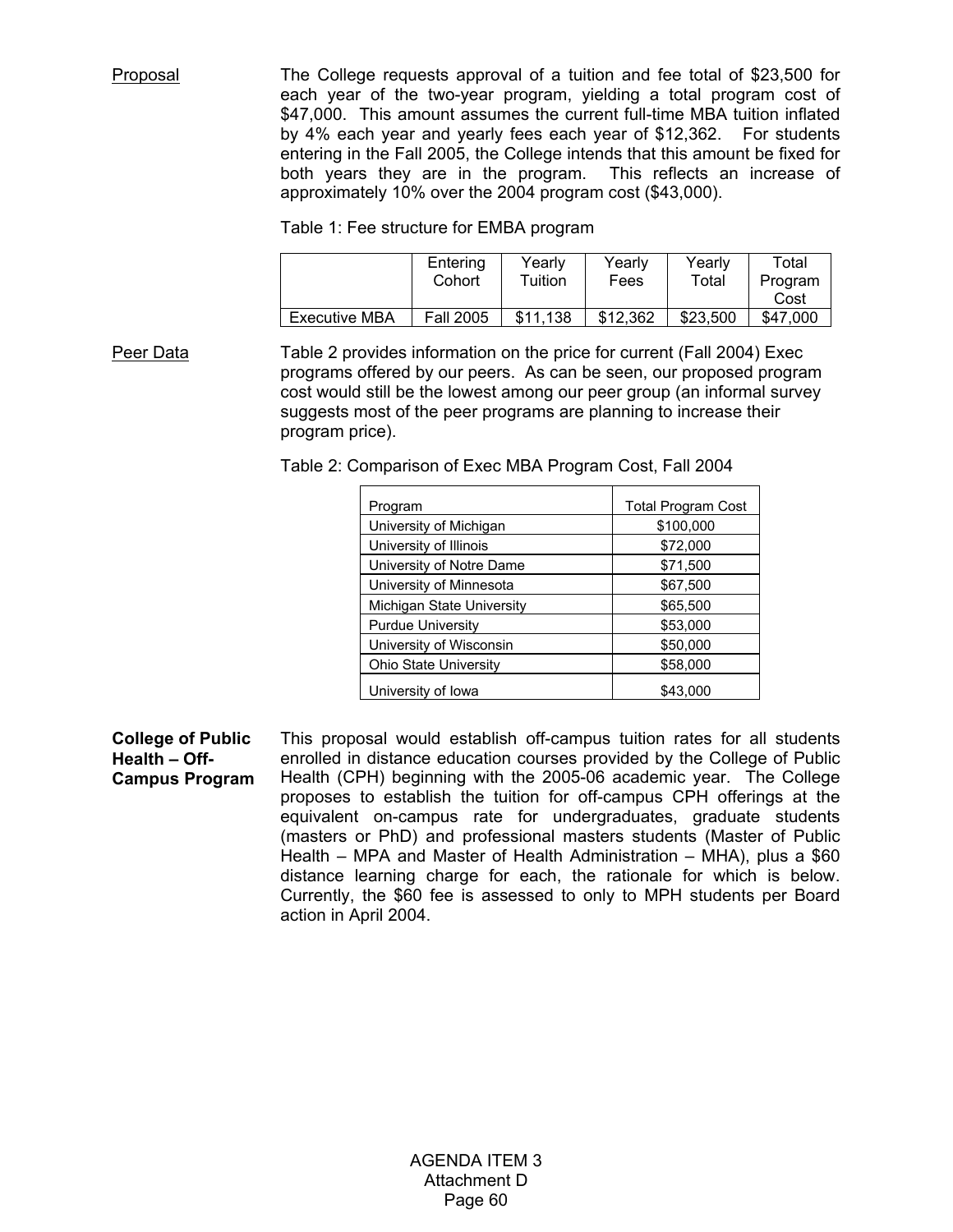Proposal

The College requests approval of a tuition and fee total of $23,500 for each year of the two-year program, yielding a total program cost of $47,000. This amount assumes the current full-time MBA tuition inflated by 4% each year and yearly fees each year of $12,362. For students entering in the Fall 2005, the College intends that this amount be fixed for both years they are in the program. This reflects an increase of approximately 10% over the 2004 program cost ($43,000).

Table 1: Fee structure for EMBA program

| | Entering Cohort | Yearly Tuition | Yearly Fees | Yearly Total | Total Program Cost |
|---|---|---|---|---|---|
| Executive MBA | Fall 2005 | $11,138 | $12,362 | $23,500 | $47,000 |

Peer Data

Table 2 provides information on the price for current (Fall 2004) Exec programs offered by our peers. As can be seen, our proposed program cost would still be the lowest among our peer group (an informal survey suggests most of the peer programs are planning to increase their program price).

Table 2: Comparison of Exec MBA Program Cost, Fall 2004

| Program | Total Program Cost |
|---|---|
| University of Michigan | $100,000 |
| University of Illinois | $72,000 |
| University of Notre Dame | $71,500 |
| University of Minnesota | $67,500 |
| Michigan State University | $65,500 |
| Purdue University | $53,000 |
| University of Wisconsin | $50,000 |
| Ohio State University | $58,000 |
| University of Iowa | $43,000 |

**College of Public Health – Off-Campus Program**

This proposal would establish off-campus tuition rates for all students enrolled in distance education courses provided by the College of Public Health (CPH) beginning with the 2005-06 academic year. The College proposes to establish the tuition for off-campus CPH offerings at the equivalent on-campus rate for undergraduates, graduate students (masters or PhD) and professional masters students (Master of Public Health – MPA and Master of Health Administration – MHA), plus a $60 distance learning charge for each, the rationale for which is below. Currently, the $60 fee is assessed to only to MPH students per Board action in April 2004.

AGENDA ITEM 3
Attachment D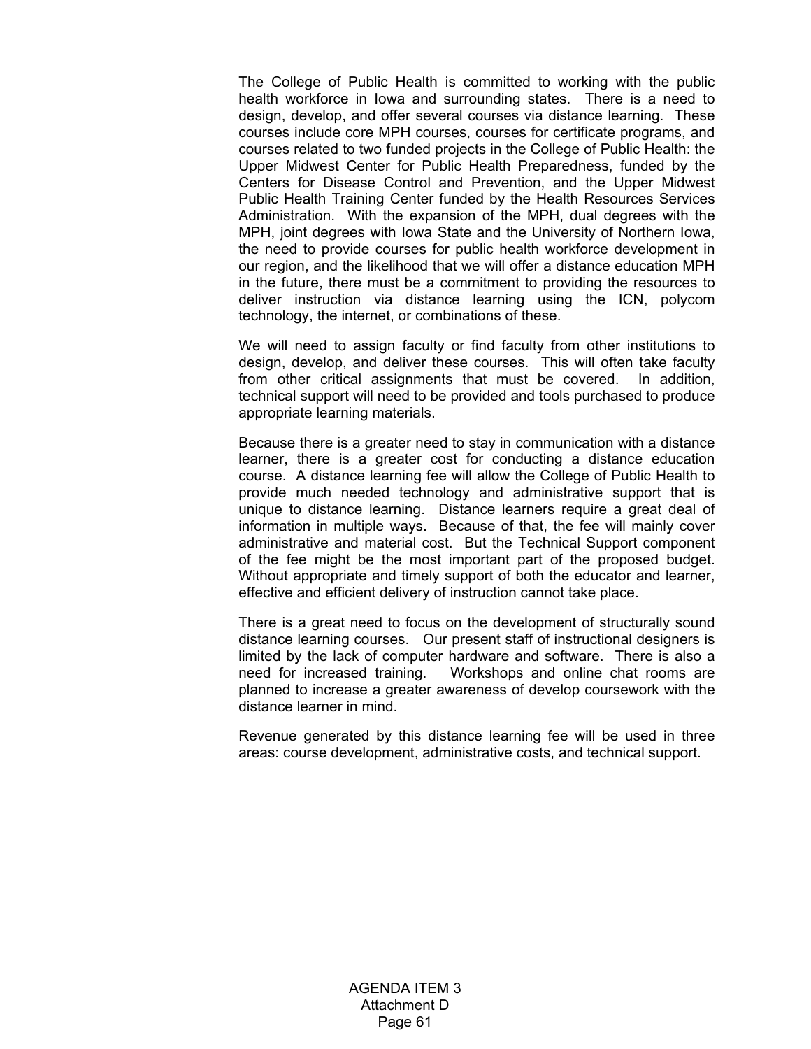The College of Public Health is committed to working with the public health workforce in Iowa and surrounding states. There is a need to design, develop, and offer several courses via distance learning. These courses include core MPH courses, courses for certificate programs, and courses related to two funded projects in the College of Public Health: the Upper Midwest Center for Public Health Preparedness, funded by the Centers for Disease Control and Prevention, and the Upper Midwest Public Health Training Center funded by the Health Resources Services Administration. With the expansion of the MPH, dual degrees with the MPH, joint degrees with Iowa State and the University of Northern Iowa, the need to provide courses for public health workforce development in our region, and the likelihood that we will offer a distance education MPH in the future, there must be a commitment to providing the resources to deliver instruction via distance learning using the ICN, polycom technology, the internet, or combinations of these.

We will need to assign faculty or find faculty from other institutions to design, develop, and deliver these courses. This will often take faculty from other critical assignments that must be covered. In addition, technical support will need to be provided and tools purchased to produce appropriate learning materials.

Because there is a greater need to stay in communication with a distance learner, there is a greater cost for conducting a distance education course. A distance learning fee will allow the College of Public Health to provide much needed technology and administrative support that is unique to distance learning. Distance learners require a great deal of information in multiple ways. Because of that, the fee will mainly cover administrative and material cost. But the Technical Support component of the fee might be the most important part of the proposed budget. Without appropriate and timely support of both the educator and learner, effective and efficient delivery of instruction cannot take place.

There is a great need to focus on the development of structurally sound distance learning courses. Our present staff of instructional designers is limited by the lack of computer hardware and software. There is also a need for increased training. Workshops and online chat rooms are planned to increase a greater awareness of develop coursework with the distance learner in mind.

Revenue generated by this distance learning fee will be used in three areas: course development, administrative costs, and technical support.

AGENDA ITEM 3
Attachment D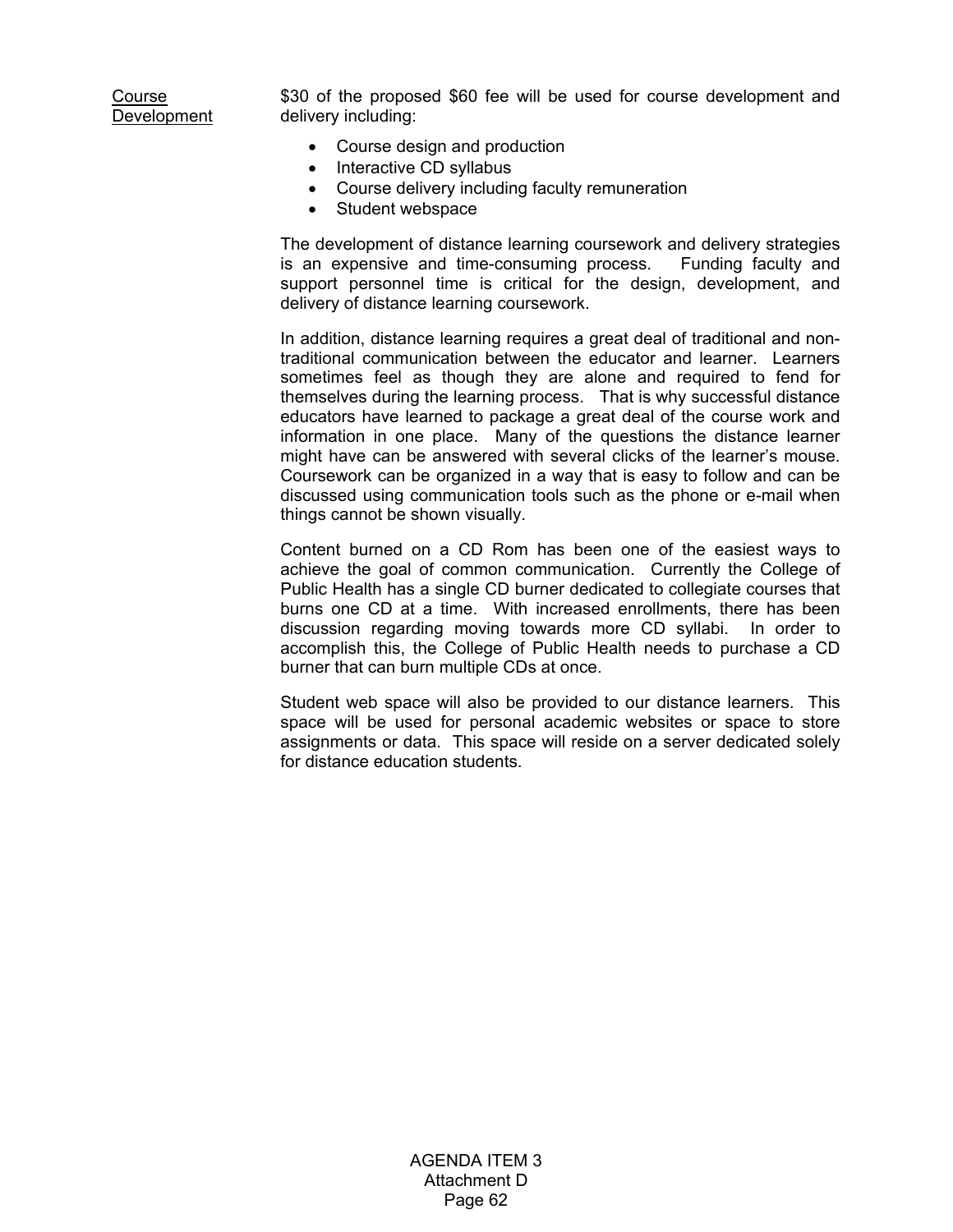<u>Course Development</u>

$30 of the proposed $60 fee will be used for course development and delivery including:

- Course design and production
- Interactive CD syllabus
- Course delivery including faculty remuneration
- Student webspace

The development of distance learning coursework and delivery strategies is an expensive and time-consuming process. Funding faculty and support personnel time is critical for the design, development, and delivery of distance learning coursework.

In addition, distance learning requires a great deal of traditional and non-traditional communication between the educator and learner. Learners sometimes feel as though they are alone and required to fend for themselves during the learning process. That is why successful distance educators have learned to package a great deal of the course work and information in one place. Many of the questions the distance learner might have can be answered with several clicks of the learner's mouse. Coursework can be organized in a way that is easy to follow and can be discussed using communication tools such as the phone or e-mail when things cannot be shown visually.

Content burned on a CD Rom has been one of the easiest ways to achieve the goal of common communication. Currently the College of Public Health has a single CD burner dedicated to collegiate courses that burns one CD at a time. With increased enrollments, there has been discussion regarding moving towards more CD syllabi. In order to accomplish this, the College of Public Health needs to purchase a CD burner that can burn multiple CDs at once.

Student web space will also be provided to our distance learners. This space will be used for personal academic websites or space to store assignments or data. This space will reside on a server dedicated solely for distance education students.

AGENDA ITEM 3
Attachment D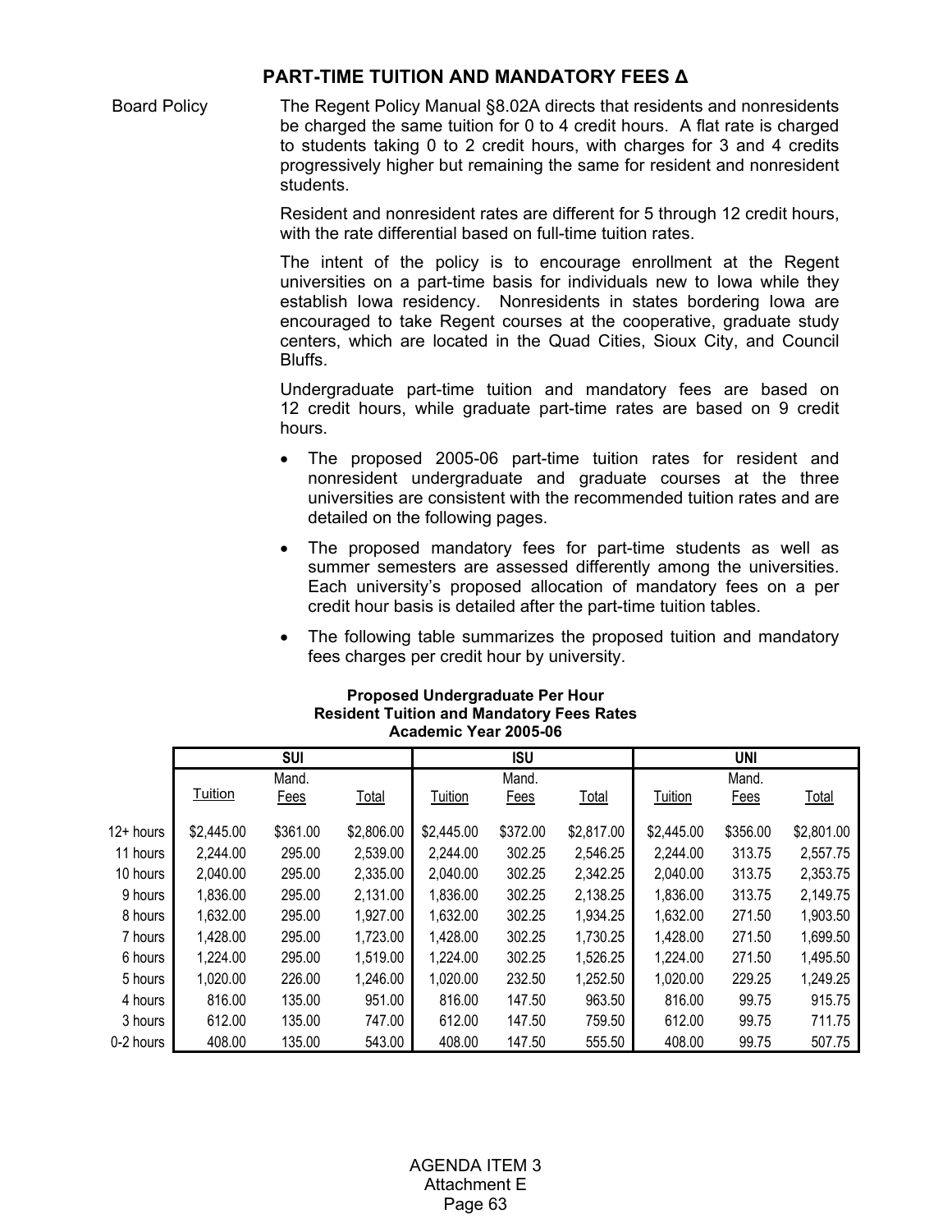## PART-TIME TUITION AND MANDATORY FEES Δ

Board Policy

The Regent Policy Manual §8.02A directs that residents and nonresidents be charged the same tuition for 0 to 4 credit hours. A flat rate is charged to students taking 0 to 2 credit hours, with charges for 3 and 4 credits progressively higher but remaining the same for resident and nonresident students.

Resident and nonresident rates are different for 5 through 12 credit hours, with the rate differential based on full-time tuition rates.

The intent of the policy is to encourage enrollment at the Regent universities on a part-time basis for individuals new to Iowa while they establish Iowa residency. Nonresidents in states bordering Iowa are encouraged to take Regent courses at the cooperative, graduate study centers, which are located in the Quad Cities, Sioux City, and Council Bluffs.

Undergraduate part-time tuition and mandatory fees are based on 12 credit hours, while graduate part-time rates are based on 9 credit hours.

- The proposed 2005-06 part-time tuition rates for resident and nonresident undergraduate and graduate courses at the three universities are consistent with the recommended tuition rates and are detailed on the following pages.
- The proposed mandatory fees for part-time students as well as summer semesters are assessed differently among the universities. Each university's proposed allocation of mandatory fees on a per credit hour basis is detailed after the part-time tuition tables.
- The following table summarizes the proposed tuition and mandatory fees charges per credit hour by university.

**Proposed Undergraduate Per Hour**
**Resident Tuition and Mandatory Fees Rates**
**Academic Year 2005-06**

| | SUI | | | ISU | | | UNI | | |
|---|---|---|---|---|---|---|---|---|---|
| | Tuition | Mand. Fees | Total | Tuition | Mand. Fees | Total | Tuition | Mand. Fees | Total |
| 12+ hours | $2,445.00 | $361.00 | $2,806.00 | $2,445.00 | $372.00 | $2,817.00 | $2,445.00 | $356.00 | $2,801.00 |
| 11 hours | 2,244.00 | 295.00 | 2,539.00 | 2,244.00 | 302.25 | 2,546.25 | 2,244.00 | 313.75 | 2,557.75 |
| 10 hours | 2,040.00 | 295.00 | 2,335.00 | 2,040.00 | 302.25 | 2,342.25 | 2,040.00 | 313.75 | 2,353.75 |
| 9 hours | 1,836.00 | 295.00 | 2,131.00 | 1,836.00 | 302.25 | 2,138.25 | 1,836.00 | 313.75 | 2,149.75 |
| 8 hours | 1,632.00 | 295.00 | 1,927.00 | 1,632.00 | 302.25 | 1,934.25 | 1,632.00 | 271.50 | 1,903.50 |
| 7 hours | 1,428.00 | 295.00 | 1,723.00 | 1,428.00 | 302.25 | 1,730.25 | 1,428.00 | 271.50 | 1,699.50 |
| 6 hours | 1,224.00 | 295.00 | 1,519.00 | 1,224.00 | 302.25 | 1,526.25 | 1,224.00 | 271.50 | 1,495.50 |
| 5 hours | 1,020.00 | 226.00 | 1,246.00 | 1,020.00 | 232.50 | 1,252.50 | 1,020.00 | 229.25 | 1,249.25 |
| 4 hours | 816.00 | 135.00 | 951.00 | 816.00 | 147.50 | 963.50 | 816.00 | 99.75 | 915.75 |
| 3 hours | 612.00 | 135.00 | 747.00 | 612.00 | 147.50 | 759.50 | 612.00 | 99.75 | 711.75 |
| 0-2 hours | 408.00 | 135.00 | 543.00 | 408.00 | 147.50 | 555.50 | 408.00 | 99.75 | 507.75 |

AGENDA ITEM 3
Attachment E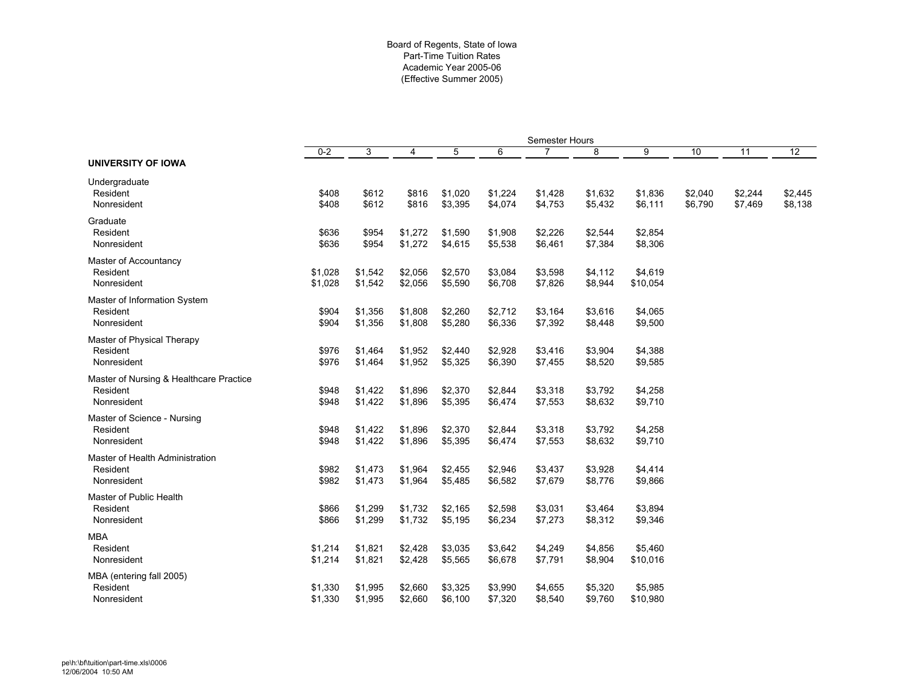Board of Regents, State of Iowa
Part-Time Tuition Rates
Academic Year 2005-06
(Effective Summer 2005)

| | Semester Hours | | | | | | | | | | |
|---|---|---|---|---|---|---|---|---|---|---|---|
| | 0-2 | 3 | 4 | 5 | 6 | 7 | 8 | 9 | 10 | 11 | 12 |
| **UNIVERSITY OF IOWA** | | | | | | | | | | | |
| Undergraduate | | | | | | | | | | | |
| Resident | $408 | $612 | $816 | $1,020 | $1,224 | $1,428 | $1,632 | $1,836 | $2,040 | $2,244 | $2,445 |
| Nonresident | $408 | $612 | $816 | $3,395 | $4,074 | $4,753 | $5,432 | $6,111 | $6,790 | $7,469 | $8,138 |
| Graduate | | | | | | | | | | | |
| Resident | $636 | $954 | $1,272 | $1,590 | $1,908 | $2,226 | $2,544 | $2,854 | | | |
| Nonresident | $636 | $954 | $1,272 | $4,615 | $5,538 | $6,461 | $7,384 | $8,306 | | | |
| Master of Accountancy | | | | | | | | | | | |
| Resident | $1,028 | $1,542 | $2,056 | $2,570 | $3,084 | $3,598 | $4,112 | $4,619 | | | |
| Nonresident | $1,028 | $1,542 | $2,056 | $5,590 | $6,708 | $7,826 | $8,944 | $10,054 | | | |
| Master of Information System | | | | | | | | | | | |
| Resident | $904 | $1,356 | $1,808 | $2,260 | $2,712 | $3,164 | $3,616 | $4,065 | | | |
| Nonresident | $904 | $1,356 | $1,808 | $5,280 | $6,336 | $7,392 | $8,448 | $9,500 | | | |
| Master of Physical Therapy | | | | | | | | | | | |
| Resident | $976 | $1,464 | $1,952 | $2,440 | $2,928 | $3,416 | $3,904 | $4,388 | | | |
| Nonresident | $976 | $1,464 | $1,952 | $5,325 | $6,390 | $7,455 | $8,520 | $9,585 | | | |
| Master of Nursing & Healthcare Practice | | | | | | | | | | | |
| Resident | $948 | $1,422 | $1,896 | $2,370 | $2,844 | $3,318 | $3,792 | $4,258 | | | |
| Nonresident | $948 | $1,422 | $1,896 | $5,395 | $6,474 | $7,553 | $8,632 | $9,710 | | | |
| Master of Science - Nursing | | | | | | | | | | | |
| Resident | $948 | $1,422 | $1,896 | $2,370 | $2,844 | $3,318 | $3,792 | $4,258 | | | |
| Nonresident | $948 | $1,422 | $1,896 | $5,395 | $6,474 | $7,553 | $8,632 | $9,710 | | | |
| Master of Health Administration | | | | | | | | | | | |
| Resident | $982 | $1,473 | $1,964 | $2,455 | $2,946 | $3,437 | $3,928 | $4,414 | | | |
| Nonresident | $982 | $1,473 | $1,964 | $5,485 | $6,582 | $7,679 | $8,776 | $9,866 | | | |
| Master of Public Health | | | | | | | | | | | |
| Resident | $866 | $1,299 | $1,732 | $2,165 | $2,598 | $3,031 | $3,464 | $3,894 | | | |
| Nonresident | $866 | $1,299 | $1,732 | $5,195 | $6,234 | $7,273 | $8,312 | $9,346 | | | |
| MBA | | | | | | | | | | | |
| Resident | $1,214 | $1,821 | $2,428 | $3,035 | $3,642 | $4,249 | $4,856 | $5,460 | | | |
| Nonresident | $1,214 | $1,821 | $2,428 | $5,565 | $6,678 | $7,791 | $8,904 | $10,016 | | | |
| MBA (entering fall 2005) | | | | | | | | | | | |
| Resident | $1,330 | $1,995 | $2,660 | $3,325 | $3,990 | $4,655 | $5,320 | $5,985 | | | |
| Nonresident | $1,330 | $1,995 | $2,660 | $6,100 | $7,320 | $8,540 | $9,760 | $10,980 | | | |

pe\h:\bf\tuition\part-time.xls\0006
12/06/2004 10:50 AM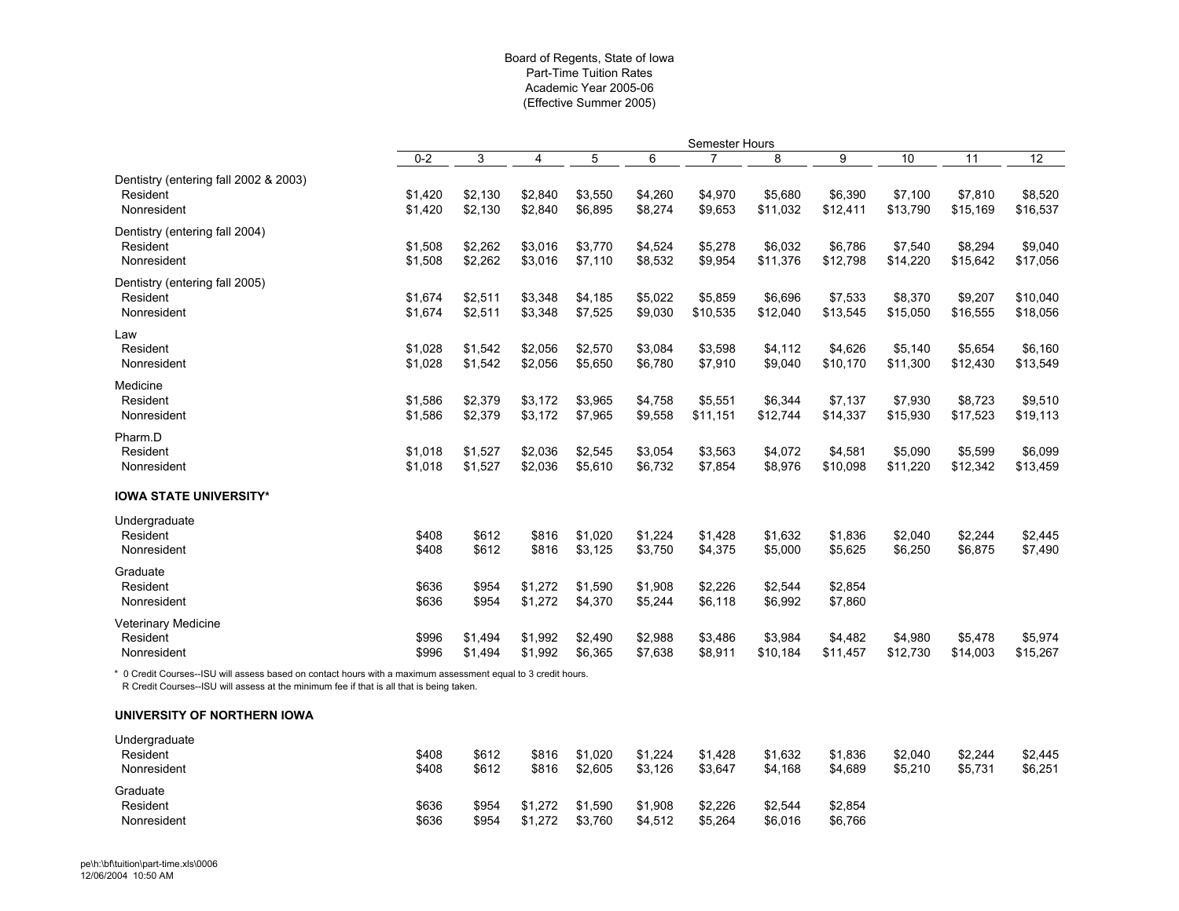Board of Regents, State of Iowa
Part-Time Tuition Rates
Academic Year 2005-06
(Effective Summer 2005)

| | Semester Hours | | | | | | | | | | |
|---|---|---|---|---|---|---|---|---|---|---|---|
| | 0-2 | 3 | 4 | 5 | 6 | 7 | 8 | 9 | 10 | 11 | 12 |
| Dentistry (entering fall 2002 & 2003) | | | | | | | | | | | |
| Resident | $1,420 | $2,130 | $2,840 | $3,550 | $4,260 | $4,970 | $5,680 | $6,390 | $7,100 | $7,810 | $8,520 |
| Nonresident | $1,420 | $2,130 | $2,840 | $6,895 | $8,274 | $9,653 | $11,032 | $12,411 | $13,790 | $15,169 | $16,537 |
| Dentistry (entering fall 2004) | | | | | | | | | | | |
| Resident | $1,508 | $2,262 | $3,016 | $3,770 | $4,524 | $5,278 | $6,032 | $6,786 | $7,540 | $8,294 | $9,040 |
| Nonresident | $1,508 | $2,262 | $3,016 | $7,110 | $8,532 | $9,954 | $11,376 | $12,798 | $14,220 | $15,642 | $17,056 |
| Dentistry (entering fall 2005) | | | | | | | | | | | |
| Resident | $1,674 | $2,511 | $3,348 | $4,185 | $5,022 | $5,859 | $6,696 | $7,533 | $8,370 | $9,207 | $10,040 |
| Nonresident | $1,674 | $2,511 | $3,348 | $7,525 | $9,030 | $10,535 | $12,040 | $13,545 | $15,050 | $16,555 | $18,056 |
| Law | | | | | | | | | | | |
| Resident | $1,028 | $1,542 | $2,056 | $2,570 | $3,084 | $3,598 | $4,112 | $4,626 | $5,140 | $5,654 | $6,160 |
| Nonresident | $1,028 | $1,542 | $2,056 | $5,650 | $6,780 | $7,910 | $9,040 | $10,170 | $11,300 | $12,430 | $13,549 |
| Medicine | | | | | | | | | | | |
| Resident | $1,586 | $2,379 | $3,172 | $3,965 | $4,758 | $5,551 | $6,344 | $7,137 | $7,930 | $8,723 | $9,510 |
| Nonresident | $1,586 | $2,379 | $3,172 | $7,965 | $9,558 | $11,151 | $12,744 | $14,337 | $15,930 | $17,523 | $19,113 |
| Pharm.D | | | | | | | | | | | |
| Resident | $1,018 | $1,527 | $2,036 | $2,545 | $3,054 | $3,563 | $4,072 | $4,581 | $5,090 | $5,599 | $6,099 |
| Nonresident | $1,018 | $1,527 | $2,036 | $5,610 | $6,732 | $7,854 | $8,976 | $10,098 | $11,220 | $12,342 | $13,459 |
| **IOWA STATE UNIVERSITY*** | | | | | | | | | | | |
| Undergraduate | | | | | | | | | | | |
| Resident | $408 | $612 | $816 | $1,020 | $1,224 | $1,428 | $1,632 | $1,836 | $2,040 | $2,244 | $2,445 |
| Nonresident | $408 | $612 | $816 | $3,125 | $3,750 | $4,375 | $5,000 | $5,625 | $6,250 | $6,875 | $7,490 |
| Graduate | | | | | | | | | | | |
| Resident | $636 | $954 | $1,272 | $1,590 | $1,908 | $2,226 | $2,544 | $2,854 | | | |
| Nonresident | $636 | $954 | $1,272 | $4,370 | $5,244 | $6,118 | $6,992 | $7,860 | | | |
| Veterinary Medicine | | | | | | | | | | | |
| Resident | $996 | $1,494 | $1,992 | $2,490 | $2,988 | $3,486 | $3,984 | $4,482 | $4,980 | $5,478 | $5,974 |
| Nonresident | $996 | $1,494 | $1,992 | $6,365 | $7,638 | $8,911 | $10,184 | $11,457 | $12,730 | $14,003 | $15,267 |

\* 0 Credit Courses--ISU will assess based on contact hours with a maximum assessment equal to 3 credit hours.
R Credit Courses--ISU will assess at the minimum fee if that is all that is being taken.

| | 0-2 | 3 | 4 | 5 | 6 | 7 | 8 | 9 | 10 | 11 | 12 |
|---|---|---|---|---|---|---|---|---|---|---|---|
| **UNIVERSITY OF NORTHERN IOWA** | | | | | | | | | | | |
| Undergraduate | | | | | | | | | | | |
| Resident | $408 | $612 | $816 | $1,020 | $1,224 | $1,428 | $1,632 | $1,836 | $2,040 | $2,244 | $2,445 |
| Nonresident | $408 | $612 | $816 | $2,605 | $3,126 | $3,647 | $4,168 | $4,689 | $5,210 | $5,731 | $6,251 |
| Graduate | | | | | | | | | | | |
| Resident | $636 | $954 | $1,272 | $1,590 | $1,908 | $2,226 | $2,544 | $2,854 | | | |
| Nonresident | $636 | $954 | $1,272 | $3,760 | $4,512 | $5,264 | $6,016 | $6,766 | | | |

pe\h:\bf\tuition\part-time.xls\0006
12/06/2004 10:50 AM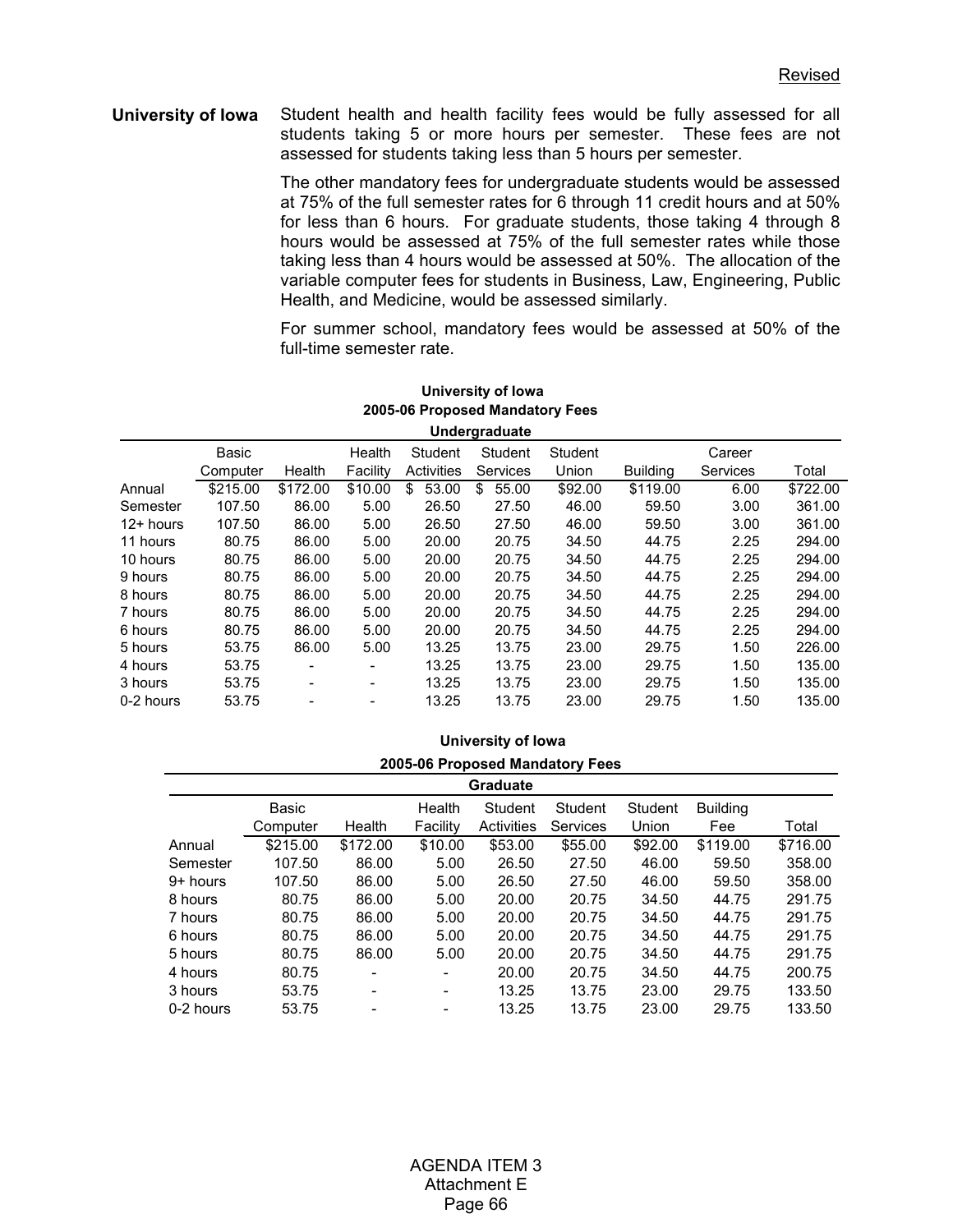Revised

**University of Iowa** Student health and health facility fees would be fully assessed for all students taking 5 or more hours per semester. These fees are not assessed for students taking less than 5 hours per semester.

The other mandatory fees for undergraduate students would be assessed at 75% of the full semester rates for 6 through 11 credit hours and at 50% for less than 6 hours. For graduate students, those taking 4 through 8 hours would be assessed at 75% of the full semester rates while those taking less than 4 hours would be assessed at 50%. The allocation of the variable computer fees for students in Business, Law, Engineering, Public Health, and Medicine, would be assessed similarly.

For summer school, mandatory fees would be assessed at 50% of the full-time semester rate.

**University of Iowa**
**2005-06 Proposed Mandatory Fees**
**Undergraduate**

| | Basic Computer | Health | Health Facility | Student Activities | Student Services | Student Union | Building | Career Services | Total |
|---|---|---|---|---|---|---|---|---|---|
| Annual | $215.00 | $172.00 | $10.00 | $ 53.00 | $ 55.00 | $92.00 | $119.00 | 6.00 | $722.00 |
| Semester | 107.50 | 86.00 | 5.00 | 26.50 | 27.50 | 46.00 | 59.50 | 3.00 | 361.00 |
| 12+ hours | 107.50 | 86.00 | 5.00 | 26.50 | 27.50 | 46.00 | 59.50 | 3.00 | 361.00 |
| 11 hours | 80.75 | 86.00 | 5.00 | 20.00 | 20.75 | 34.50 | 44.75 | 2.25 | 294.00 |
| 10 hours | 80.75 | 86.00 | 5.00 | 20.00 | 20.75 | 34.50 | 44.75 | 2.25 | 294.00 |
| 9 hours | 80.75 | 86.00 | 5.00 | 20.00 | 20.75 | 34.50 | 44.75 | 2.25 | 294.00 |
| 8 hours | 80.75 | 86.00 | 5.00 | 20.00 | 20.75 | 34.50 | 44.75 | 2.25 | 294.00 |
| 7 hours | 80.75 | 86.00 | 5.00 | 20.00 | 20.75 | 34.50 | 44.75 | 2.25 | 294.00 |
| 6 hours | 80.75 | 86.00 | 5.00 | 20.00 | 20.75 | 34.50 | 44.75 | 2.25 | 294.00 |
| 5 hours | 53.75 | 86.00 | 5.00 | 13.25 | 13.75 | 23.00 | 29.75 | 1.50 | 226.00 |
| 4 hours | 53.75 | - | - | 13.25 | 13.75 | 23.00 | 29.75 | 1.50 | 135.00 |
| 3 hours | 53.75 | - | - | 13.25 | 13.75 | 23.00 | 29.75 | 1.50 | 135.00 |
| 0-2 hours | 53.75 | - | - | 13.25 | 13.75 | 23.00 | 29.75 | 1.50 | 135.00 |

**University of Iowa**
**2005-06 Proposed Mandatory Fees**
**Graduate**

| | Basic Computer | Health | Health Facility | Student Activities | Student Services | Student Union | Building Fee | Total |
|---|---|---|---|---|---|---|---|---|
| Annual | $215.00 | $172.00 | $10.00 | $53.00 | $55.00 | $92.00 | $119.00 | $716.00 |
| Semester | 107.50 | 86.00 | 5.00 | 26.50 | 27.50 | 46.00 | 59.50 | 358.00 |
| 9+ hours | 107.50 | 86.00 | 5.00 | 26.50 | 27.50 | 46.00 | 59.50 | 358.00 |
| 8 hours | 80.75 | 86.00 | 5.00 | 20.00 | 20.75 | 34.50 | 44.75 | 291.75 |
| 7 hours | 80.75 | 86.00 | 5.00 | 20.00 | 20.75 | 34.50 | 44.75 | 291.75 |
| 6 hours | 80.75 | 86.00 | 5.00 | 20.00 | 20.75 | 34.50 | 44.75 | 291.75 |
| 5 hours | 80.75 | 86.00 | 5.00 | 20.00 | 20.75 | 34.50 | 44.75 | 291.75 |
| 4 hours | 80.75 | - | - | 20.00 | 20.75 | 34.50 | 44.75 | 200.75 |
| 3 hours | 53.75 | - | - | 13.25 | 13.75 | 23.00 | 29.75 | 133.50 |
| 0-2 hours | 53.75 | - | - | 13.25 | 13.75 | 23.00 | 29.75 | 133.50 |

AGENDA ITEM 3
Attachment E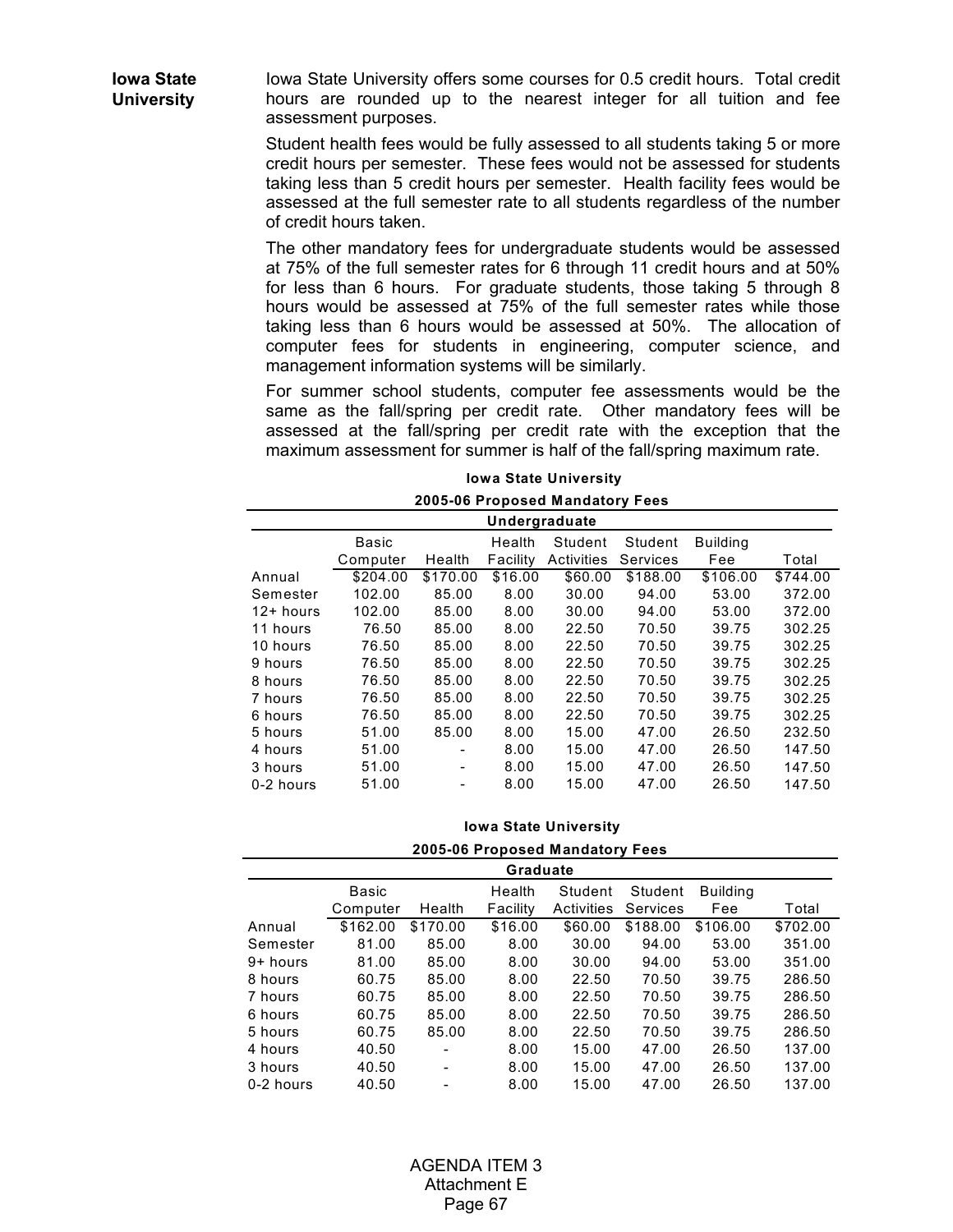**Iowa State University**

Iowa State University offers some courses for 0.5 credit hours. Total credit hours are rounded up to the nearest integer for all tuition and fee assessment purposes.

Student health fees would be fully assessed to all students taking 5 or more credit hours per semester. These fees would not be assessed for students taking less than 5 credit hours per semester. Health facility fees would be assessed at the full semester rate to all students regardless of the number of credit hours taken.

The other mandatory fees for undergraduate students would be assessed at 75% of the full semester rates for 6 through 11 credit hours and at 50% for less than 6 hours. For graduate students, those taking 5 through 8 hours would be assessed at 75% of the full semester rates while those taking less than 6 hours would be assessed at 50%. The allocation of computer fees for students in engineering, computer science, and management information systems will be similarly.

For summer school students, computer fee assessments would be the same as the fall/spring per credit rate. Other mandatory fees will be assessed at the fall/spring per credit rate with the exception that the maximum assessment for summer is half of the fall/spring maximum rate.

**Iowa State University**

**2005-06 Proposed Mandatory Fees**

**Undergraduate**

| | Basic Computer | Health | Health Facility | Student Activities | Student Services | Building Fee | Total |
|---|---|---|---|---|---|---|---|
| Annual | $204.00 | $170.00 | $16.00 | $60.00 | $188.00 | $106.00 | $744.00 |
| Semester | 102.00 | 85.00 | 8.00 | 30.00 | 94.00 | 53.00 | 372.00 |
| 12+ hours | 102.00 | 85.00 | 8.00 | 30.00 | 94.00 | 53.00 | 372.00 |
| 11 hours | 76.50 | 85.00 | 8.00 | 22.50 | 70.50 | 39.75 | 302.25 |
| 10 hours | 76.50 | 85.00 | 8.00 | 22.50 | 70.50 | 39.75 | 302.25 |
| 9 hours | 76.50 | 85.00 | 8.00 | 22.50 | 70.50 | 39.75 | 302.25 |
| 8 hours | 76.50 | 85.00 | 8.00 | 22.50 | 70.50 | 39.75 | 302.25 |
| 7 hours | 76.50 | 85.00 | 8.00 | 22.50 | 70.50 | 39.75 | 302.25 |
| 6 hours | 76.50 | 85.00 | 8.00 | 22.50 | 70.50 | 39.75 | 302.25 |
| 5 hours | 51.00 | 85.00 | 8.00 | 15.00 | 47.00 | 26.50 | 232.50 |
| 4 hours | 51.00 | - | 8.00 | 15.00 | 47.00 | 26.50 | 147.50 |
| 3 hours | 51.00 | - | 8.00 | 15.00 | 47.00 | 26.50 | 147.50 |
| 0-2 hours | 51.00 | - | 8.00 | 15.00 | 47.00 | 26.50 | 147.50 |

**Iowa State University**

**2005-06 Proposed Mandatory Fees**

**Graduate**

| | Basic Computer | Health | Health Facility | Student Activities | Student Services | Building Fee | Total |
|---|---|---|---|---|---|---|---|
| Annual | $162.00 | $170.00 | $16.00 | $60.00 | $188.00 | $106.00 | $702.00 |
| Semester | 81.00 | 85.00 | 8.00 | 30.00 | 94.00 | 53.00 | 351.00 |
| 9+ hours | 81.00 | 85.00 | 8.00 | 30.00 | 94.00 | 53.00 | 351.00 |
| 8 hours | 60.75 | 85.00 | 8.00 | 22.50 | 70.50 | 39.75 | 286.50 |
| 7 hours | 60.75 | 85.00 | 8.00 | 22.50 | 70.50 | 39.75 | 286.50 |
| 6 hours | 60.75 | 85.00 | 8.00 | 22.50 | 70.50 | 39.75 | 286.50 |
| 5 hours | 60.75 | 85.00 | 8.00 | 22.50 | 70.50 | 39.75 | 286.50 |
| 4 hours | 40.50 | - | 8.00 | 15.00 | 47.00 | 26.50 | 137.00 |
| 3 hours | 40.50 | - | 8.00 | 15.00 | 47.00 | 26.50 | 137.00 |
| 0-2 hours | 40.50 | - | 8.00 | 15.00 | 47.00 | 26.50 | 137.00 |

AGENDA ITEM 3
Attachment E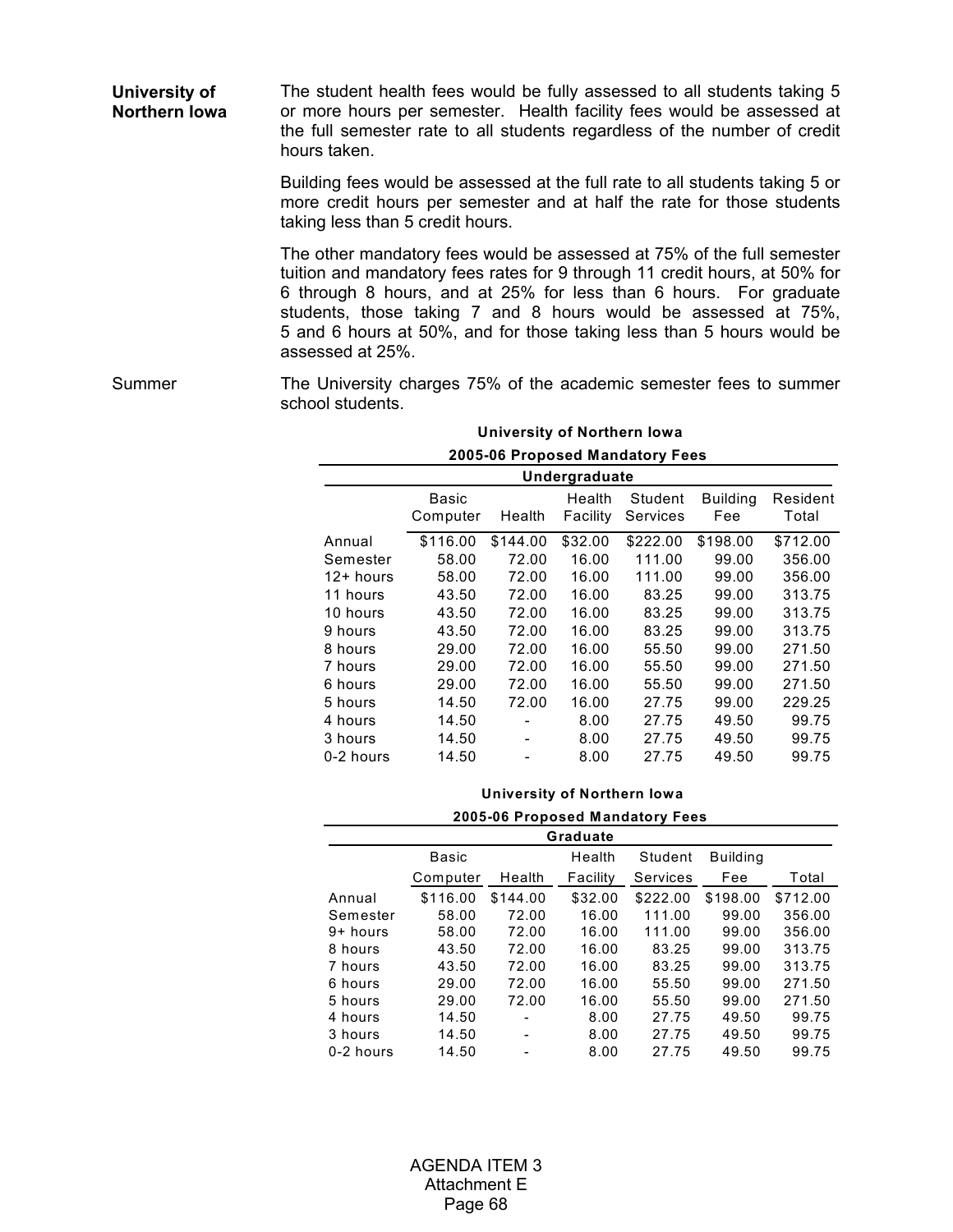**University of Northern Iowa**

The student health fees would be fully assessed to all students taking 5 or more hours per semester. Health facility fees would be assessed at the full semester rate to all students regardless of the number of credit hours taken.

Building fees would be assessed at the full rate to all students taking 5 or more credit hours per semester and at half the rate for those students taking less than 5 credit hours.

The other mandatory fees would be assessed at 75% of the full semester tuition and mandatory fees rates for 9 through 11 credit hours, at 50% for 6 through 8 hours, and at 25% for less than 6 hours. For graduate students, those taking 7 and 8 hours would be assessed at 75%, 5 and 6 hours at 50%, and for those taking less than 5 hours would be assessed at 25%.

Summer

The University charges 75% of the academic semester fees to summer school students.

**University of Northern Iowa**
**2005-06 Proposed Mandatory Fees**
**Undergraduate**

| | Basic Computer | Health | Health Facility | Student Services | Building Fee | Resident Total |
|---|---|---|---|---|---|---|
| Annual | $116.00 | $144.00 | $32.00 | $222.00 | $198.00 | $712.00 |
| Semester | 58.00 | 72.00 | 16.00 | 111.00 | 99.00 | 356.00 |
| 12+ hours | 58.00 | 72.00 | 16.00 | 111.00 | 99.00 | 356.00 |
| 11 hours | 43.50 | 72.00 | 16.00 | 83.25 | 99.00 | 313.75 |
| 10 hours | 43.50 | 72.00 | 16.00 | 83.25 | 99.00 | 313.75 |
| 9 hours | 43.50 | 72.00 | 16.00 | 83.25 | 99.00 | 313.75 |
| 8 hours | 29.00 | 72.00 | 16.00 | 55.50 | 99.00 | 271.50 |
| 7 hours | 29.00 | 72.00 | 16.00 | 55.50 | 99.00 | 271.50 |
| 6 hours | 29.00 | 72.00 | 16.00 | 55.50 | 99.00 | 271.50 |
| 5 hours | 14.50 | 72.00 | 16.00 | 27.75 | 99.00 | 229.25 |
| 4 hours | 14.50 | - | 8.00 | 27.75 | 49.50 | 99.75 |
| 3 hours | 14.50 | - | 8.00 | 27.75 | 49.50 | 99.75 |
| 0-2 hours | 14.50 | - | 8.00 | 27.75 | 49.50 | 99.75 |

**University of Northern Iowa**
**2005-06 Proposed Mandatory Fees**
**Graduate**

| | Basic Computer | Health | Health Facility | Student Services | Building Fee | Total |
|---|---|---|---|---|---|---|
| Annual | $116.00 | $144.00 | $32.00 | $222.00 | $198.00 | $712.00 |
| Semester | 58.00 | 72.00 | 16.00 | 111.00 | 99.00 | 356.00 |
| 9+ hours | 58.00 | 72.00 | 16.00 | 111.00 | 99.00 | 356.00 |
| 8 hours | 43.50 | 72.00 | 16.00 | 83.25 | 99.00 | 313.75 |
| 7 hours | 43.50 | 72.00 | 16.00 | 83.25 | 99.00 | 313.75 |
| 6 hours | 29.00 | 72.00 | 16.00 | 55.50 | 99.00 | 271.50 |
| 5 hours | 29.00 | 72.00 | 16.00 | 55.50 | 99.00 | 271.50 |
| 4 hours | 14.50 | - | 8.00 | 27.75 | 49.50 | 99.75 |
| 3 hours | 14.50 | - | 8.00 | 27.75 | 49.50 | 99.75 |
| 0-2 hours | 14.50 | - | 8.00 | 27.75 | 49.50 | 99.75 |

AGENDA ITEM 3
Attachment E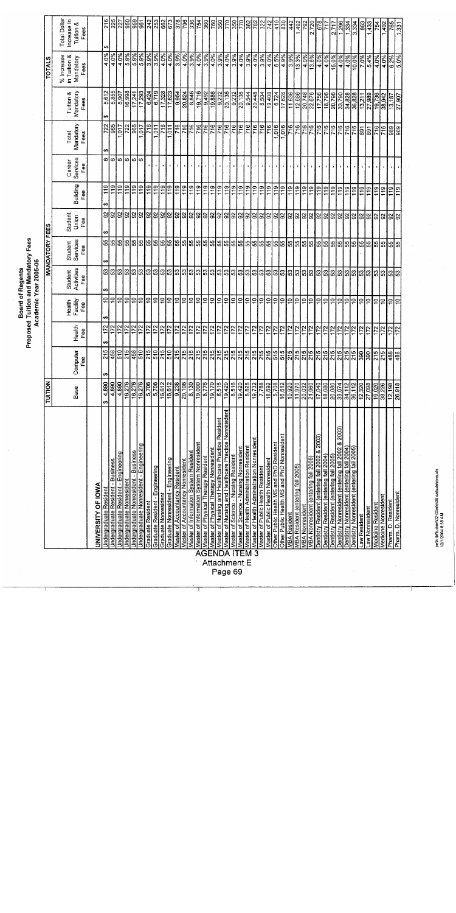# Board of Regents
## Proposed Tuition and Mandatory Fees
### Academic Year 2005-06

| | TUITION | MANDATORY FEES | | | | | | | | | TOTALS | | | |
|---|---|---|---|---|---|---|---|---|---|---|---|---|---|---|
| | Base | Computer Fee | Health Fee | Health Facility Fee | Student Activities Fee | Student Services Fee | Student Union Fee | Building Fee | Career Services Fee | Total Mandatory Fees | Tuition & Mandatory Fees | % Increase in Tuition & Mandatory Fees | Total Dollar Increase in Tuition & Fees |
| **UNIVERSITY OF IOWA** | | | | | | | | | | | | | |
| Undergraduate Resident | $ 4,890 | $ 215 | $ 172 | $ 10 | $ 53 | $ 55 | $ 92 | $ 119 | 6 | $ 722 | $ 5,612 | 4.0% | $ 216 |
| Undergraduate Resident - Business | 4,890 | 458 | 172 | 10 | 53 | 55 | 92 | 119 | 6 | 965 | 5,855 | 4.0% | 225 |
| Undergraduate Resident - Engineering | 4,890 | 510 | 172 | 10 | 53 | 55 | 92 | 119 | 6 | 1,017 | 5,907 | 4.0% | 227 |
| Undergraduate Nonresident | 16,276 | 215 | 172 | 10 | 53 | 55 | 92 | 119 | 6 | 722 | 16,998 | 5.9% | 950 |
| Undergraduate Nonresident - Business | 16,276 | 458 | 172 | 10 | 53 | 55 | 92 | 119 | 6 | 965 | 17,241 | 5.9% | 959 |
| Undergraduate Nonresident - Engineering | 16,276 | 510 | 172 | 10 | 53 | 55 | 92 | 119 | 6 | 1,017 | 17,293 | 5.9% | 961 |
| Graduate Resident | 5,708 | 215 | 172 | 10 | 53 | 55 | 92 | 119 | - | 716 | 6,424 | 3.9% | 242 |
| Graduate Resident - Engineering | 5,708 | 510 | 172 | 10 | 53 | 55 | 92 | 119 | - | 1,011 | 6,719 | 3.9% | 253 |
| Graduate Nonresident | 16,612 | 215 | 172 | 10 | 53 | 55 | 92 | 119 | - | 716 | 17,328 | 4.0% | 662 |
| Graduate Nonresident - Engineering | 16,612 | 510 | 172 | 10 | 53 | 55 | 92 | 119 | - | 1,011 | 17,623 | 4.0% | 673 |
| Master of Accountancy Resident | 9,238 | 215 | 172 | 10 | 53 | 55 | 92 | 119 | - | 716 | 9,954 | 3.9% | 378 |
| Master of Accountancy Nonresident | 20,108 | 215 | 172 | 10 | 53 | 55 | 92 | 119 | - | 716 | 20,824 | 4.0% | 796 |
| Master of Information System Resident | 8,130 | 215 | 172 | 10 | 53 | 55 | 92 | 119 | - | 716 | 8,846 | 3.9% | 336 |
| Master of Information System Nonresident | 19,000 | 215 | 172 | 10 | 53 | 55 | 92 | 119 | - | 716 | 19,716 | 4.0% | 754 |
| Master of Physical Therapy Resident | 8,776 | 215 | 172 | 10 | 53 | 55 | 92 | 119 | - | 716 | 9,492 | 3.9% | 360 |
| Master of Physical Therapy Nonresident | 19,170 | 215 | 172 | 10 | 53 | 55 | 92 | 119 | - | 716 | 19,886 | 4.0% | 760 |
| Master of Nursing and Healthcare Practice Resident | 8,516 | 215 | 172 | 10 | 53 | 55 | 92 | 119 | - | 716 | 9,232 | 3.9% | 350 |
| Master of Nursing and Healthcare Practice Nonresident | 19,420 | 215 | 172 | 10 | 53 | 55 | 92 | 119 | - | 716 | 20,136 | 4.0% | 770 |
| Master of Science - Nursing Resident | 8,516 | 215 | 172 | 10 | 53 | 55 | 92 | 119 | - | 716 | 9,232 | 3.9% | 350 |
| Master of Science - Nursing Nonresident | 19,420 | 215 | 172 | 10 | 53 | 55 | 92 | 119 | - | 716 | 20,136 | 4.0% | 770 |
| Master of Health Administration Resident | 8,828 | 215 | 172 | 10 | 53 | 55 | 92 | 119 | - | 716 | 9,544 | 3.9% | 362 |
| Master of Health Administration Nonresident | 19,732 | 215 | 172 | 10 | 53 | 55 | 92 | 119 | - | 716 | 20,448 | 4.0% | 782 |
| Master of Public Health Resident | 7,788 | 215 | 172 | 10 | 53 | 55 | 92 | 119 | - | 716 | 8,504 | 3.9% | 322 |
| Master of Public Health Nonresident | 18,692 | 215 | 172 | 10 | 53 | 55 | 92 | 119 | - | 716 | 19,408 | 4.0% | 742 |
| Other Public Health MS and PhD Resident | 5,708 | 515 | 172 | 10 | 53 | 55 | 92 | 119 | - | 1,016 | 6,724 | 6.5% | 410 |
| Other Public Health MS and PhD Nonresident | 16,612 | 515 | 172 | 10 | 53 | 55 | 92 | 119 | - | 1,016 | 17,628 | 4.9% | 830 |
| MBA Resident | 10,920 | 215 | 172 | 10 | 53 | 55 | 92 | 119 | - | 716 | 11,636 | 3.9% | 442 |
| MBA Resident (entering fall 2005) | 11,970 | 215 | 172 | 10 | 53 | 55 | 92 | 119 | - | 716 | 12,686 | 13.3% | 1,492 |
| MBA Nonresident | 20,032 | 215 | 172 | 10 | 53 | 55 | 92 | 119 | - | 716 | 20,748 | 4.0% | 792 |
| MBA Nonresident (entering fall 2005) | 21,960 | 215 | 172 | 10 | 53 | 55 | 92 | 119 | - | 716 | 22,676 | 13.6% | 2,720 |
| Dentistry Resident (entering fall 2002 & 2003) | 17,040 | 215 | 172 | 10 | 53 | 55 | 92 | 119 | - | 716 | 17,756 | 4.0% | 678 |
| Dentistry Resident (entering fall 2004) | 18,080 | 215 | 172 | 10 | 53 | 55 | 92 | 119 | - | 716 | 18,796 | 4.0% | 717 |
| Dentistry Resident (entering fall 2005) | 20,080 | 215 | 172 | 10 | 53 | 55 | 92 | 119 | - | 716 | 20,796 | 15.0% | 2,717 |
| Dentistry Nonresident (entering fall 2002 & 2003) | 33,074 | 215 | 172 | 10 | 53 | 55 | 92 | 119 | - | 716 | 33,790 | 4.0% | 1,296 |
| Dentistry Nonresident (entering fall 2004) | 34,112 | 215 | 172 | 10 | 53 | 55 | 92 | 119 | - | 716 | 34,828 | 4.0% | 1,334 |
| Dentistry Nonresident (entering fall 2005) | 36,112 | 215 | 172 | 10 | 53 | 55 | 92 | 119 | - | 716 | 36,828 | 10.0% | 3,334 |
| Law Resident | 12,320 | 390 | 172 | 10 | 53 | 55 | 92 | 119 | - | 891 | 13,211 | 7.0% | 863 |
| Law Nonresident | 27,098 | 390 | 172 | 10 | 53 | 55 | 92 | 119 | - | 891 | 27,989 | 5.4% | 1,433 |
| Medicine Resident | 19,020 | 215 | 172 | 10 | 53 | 55 | 92 | 119 | - | 716 | 19,736 | 4.0% | 754 |
| Medicine Nonresident | 38,226 | 215 | 172 | 10 | 53 | 55 | 92 | 119 | - | 716 | 38,942 | 4.0% | 1,492 |
| Pharm. D. Resident | 12,198 | 488 | 172 | 10 | 53 | 55 | 92 | 119 | - | 989 | 13,187 | 6.2% | 765 |
| Pharm. D. Nonresident | 26,918 | 488 | 172 | 10 | 53 | 55 | 92 | 119 | - | 989 | 27,907 | 5.0% | 1,331 |

AGENDA ITEM 3
Attachment E

pelc:\sifu\ser\02-05\nfo\06 calculations.xls
12/1/2004 8:38 AM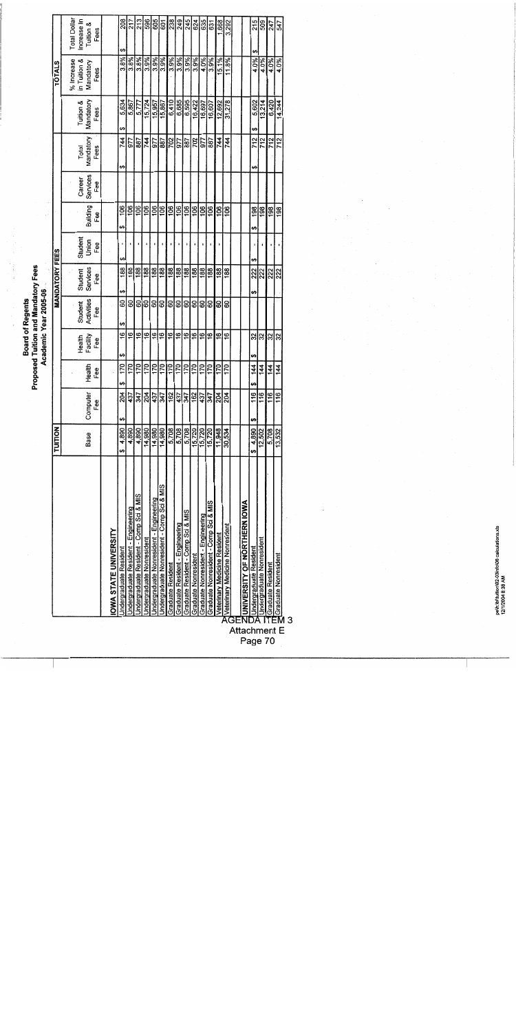# Board of Regents
## Proposed Tuition and Mandatory Fees
### Academic Year 2005-06

| | TUITION | MANDATORY FEES | | | | | | | | | | TOTALS | | |
|---|---|---|---|---|---|---|---|---|---|---|---|---|---|---|
| | Base | Computer Fee | Health Fee | Health Facility Fee | Student Activities Fee | Student Services Fee | Student Union Fee | Building Fee | Career Services Fee | Total Mandatory Fees | Tuition & Mandatory Fees | % Increase in Tuition & Mandatory Fees | Total Dollar Increase in Tuition & Fees |
| **IOWA STATE UNIVERSITY** | | | | | | | | | | | | | |
| Undergraduate Resident | $ 4,890 | $ 204 | $ 170 | $ 16 | $ 60 | $ 188 | $ - | $ 106 | | $ 744 | $ 5,634 | 3.8% | $ 208 |
| Undergraduate Resident - Engineering | 4,890 | 437 | 170 | 16 | 60 | 188 | - | 106 | | 977 | 5,867 | 3.8% | 217 |
| Undergraduate Resident - Comp Sci & MIS | 4,890 | 347 | 170 | 16 | 60 | 188 | - | 106 | | 887 | 5,777 | 3.8% | 213 |
| Undergraduate Nonresident | 14,980 | 204 | 170 | 16 | 60 | 188 | - | 106 | | 744 | 15,724 | 3.9% | 596 |
| Undergraduate Nonresident - Engineering | 14,980 | 437 | 170 | 16 | 60 | 188 | - | 106 | | 977 | 15,957 | 3.9% | 605 |
| Undergraduate Nonresident - Comp Sci & MIS | 14,980 | 347 | 170 | 16 | 60 | 188 | - | 106 | | 887 | 15,867 | 3.9% | 601 |
| Graduate Resident | 5,708 | 162 | 170 | 16 | 60 | 188 | - | 106 | | 702 | 6,410 | 3.9% | 238 |
| Graduate Resident - Engineering | 5,708 | 437 | 170 | 16 | 60 | 188 | - | 106 | | 977 | 6,685 | 3.9% | 249 |
| Graduate Resident - Comp Sci & MIS | 5,708 | 347 | 170 | 16 | 60 | 188 | - | 106 | | 887 | 6,595 | 3.9% | 245 |
| Graduate Nonresident | 15,720 | 162 | 170 | 16 | 60 | 188 | - | 106 | | 702 | 16,422 | 3.9% | 624 |
| Graduate Nonresident - Engineering | 15,720 | 437 | 170 | 16 | 60 | 188 | - | 106 | | 977 | 16,697 | 4.0% | 635 |
| Graduate Nonresident - Comp Sci & MIS | 15,720 | 347 | 170 | 16 | 60 | 188 | - | 106 | | 887 | 16,607 | 3.9% | 631 |
| Veterinary Medicine Resident | 11,948 | 204 | 170 | 16 | 60 | 188 | - | 106 | | 744 | 12,692 | 15.1% | 1,668 |
| Veterinary Medicine Nonresident | 30,534 | 204 | 170 | 16 | 60 | 188 | | 106 | | 744 | 31,278 | 11.8% | 3,292 |
| **UNIVERSITY OF NORTHERN IOWA** | | | | | | | | | | | | | |
| Undergraduate Resident | $ 4,890 | $ 116 | $ 144 | $ 32 | | $ 222 | $ - | $ 198 | | $ 712 | $ 5,602 | 4.0% | $ 215 |
| Undergraduate Nonresident | 12,502 | 116 | 144 | 32 | | 222 | - | 198 | | 712 | 13,214 | 4.0% | 509 |
| Graduate Resident | 5,708 | 116 | 144 | 32 | | 222 | - | 198 | | 712 | 6,420 | 4.0% | 247 |
| Graduate Nonresident | 13,532 | 116 | 144 | 32 | | 222 | - | 198 | | 712 | 14,244 | 4.0% | 547 |

AGENDA ITEM 3
Attachment E
Page 70

path: bf\tuition\02-03\fy06 calculations.xls
12/1/2004 8:38 AM